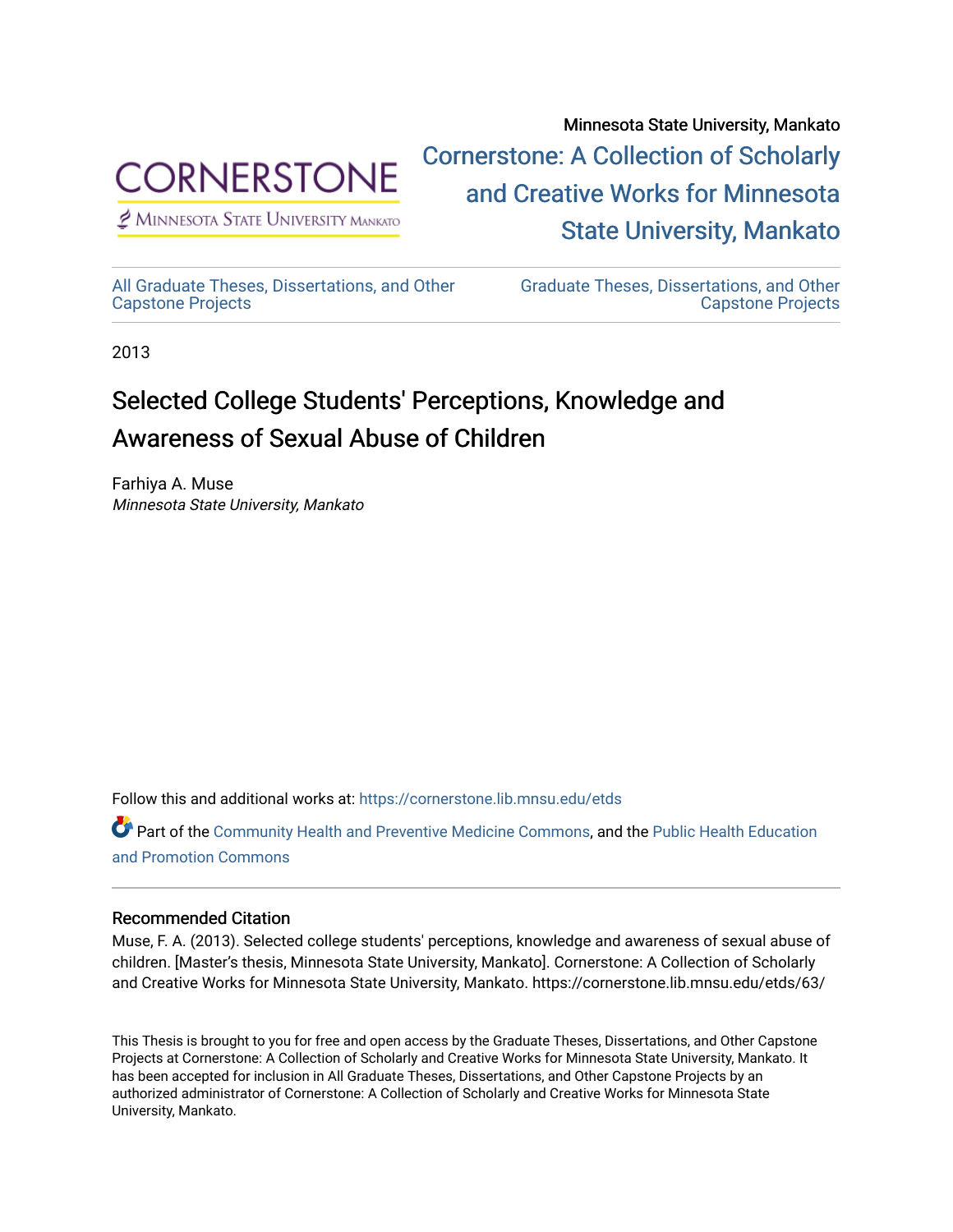Minnesota State University, Mankato

Cornerstone: A Collection of Scholarly and Creative Works for Minnesota State University, Mankato

All Graduate Theses, Dissertations, and Other Capstone Projects

Graduate Theses, Dissertations, and Other Capstone Projects

2013

# Selected College Students' Perceptions, Knowledge and Awareness of Sexual Abuse of Children

Farhiya A. Muse
*Minnesota State University, Mankato*

Follow this and additional works at: https://cornerstone.lib.mnsu.edu/etds

Part of the Community Health and Preventive Medicine Commons, and the Public Health Education and Promotion Commons

## Recommended Citation

Muse, F. A. (2013). Selected college students' perceptions, knowledge and awareness of sexual abuse of children. [Master's thesis, Minnesota State University, Mankato]. Cornerstone: A Collection of Scholarly and Creative Works for Minnesota State University, Mankato. https://cornerstone.lib.mnsu.edu/etds/63/

This Thesis is brought to you for free and open access by the Graduate Theses, Dissertations, and Other Capstone Projects at Cornerstone: A Collection of Scholarly and Creative Works for Minnesota State University, Mankato. It has been accepted for inclusion in All Graduate Theses, Dissertations, and Other Capstone Projects by an authorized administrator of Cornerstone: A Collection of Scholarly and Creative Works for Minnesota State University, Mankato.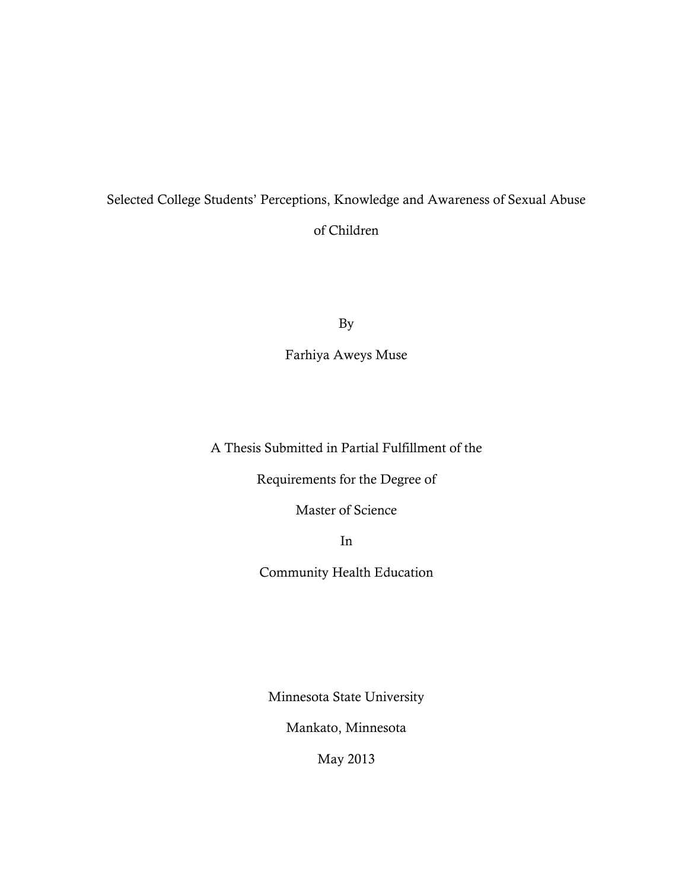# Selected College Students' Perceptions, Knowledge and Awareness of Sexual Abuse of Children

By

Farhiya Aweys Muse

A Thesis Submitted in Partial Fulfillment of the

Requirements for the Degree of

Master of Science

In

Community Health Education

Minnesota State University

Mankato, Minnesota

May 2013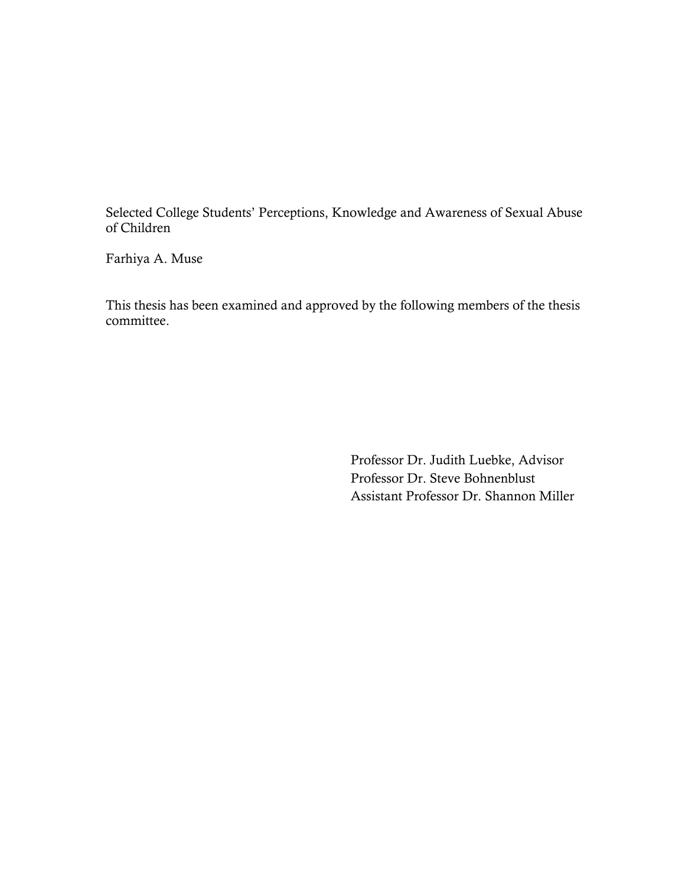Selected College Students' Perceptions, Knowledge and Awareness of Sexual Abuse of Children

Farhiya A. Muse

This thesis has been examined and approved by the following members of the thesis committee.

Professor Dr. Judith Luebke, Advisor
Professor Dr. Steve Bohnenblust
Assistant Professor Dr. Shannon Miller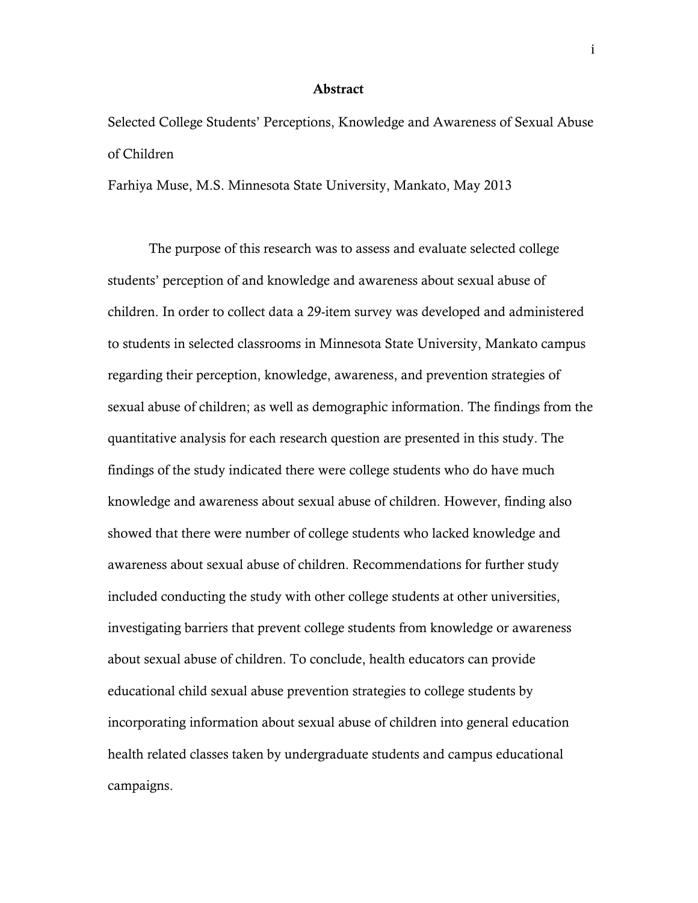# Abstract

Selected College Students' Perceptions, Knowledge and Awareness of Sexual Abuse of Children

Farhiya Muse, M.S. Minnesota State University, Mankato, May 2013

The purpose of this research was to assess and evaluate selected college students' perception of and knowledge and awareness about sexual abuse of children. In order to collect data a 29-item survey was developed and administered to students in selected classrooms in Minnesota State University, Mankato campus regarding their perception, knowledge, awareness, and prevention strategies of sexual abuse of children; as well as demographic information. The findings from the quantitative analysis for each research question are presented in this study. The findings of the study indicated there were college students who do have much knowledge and awareness about sexual abuse of children. However, finding also showed that there were number of college students who lacked knowledge and awareness about sexual abuse of children. Recommendations for further study included conducting the study with other college students at other universities, investigating barriers that prevent college students from knowledge or awareness about sexual abuse of children. To conclude, health educators can provide educational child sexual abuse prevention strategies to college students by incorporating information about sexual abuse of children into general education health related classes taken by undergraduate students and campus educational campaigns.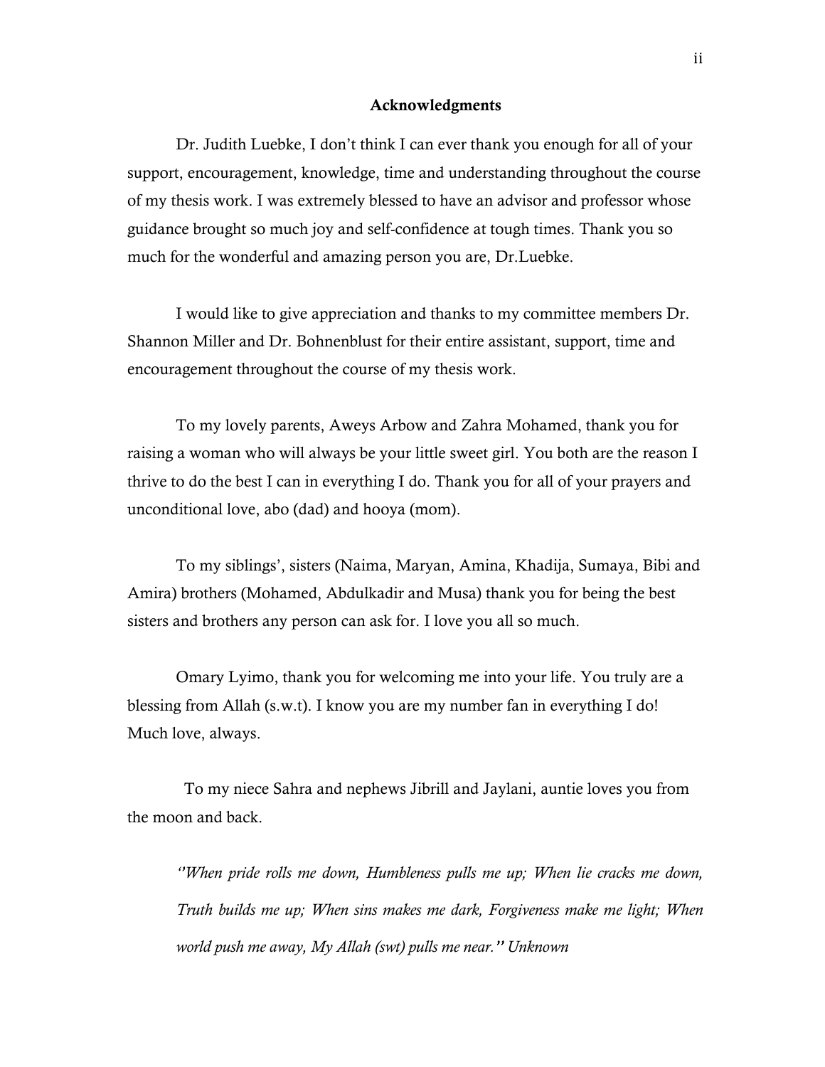## Acknowledgments

Dr. Judith Luebke, I don't think I can ever thank you enough for all of your support, encouragement, knowledge, time and understanding throughout the course of my thesis work. I was extremely blessed to have an advisor and professor whose guidance brought so much joy and self-confidence at tough times. Thank you so much for the wonderful and amazing person you are, Dr.Luebke.

I would like to give appreciation and thanks to my committee members Dr. Shannon Miller and Dr. Bohnenblust for their entire assistant, support, time and encouragement throughout the course of my thesis work.

To my lovely parents, Aweys Arbow and Zahra Mohamed, thank you for raising a woman who will always be your little sweet girl. You both are the reason I thrive to do the best I can in everything I do. Thank you for all of your prayers and unconditional love, abo (dad) and hooya (mom).

To my siblings', sisters (Naima, Maryan, Amina, Khadija, Sumaya, Bibi and Amira) brothers (Mohamed, Abdulkadir and Musa) thank you for being the best sisters and brothers any person can ask for. I love you all so much.

Omary Lyimo, thank you for welcoming me into your life. You truly are a blessing from Allah (s.w.t). I know you are my number fan in everything I do! Much love, always.

To my niece Sahra and nephews Jibrill and Jaylani, auntie loves you from the moon and back.

> *''When pride rolls me down, Humbleness pulls me up; When lie cracks me down, Truth builds me up; When sins makes me dark, Forgiveness make me light; When world push me away, My Allah (swt) pulls me near.'' Unknown*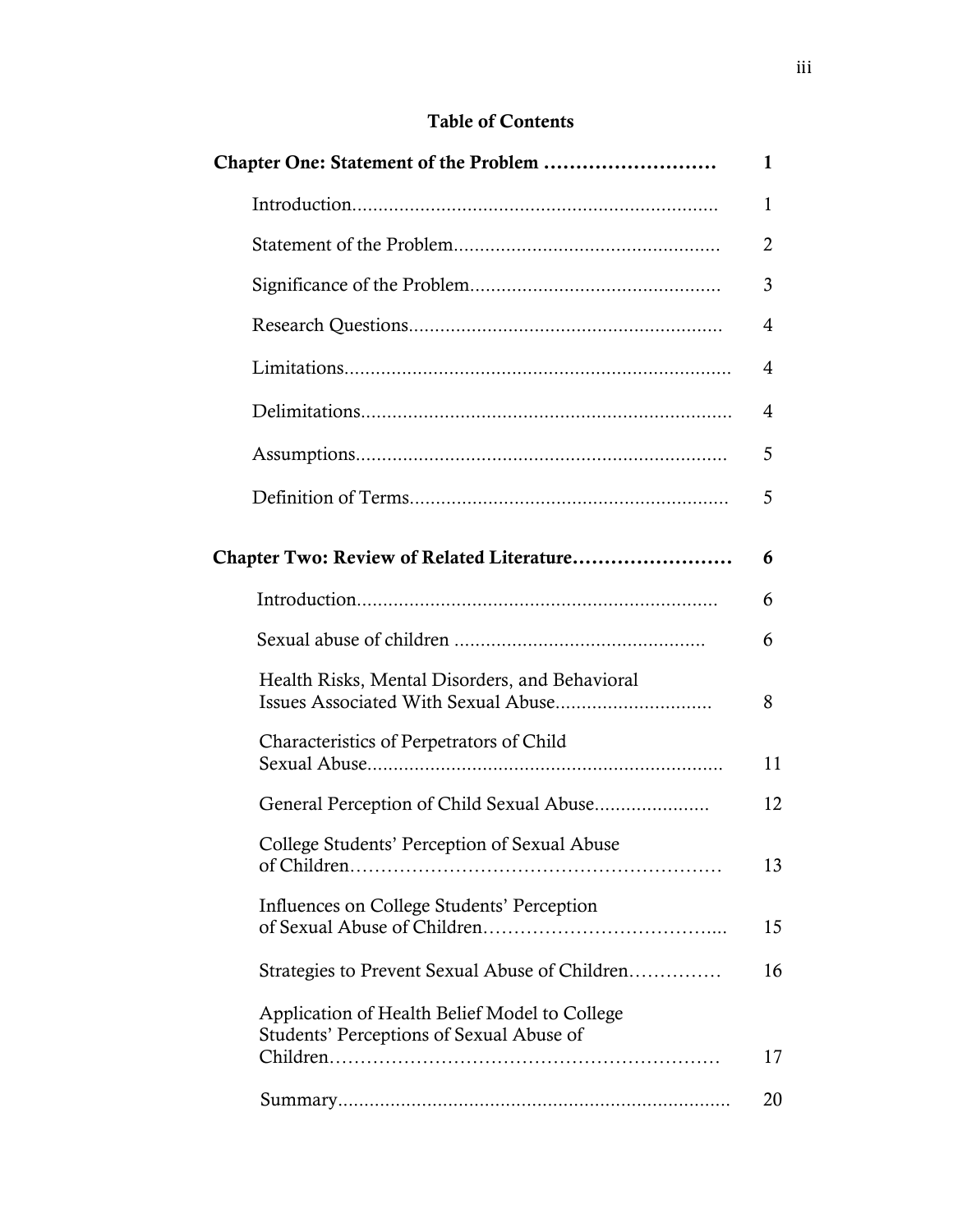# Table of Contents

| | |
|---|---|
| **Chapter One: Statement of the Problem** | **1** |
| Introduction | 1 |
| Statement of the Problem | 2 |
| Significance of the Problem | 3 |
| Research Questions | 4 |
| Limitations | 4 |
| Delimitations | 4 |
| Assumptions | 5 |
| Definition of Terms | 5 |
| **Chapter Two: Review of Related Literature** | **6** |
| Introduction | 6 |
| Sexual abuse of children | 6 |
| Health Risks, Mental Disorders, and Behavioral Issues Associated With Sexual Abuse | 8 |
| Characteristics of Perpetrators of Child Sexual Abuse | 11 |
| General Perception of Child Sexual Abuse | 12 |
| College Students' Perception of Sexual Abuse of Children | 13 |
| Influences on College Students' Perception of Sexual Abuse of Children | 15 |
| Strategies to Prevent Sexual Abuse of Children | 16 |
| Application of Health Belief Model to College Students' Perceptions of Sexual Abuse of Children | 17 |
| Summary | 20 |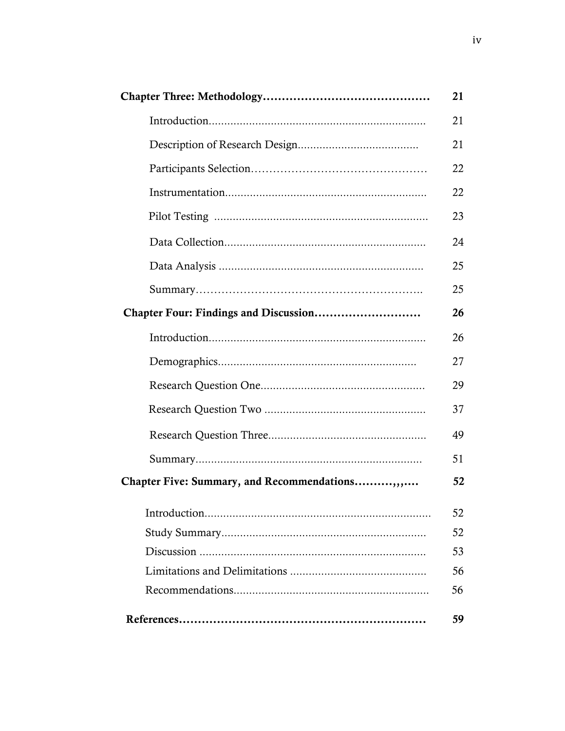| | |
|---|---|
| **Chapter Three: Methodology……………………………………** | **21** |
| Introduction...................................................................... | 21 |
| Description of Research Design...................................... | 21 |
| Participants Selection……………………………………… | 22 |
| Instrumentation................................................................. | 22 |
| Pilot Testing ..................................................................... | 23 |
| Data Collection................................................................. | 24 |
| Data Analysis ................................................................... | 25 |
| Summary………………………………………………….. | 25 |
| **Chapter Four: Findings and Discussion………………………** | **26** |
| Introduction...................................................................... | 26 |
| Demographics................................................................ | 27 |
| Research Question One.................................................... | 29 |
| Research Question Two ................................................... | 37 |
| Research Question Three.................................................. | 49 |
| Summary........................................................................ | 51 |
| **Chapter Five: Summary, and Recommendations………,,,….** | **52** |
| Introduction........................................................................ | 52 |
| Study Summary................................................................. | 52 |
| Discussion ........................................................................ | 53 |
| Limitations and Delimitations ........................................... | 56 |
| Recommendations.............................................................. | 56 |
| **References…………………………………………………………** | **59** |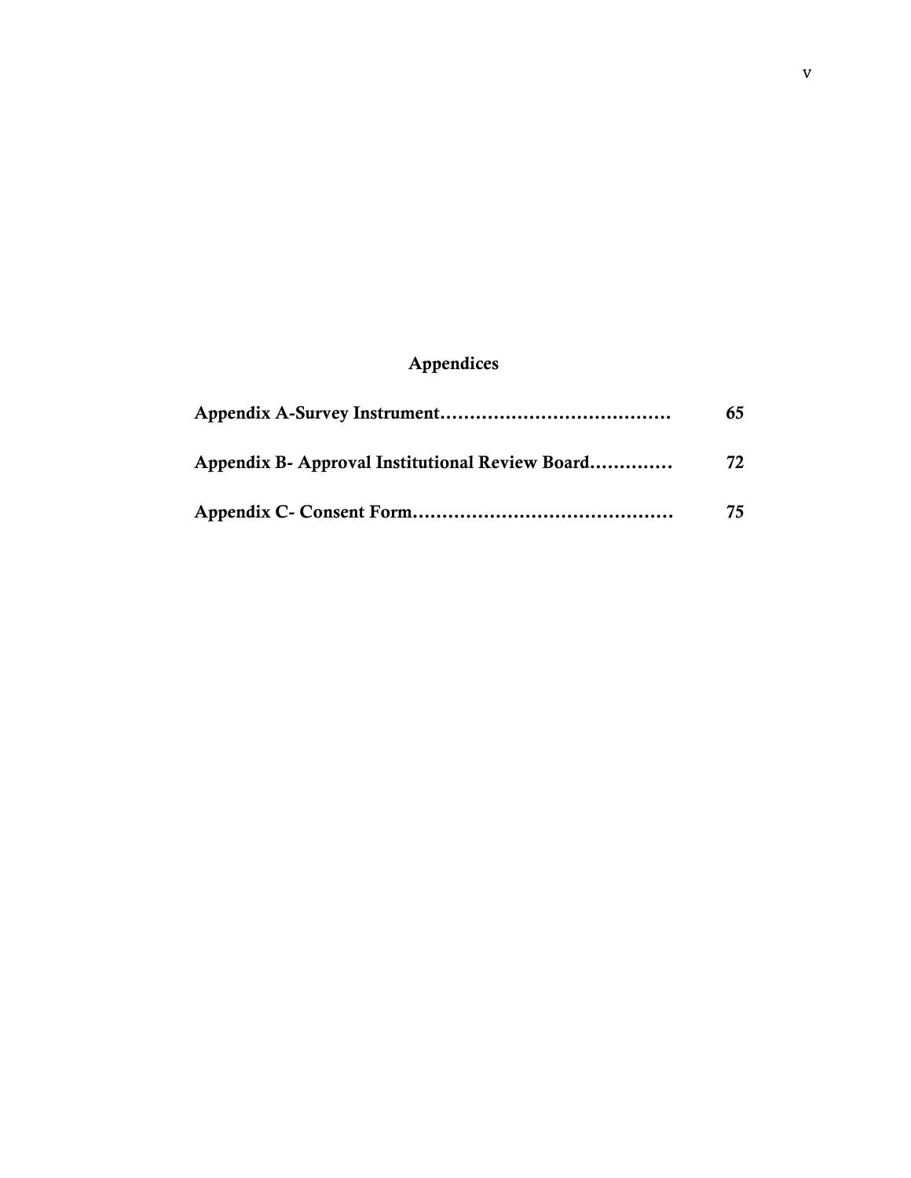## Appendices

| | |
|---|---|
| **Appendix A-Survey Instrument…………………………………** | **65** |
| **Appendix B- Approval Institutional Review Board…………** | **72** |
| **Appendix C- Consent Form………………………………………** | **75** |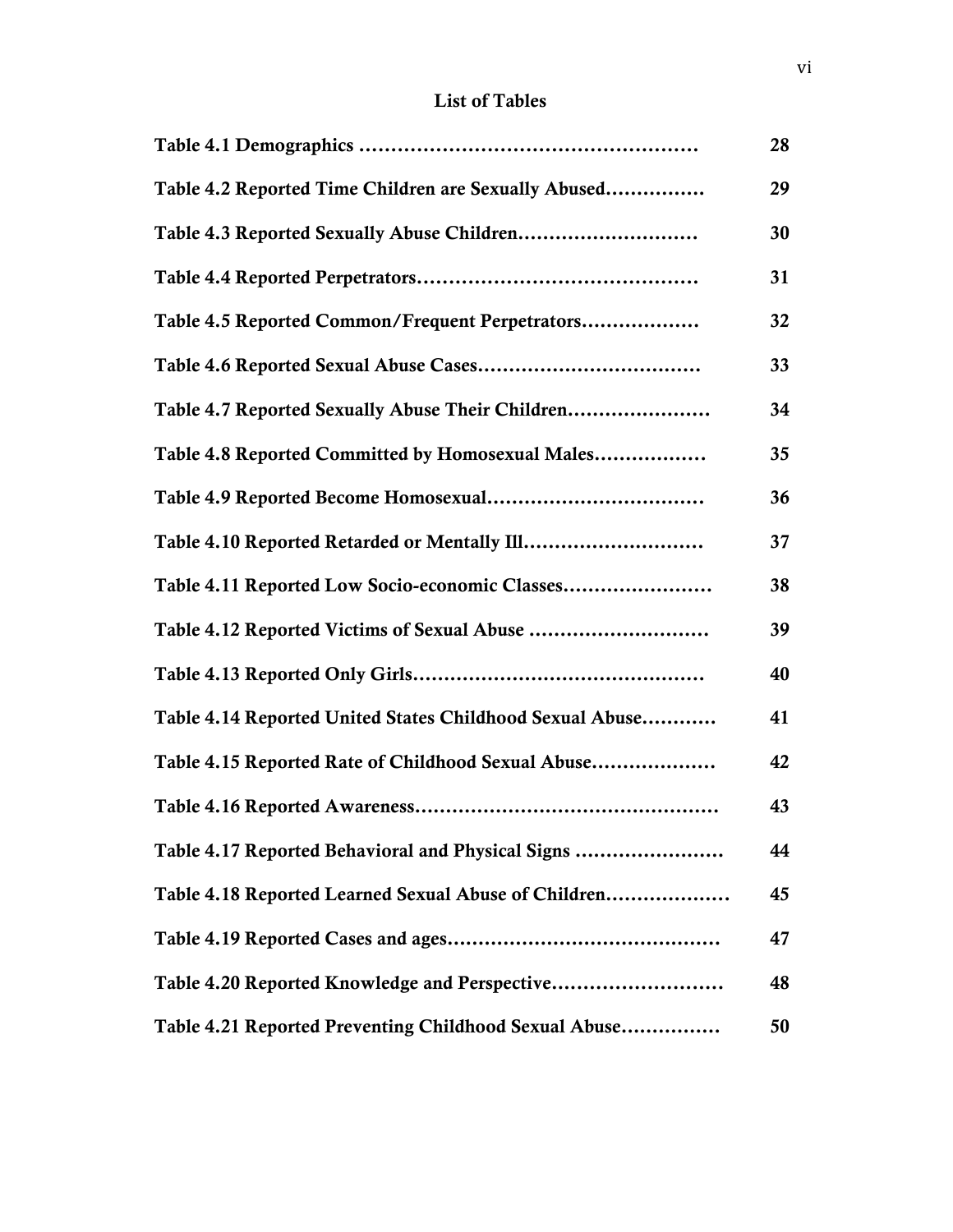# List of Tables

| | |
|---|---|
| **Table 4.1 Demographics ………………………………………………** | **28** |
| **Table 4.2 Reported Time Children are Sexually Abused……………** | **29** |
| **Table 4.3 Reported Sexually Abuse Children………………………** | **30** |
| **Table 4.4 Reported Perpetrators……………………………………** | **31** |
| **Table 4.5 Reported Common/Frequent Perpetrators………………** | **32** |
| **Table 4.6 Reported Sexual Abuse Cases……………………………** | **33** |
| **Table 4.7 Reported Sexually Abuse Their Children…………………** | **34** |
| **Table 4.8 Reported Committed by Homosexual Males………………** | **35** |
| **Table 4.9 Reported Become Homosexual……………………………** | **36** |
| **Table 4.10 Reported Retarded or Mentally Ill………………………** | **37** |
| **Table 4.11 Reported Low Socio-economic Classes…………………** | **38** |
| **Table 4.12 Reported Victims of Sexual Abuse ………………………** | **39** |
| **Table 4.13 Reported Only Girls………………………………………** | **40** |
| **Table 4.14 Reported United States Childhood Sexual Abuse…………** | **41** |
| **Table 4.15 Reported Rate of Childhood Sexual Abuse………………** | **42** |
| **Table 4.16 Reported Awareness………………………………………** | **43** |
| **Table 4.17 Reported Behavioral and Physical Signs …………………** | **44** |
| **Table 4.18 Reported Learned Sexual Abuse of Children………………** | **45** |
| **Table 4.19 Reported Cases and ages…………………………………** | **47** |
| **Table 4.20 Reported Knowledge and Perspective……………………** | **48** |
| **Table 4.21 Reported Preventing Childhood Sexual Abuse……………** | **50** |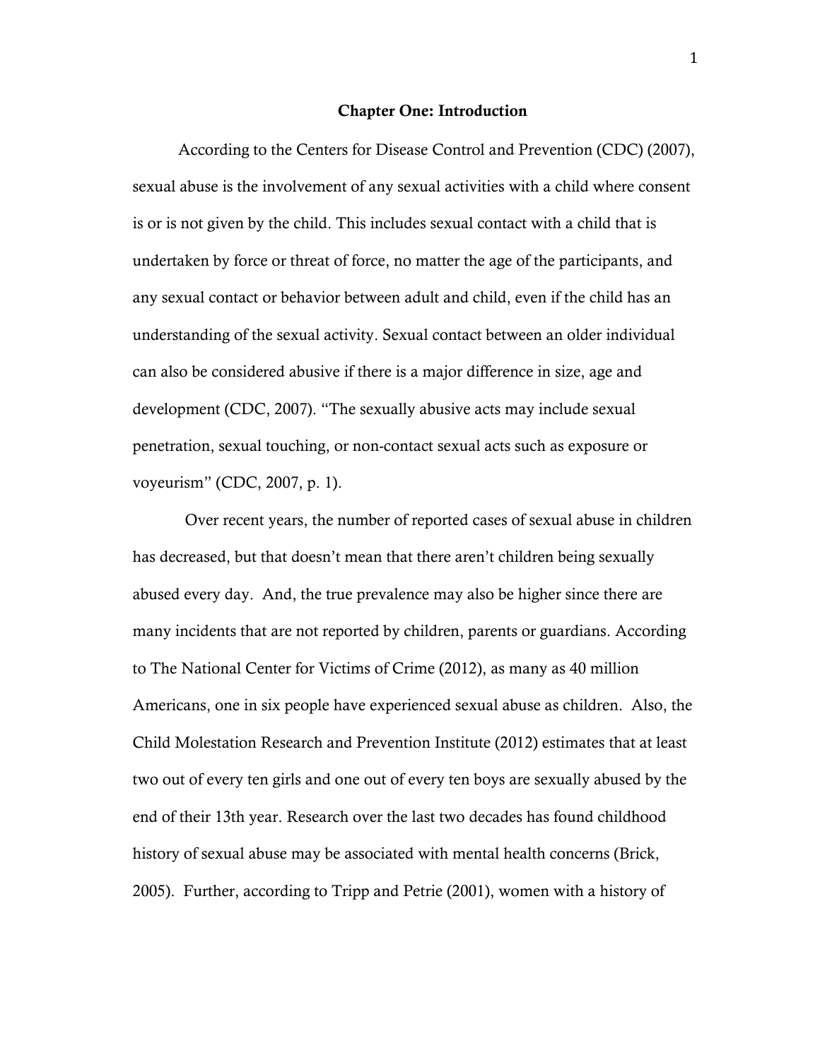# Chapter One: Introduction

According to the Centers for Disease Control and Prevention (CDC) (2007), sexual abuse is the involvement of any sexual activities with a child where consent is or is not given by the child. This includes sexual contact with a child that is undertaken by force or threat of force, no matter the age of the participants, and any sexual contact or behavior between adult and child, even if the child has an understanding of the sexual activity. Sexual contact between an older individual can also be considered abusive if there is a major difference in size, age and development (CDC, 2007). "The sexually abusive acts may include sexual penetration, sexual touching, or non-contact sexual acts such as exposure or voyeurism" (CDC, 2007, p. 1).

Over recent years, the number of reported cases of sexual abuse in children has decreased, but that doesn't mean that there aren't children being sexually abused every day. And, the true prevalence may also be higher since there are many incidents that are not reported by children, parents or guardians. According to The National Center for Victims of Crime (2012), as many as 40 million Americans, one in six people have experienced sexual abuse as children. Also, the Child Molestation Research and Prevention Institute (2012) estimates that at least two out of every ten girls and one out of every ten boys are sexually abused by the end of their 13th year. Research over the last two decades has found childhood history of sexual abuse may be associated with mental health concerns (Brick, 2005). Further, according to Tripp and Petrie (2001), women with a history of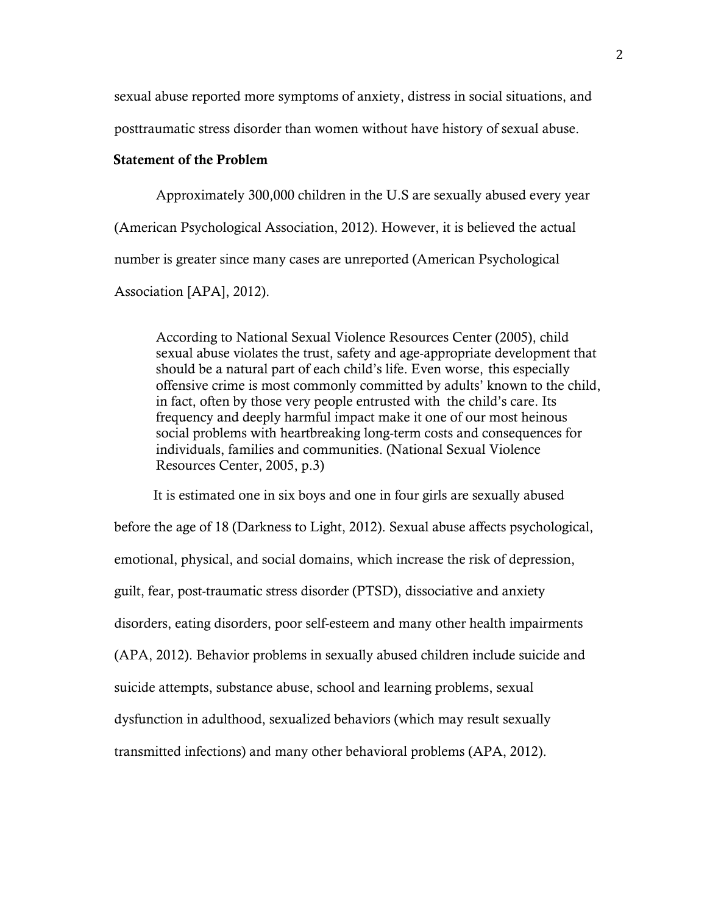sexual abuse reported more symptoms of anxiety, distress in social situations, and posttraumatic stress disorder than women without have history of sexual abuse.

### Statement of the Problem

Approximately 300,000 children in the U.S are sexually abused every year (American Psychological Association, 2012). However, it is believed the actual number is greater since many cases are unreported (American Psychological Association [APA], 2012).

> According to National Sexual Violence Resources Center (2005), child sexual abuse violates the trust, safety and age-appropriate development that should be a natural part of each child's life. Even worse, this especially offensive crime is most commonly committed by adults' known to the child, in fact, often by those very people entrusted with the child's care. Its frequency and deeply harmful impact make it one of our most heinous social problems with heartbreaking long-term costs and consequences for individuals, families and communities. (National Sexual Violence Resources Center, 2005, p.3)

It is estimated one in six boys and one in four girls are sexually abused before the age of 18 (Darkness to Light, 2012). Sexual abuse affects psychological, emotional, physical, and social domains, which increase the risk of depression, guilt, fear, post-traumatic stress disorder (PTSD), dissociative and anxiety disorders, eating disorders, poor self-esteem and many other health impairments (APA, 2012). Behavior problems in sexually abused children include suicide and suicide attempts, substance abuse, school and learning problems, sexual dysfunction in adulthood, sexualized behaviors (which may result sexually transmitted infections) and many other behavioral problems (APA, 2012).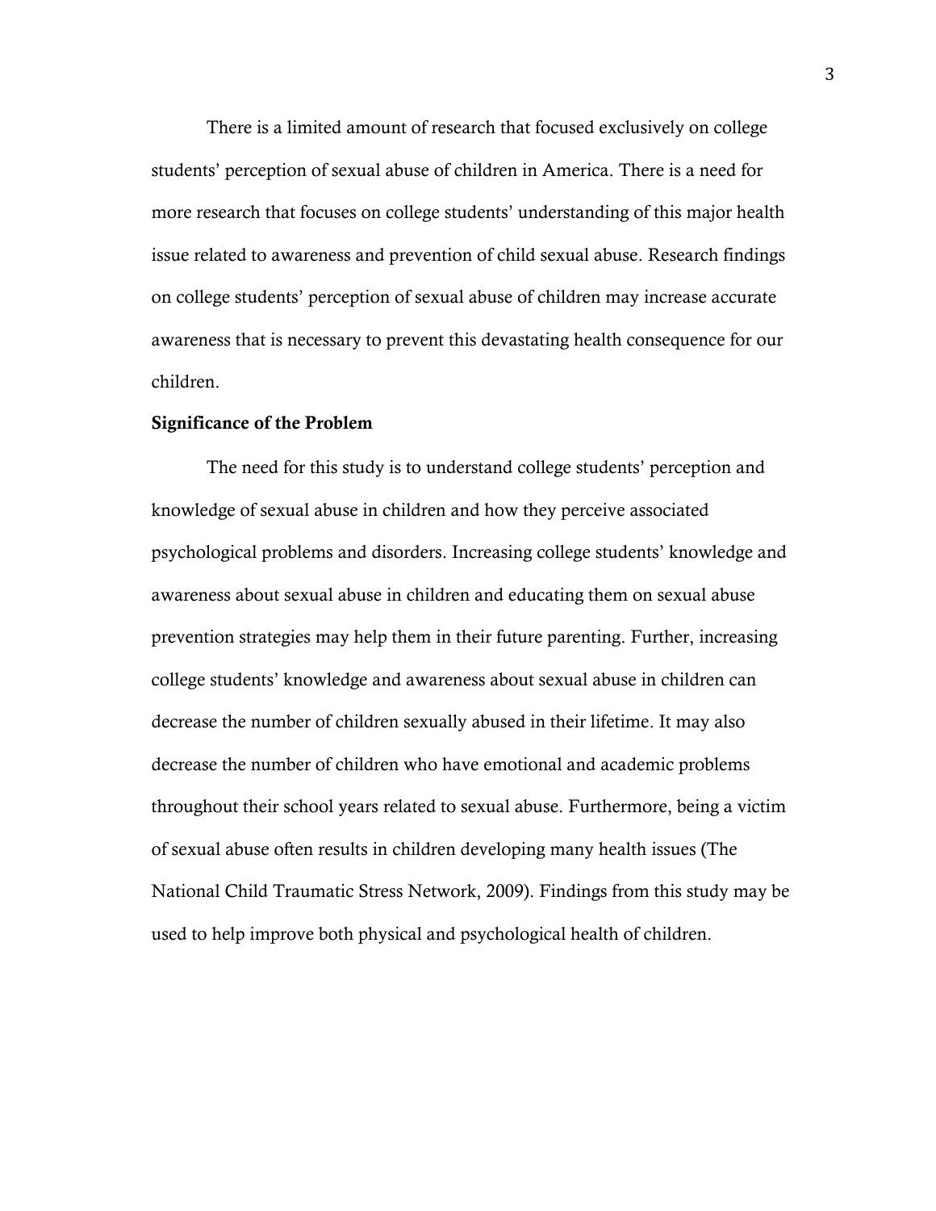There is a limited amount of research that focused exclusively on college students' perception of sexual abuse of children in America. There is a need for more research that focuses on college students' understanding of this major health issue related to awareness and prevention of child sexual abuse. Research findings on college students' perception of sexual abuse of children may increase accurate awareness that is necessary to prevent this devastating health consequence for our children.

**Significance of the Problem**

The need for this study is to understand college students' perception and knowledge of sexual abuse in children and how they perceive associated psychological problems and disorders. Increasing college students' knowledge and awareness about sexual abuse in children and educating them on sexual abuse prevention strategies may help them in their future parenting. Further, increasing college students' knowledge and awareness about sexual abuse in children can decrease the number of children sexually abused in their lifetime. It may also decrease the number of children who have emotional and academic problems throughout their school years related to sexual abuse. Furthermore, being a victim of sexual abuse often results in children developing many health issues (The National Child Traumatic Stress Network, 2009). Findings from this study may be used to help improve both physical and psychological health of children.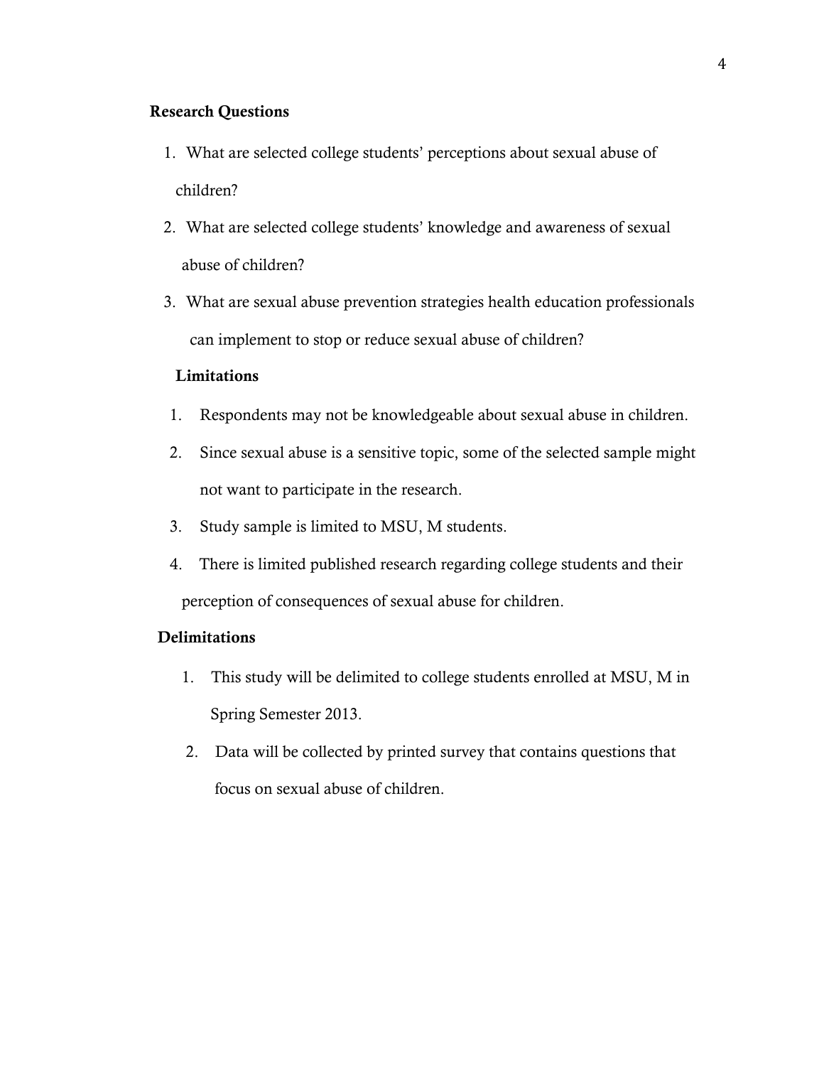**Research Questions**

1. What are selected college students' perceptions about sexual abuse of children?
2. What are selected college students' knowledge and awareness of sexual abuse of children?
3. What are sexual abuse prevention strategies health education professionals can implement to stop or reduce sexual abuse of children?

**Limitations**

1. Respondents may not be knowledgeable about sexual abuse in children.
2. Since sexual abuse is a sensitive topic, some of the selected sample might not want to participate in the research.
3. Study sample is limited to MSU, M students.
4. There is limited published research regarding college students and their perception of consequences of sexual abuse for children.

**Delimitations**

1. This study will be delimited to college students enrolled at MSU, M in Spring Semester 2013.
2. Data will be collected by printed survey that contains questions that focus on sexual abuse of children.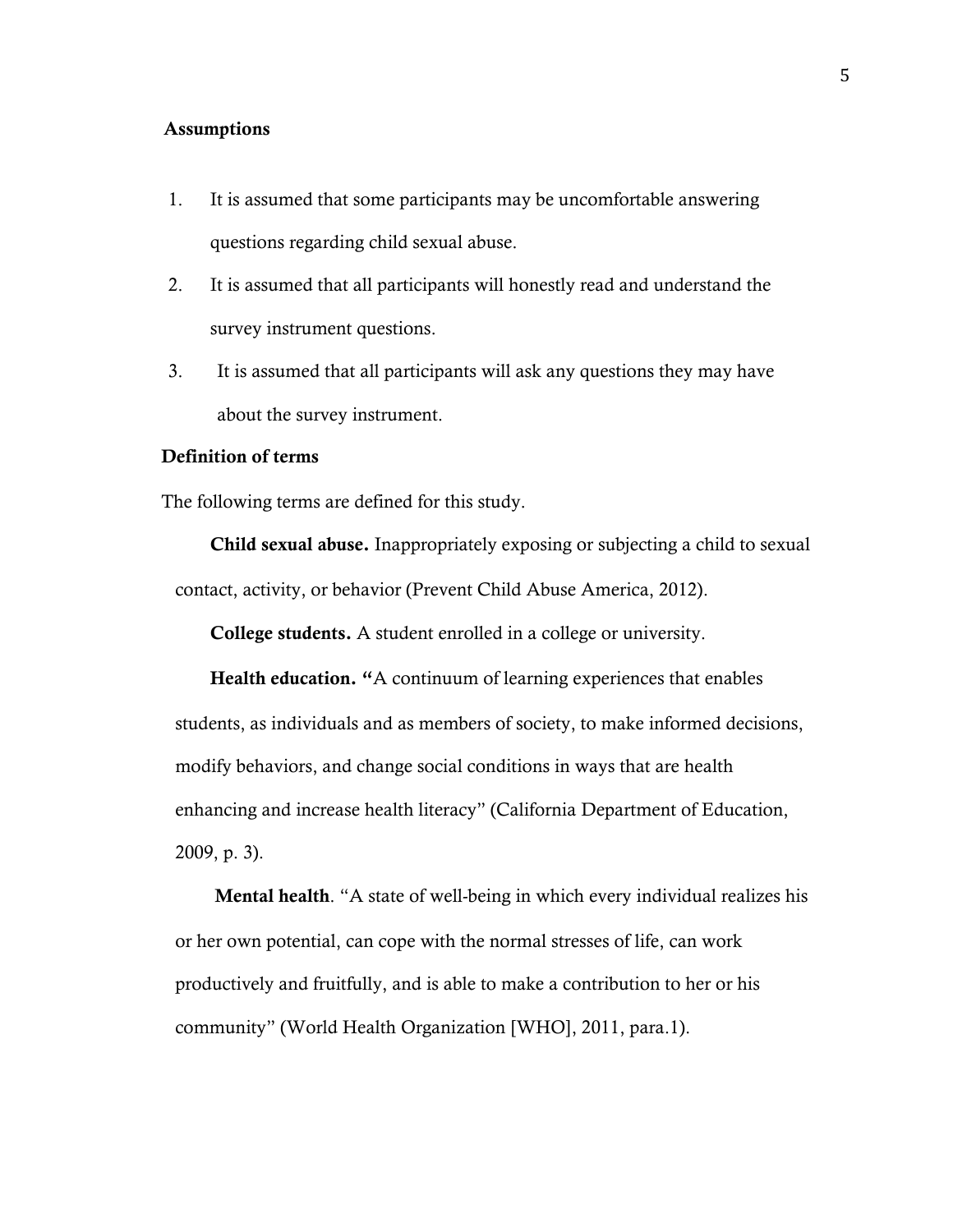## Assumptions

1. It is assumed that some participants may be uncomfortable answering questions regarding child sexual abuse.
2. It is assumed that all participants will honestly read and understand the survey instrument questions.
3. It is assumed that all participants will ask any questions they may have about the survey instrument.

## Definition of terms

The following terms are defined for this study.

**Child sexual abuse.** Inappropriately exposing or subjecting a child to sexual contact, activity, or behavior (Prevent Child Abuse America, 2012).

**College students.** A student enrolled in a college or university.

**Health education.** "A continuum of learning experiences that enables students, as individuals and as members of society, to make informed decisions, modify behaviors, and change social conditions in ways that are health enhancing and increase health literacy" (California Department of Education, 2009, p. 3).

**Mental health**. "A state of well-being in which every individual realizes his or her own potential, can cope with the normal stresses of life, can work productively and fruitfully, and is able to make a contribution to her or his community" (World Health Organization [WHO], 2011, para.1).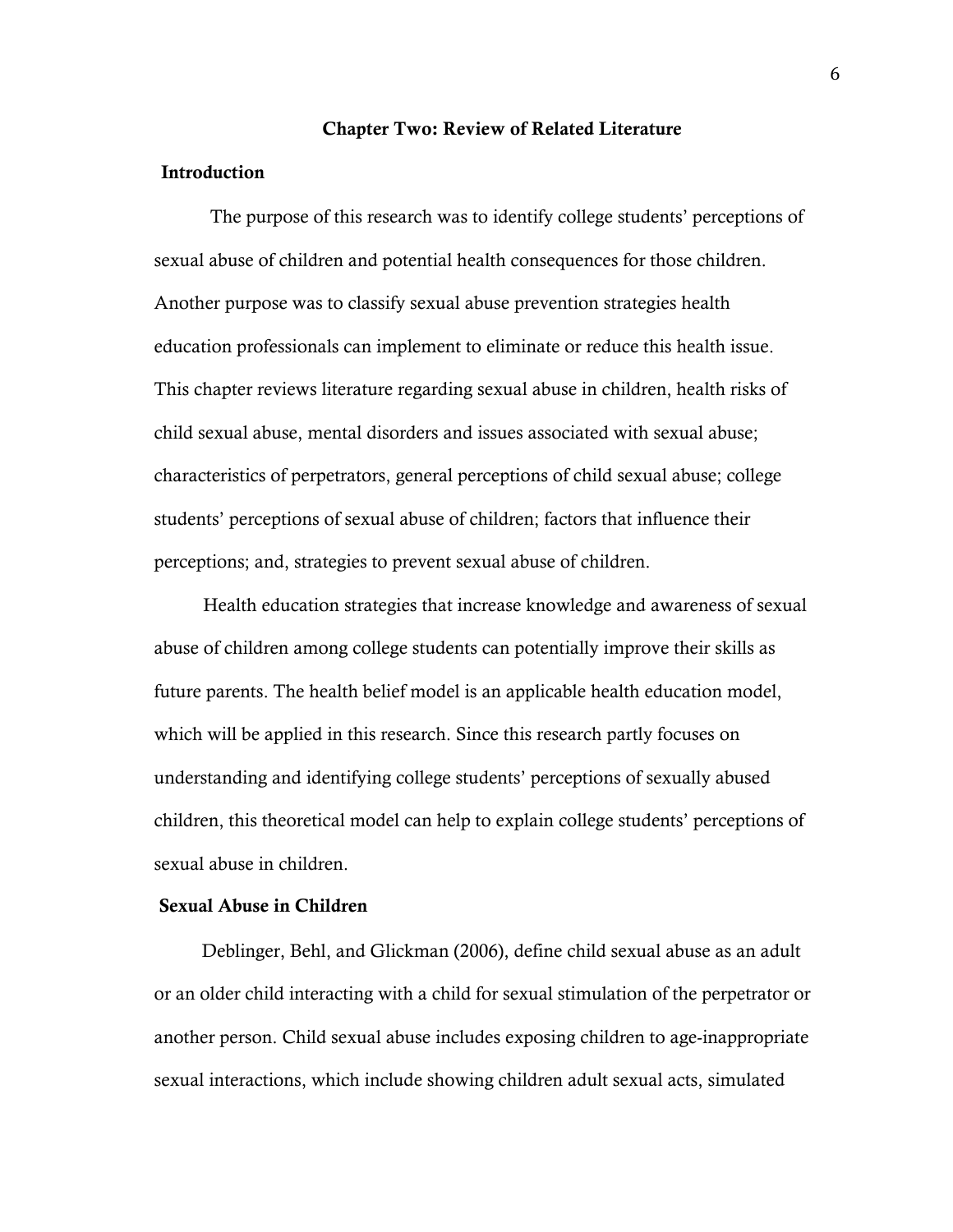## Chapter Two: Review of Related Literature

### Introduction

The purpose of this research was to identify college students' perceptions of sexual abuse of children and potential health consequences for those children. Another purpose was to classify sexual abuse prevention strategies health education professionals can implement to eliminate or reduce this health issue. This chapter reviews literature regarding sexual abuse in children, health risks of child sexual abuse, mental disorders and issues associated with sexual abuse; characteristics of perpetrators, general perceptions of child sexual abuse; college students' perceptions of sexual abuse of children; factors that influence their perceptions; and, strategies to prevent sexual abuse of children.

Health education strategies that increase knowledge and awareness of sexual abuse of children among college students can potentially improve their skills as future parents. The health belief model is an applicable health education model, which will be applied in this research. Since this research partly focuses on understanding and identifying college students' perceptions of sexually abused children, this theoretical model can help to explain college students' perceptions of sexual abuse in children.

### Sexual Abuse in Children

Deblinger, Behl, and Glickman (2006), define child sexual abuse as an adult or an older child interacting with a child for sexual stimulation of the perpetrator or another person. Child sexual abuse includes exposing children to age-inappropriate sexual interactions, which include showing children adult sexual acts, simulated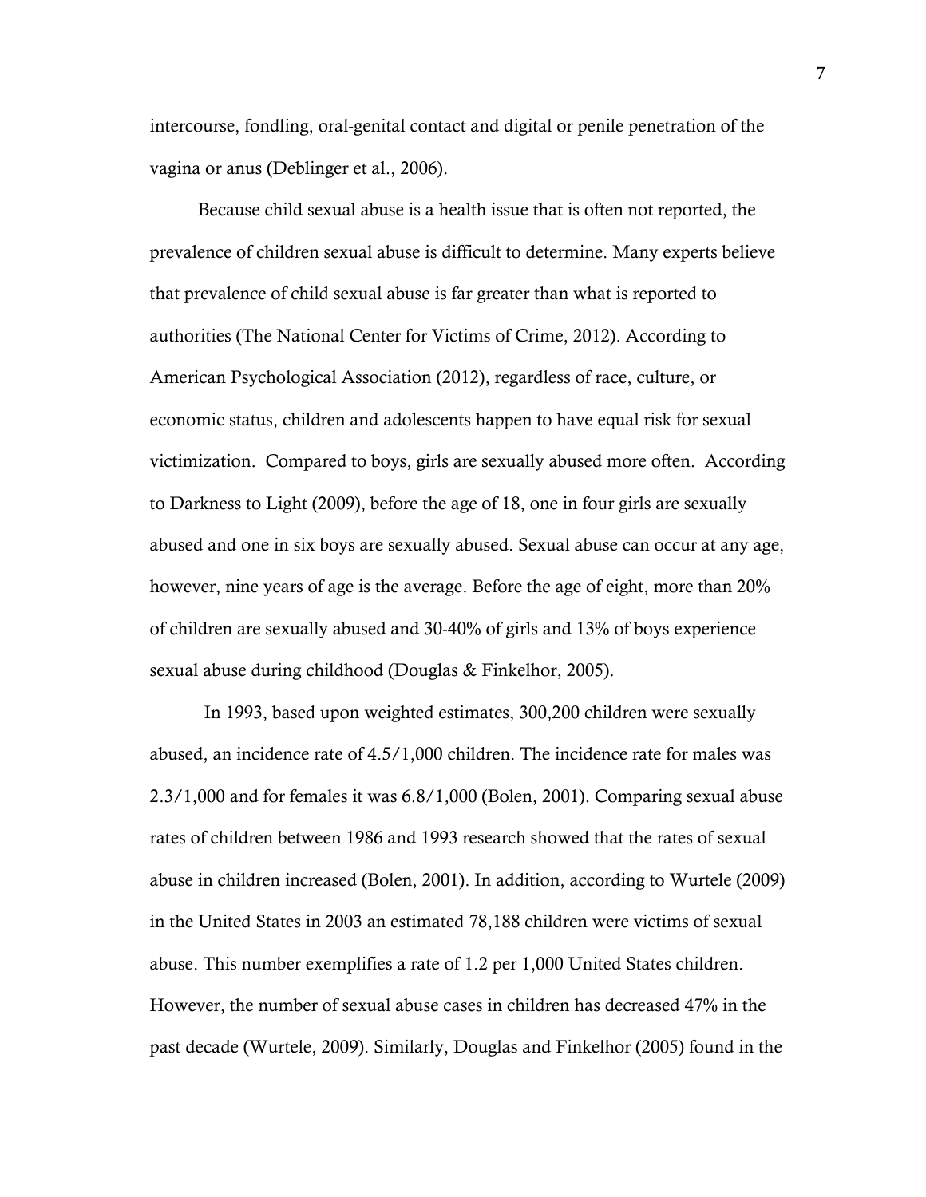intercourse, fondling, oral-genital contact and digital or penile penetration of the vagina or anus (Deblinger et al., 2006).

Because child sexual abuse is a health issue that is often not reported, the prevalence of children sexual abuse is difficult to determine. Many experts believe that prevalence of child sexual abuse is far greater than what is reported to authorities (The National Center for Victims of Crime, 2012). According to American Psychological Association (2012), regardless of race, culture, or economic status, children and adolescents happen to have equal risk for sexual victimization. Compared to boys, girls are sexually abused more often. According to Darkness to Light (2009), before the age of 18, one in four girls are sexually abused and one in six boys are sexually abused. Sexual abuse can occur at any age, however, nine years of age is the average. Before the age of eight, more than 20% of children are sexually abused and 30-40% of girls and 13% of boys experience sexual abuse during childhood (Douglas & Finkelhor, 2005).

In 1993, based upon weighted estimates, 300,200 children were sexually abused, an incidence rate of 4.5/1,000 children. The incidence rate for males was 2.3/1,000 and for females it was 6.8/1,000 (Bolen, 2001). Comparing sexual abuse rates of children between 1986 and 1993 research showed that the rates of sexual abuse in children increased (Bolen, 2001). In addition, according to Wurtele (2009) in the United States in 2003 an estimated 78,188 children were victims of sexual abuse. This number exemplifies a rate of 1.2 per 1,000 United States children. However, the number of sexual abuse cases in children has decreased 47% in the past decade (Wurtele, 2009). Similarly, Douglas and Finkelhor (2005) found in the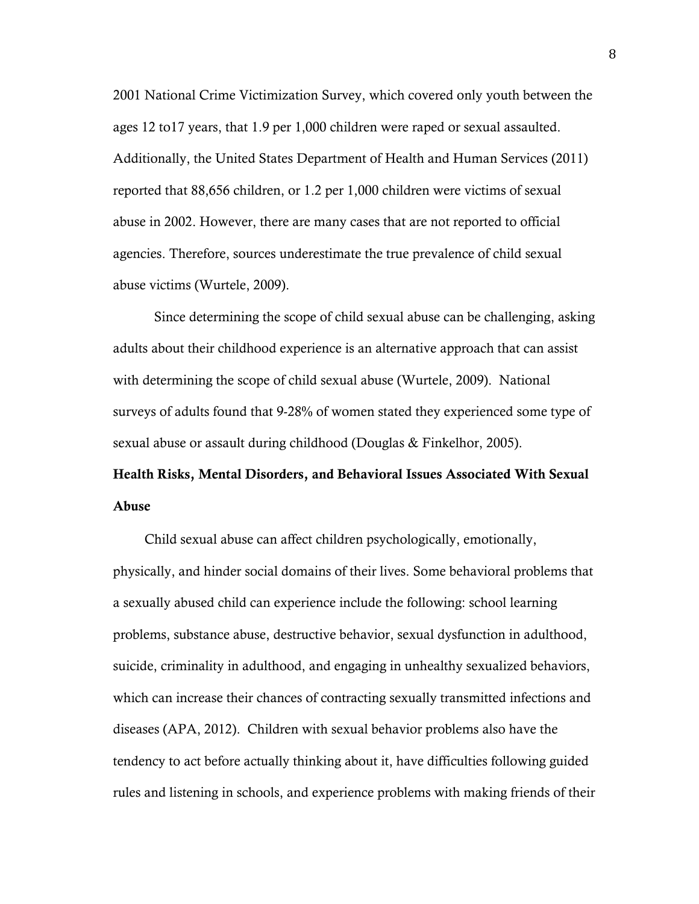2001 National Crime Victimization Survey, which covered only youth between the ages 12 to17 years, that 1.9 per 1,000 children were raped or sexual assaulted. Additionally, the United States Department of Health and Human Services (2011) reported that 88,656 children, or 1.2 per 1,000 children were victims of sexual abuse in 2002. However, there are many cases that are not reported to official agencies. Therefore, sources underestimate the true prevalence of child sexual abuse victims (Wurtele, 2009).

Since determining the scope of child sexual abuse can be challenging, asking adults about their childhood experience is an alternative approach that can assist with determining the scope of child sexual abuse (Wurtele, 2009). National surveys of adults found that 9-28% of women stated they experienced some type of sexual abuse or assault during childhood (Douglas & Finkelhor, 2005).

**Health Risks, Mental Disorders, and Behavioral Issues Associated With Sexual Abuse**

Child sexual abuse can affect children psychologically, emotionally, physically, and hinder social domains of their lives. Some behavioral problems that a sexually abused child can experience include the following: school learning problems, substance abuse, destructive behavior, sexual dysfunction in adulthood, suicide, criminality in adulthood, and engaging in unhealthy sexualized behaviors, which can increase their chances of contracting sexually transmitted infections and diseases (APA, 2012). Children with sexual behavior problems also have the tendency to act before actually thinking about it, have difficulties following guided rules and listening in schools, and experience problems with making friends of their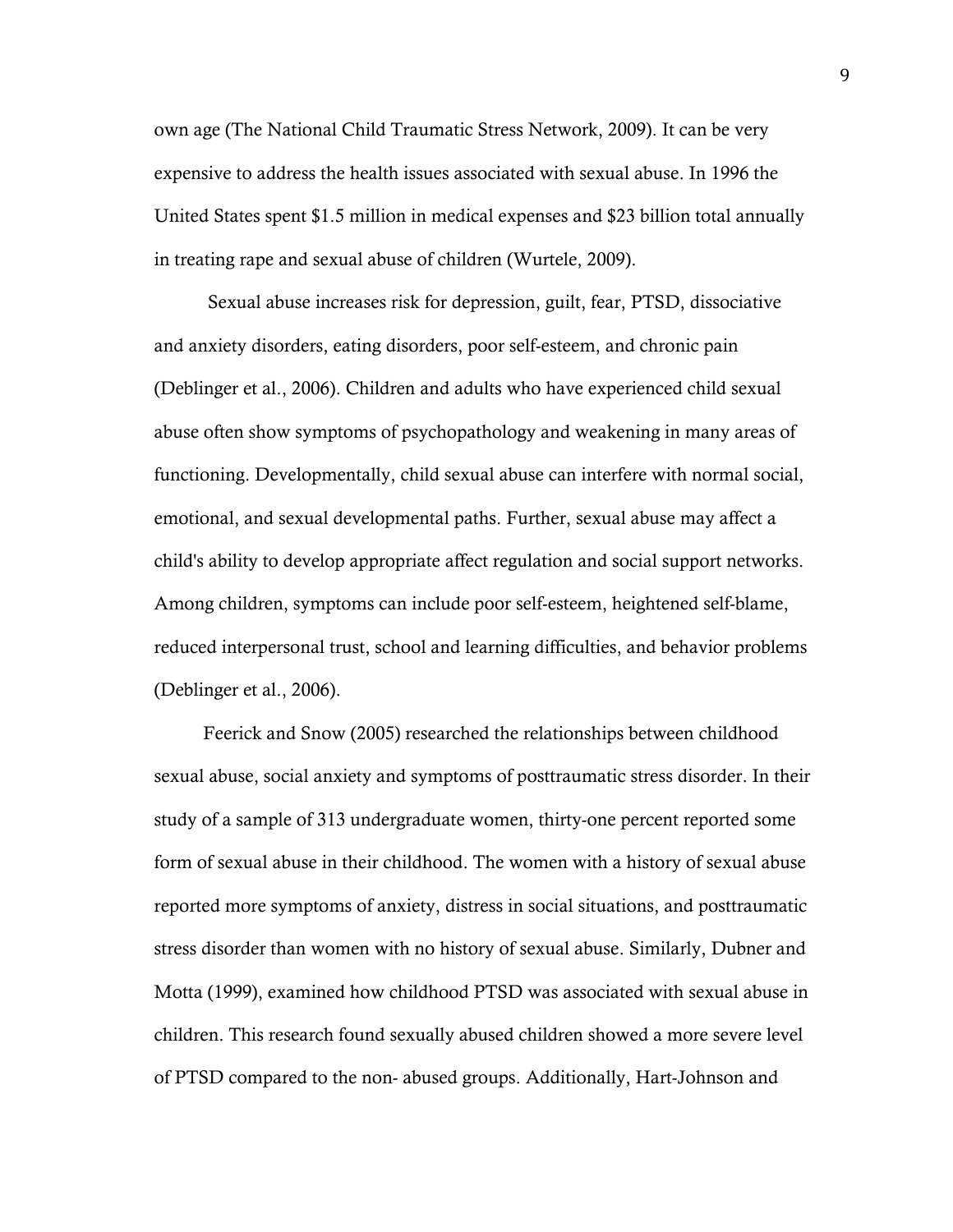own age (The National Child Traumatic Stress Network, 2009). It can be very expensive to address the health issues associated with sexual abuse. In 1996 the United States spent $1.5 million in medical expenses and $23 billion total annually in treating rape and sexual abuse of children (Wurtele, 2009).

Sexual abuse increases risk for depression, guilt, fear, PTSD, dissociative and anxiety disorders, eating disorders, poor self-esteem, and chronic pain (Deblinger et al., 2006). Children and adults who have experienced child sexual abuse often show symptoms of psychopathology and weakening in many areas of functioning. Developmentally, child sexual abuse can interfere with normal social, emotional, and sexual developmental paths. Further, sexual abuse may affect a child's ability to develop appropriate affect regulation and social support networks. Among children, symptoms can include poor self-esteem, heightened self-blame, reduced interpersonal trust, school and learning difficulties, and behavior problems (Deblinger et al., 2006).

Feerick and Snow (2005) researched the relationships between childhood sexual abuse, social anxiety and symptoms of posttraumatic stress disorder. In their study of a sample of 313 undergraduate women, thirty-one percent reported some form of sexual abuse in their childhood. The women with a history of sexual abuse reported more symptoms of anxiety, distress in social situations, and posttraumatic stress disorder than women with no history of sexual abuse. Similarly, Dubner and Motta (1999), examined how childhood PTSD was associated with sexual abuse in children. This research found sexually abused children showed a more severe level of PTSD compared to the non- abused groups. Additionally, Hart-Johnson and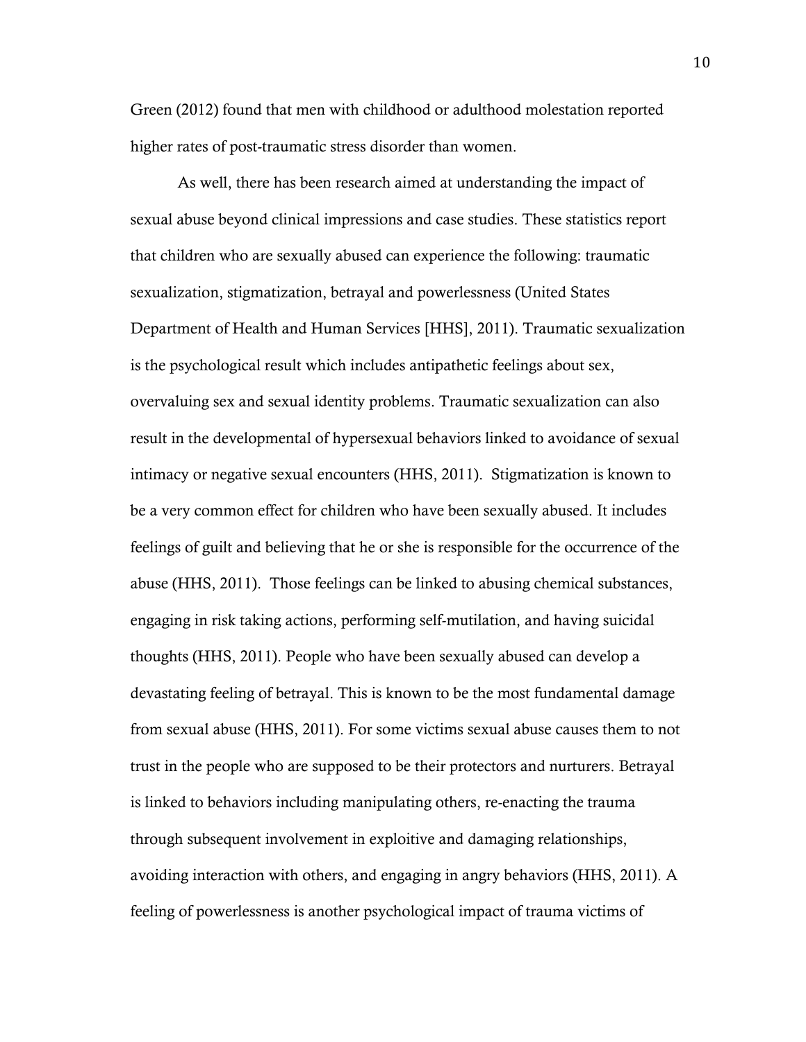Green (2012) found that men with childhood or adulthood molestation reported higher rates of post-traumatic stress disorder than women.

As well, there has been research aimed at understanding the impact of sexual abuse beyond clinical impressions and case studies. These statistics report that children who are sexually abused can experience the following: traumatic sexualization, stigmatization, betrayal and powerlessness (United States Department of Health and Human Services [HHS], 2011). Traumatic sexualization is the psychological result which includes antipathetic feelings about sex, overvaluing sex and sexual identity problems. Traumatic sexualization can also result in the developmental of hypersexual behaviors linked to avoidance of sexual intimacy or negative sexual encounters (HHS, 2011). Stigmatization is known to be a very common effect for children who have been sexually abused. It includes feelings of guilt and believing that he or she is responsible for the occurrence of the abuse (HHS, 2011). Those feelings can be linked to abusing chemical substances, engaging in risk taking actions, performing self-mutilation, and having suicidal thoughts (HHS, 2011). People who have been sexually abused can develop a devastating feeling of betrayal. This is known to be the most fundamental damage from sexual abuse (HHS, 2011). For some victims sexual abuse causes them to not trust in the people who are supposed to be their protectors and nurturers. Betrayal is linked to behaviors including manipulating others, re-enacting the trauma through subsequent involvement in exploitive and damaging relationships, avoiding interaction with others, and engaging in angry behaviors (HHS, 2011). A feeling of powerlessness is another psychological impact of trauma victims of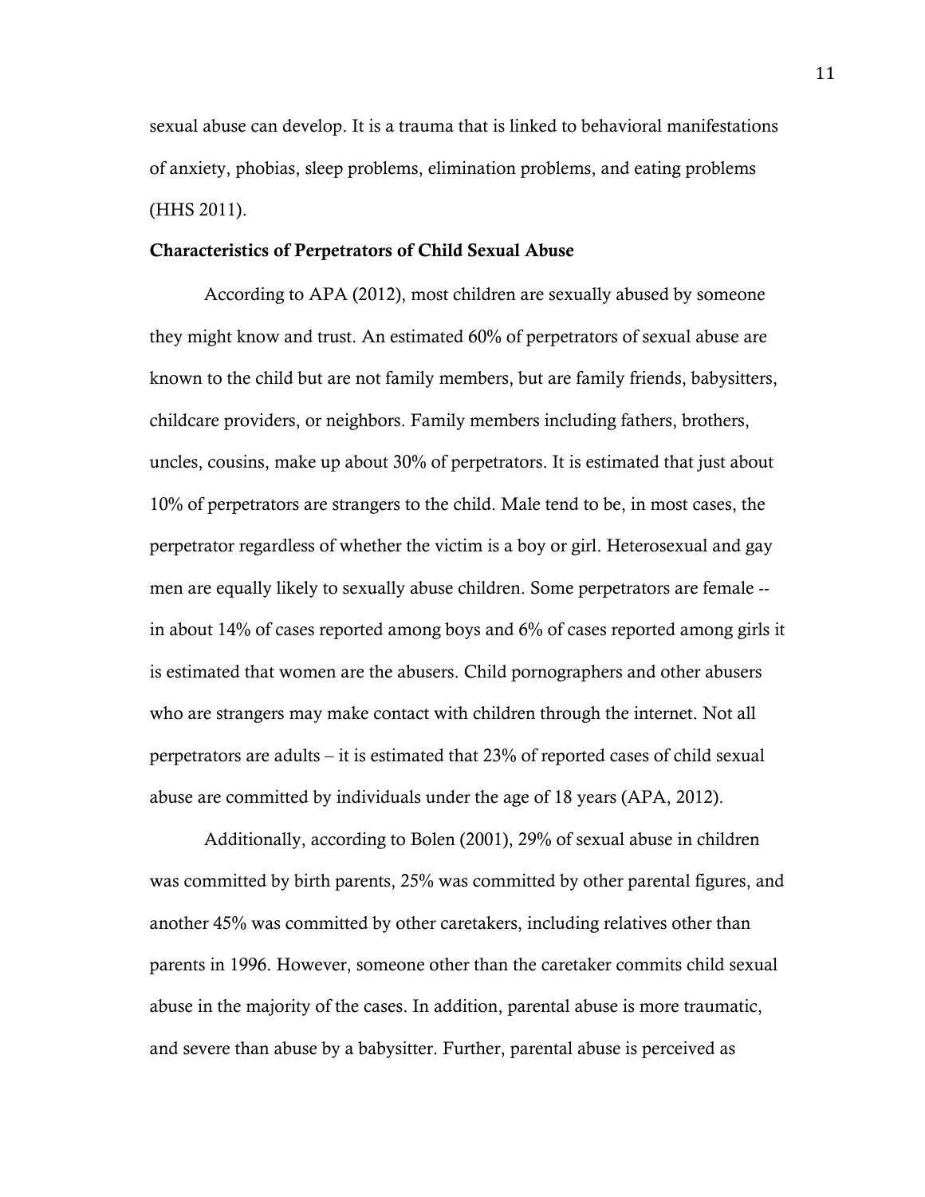sexual abuse can develop. It is a trauma that is linked to behavioral manifestations of anxiety, phobias, sleep problems, elimination problems, and eating problems (HHS 2011).

**Characteristics of Perpetrators of Child Sexual Abuse**

According to APA (2012), most children are sexually abused by someone they might know and trust. An estimated 60% of perpetrators of sexual abuse are known to the child but are not family members, but are family friends, babysitters, childcare providers, or neighbors. Family members including fathers, brothers, uncles, cousins, make up about 30% of perpetrators. It is estimated that just about 10% of perpetrators are strangers to the child. Male tend to be, in most cases, the perpetrator regardless of whether the victim is a boy or girl. Heterosexual and gay men are equally likely to sexually abuse children. Some perpetrators are female -- in about 14% of cases reported among boys and 6% of cases reported among girls it is estimated that women are the abusers. Child pornographers and other abusers who are strangers may make contact with children through the internet. Not all perpetrators are adults – it is estimated that 23% of reported cases of child sexual abuse are committed by individuals under the age of 18 years (APA, 2012).

Additionally, according to Bolen (2001), 29% of sexual abuse in children was committed by birth parents, 25% was committed by other parental figures, and another 45% was committed by other caretakers, including relatives other than parents in 1996. However, someone other than the caretaker commits child sexual abuse in the majority of the cases. In addition, parental abuse is more traumatic, and severe than abuse by a babysitter. Further, parental abuse is perceived as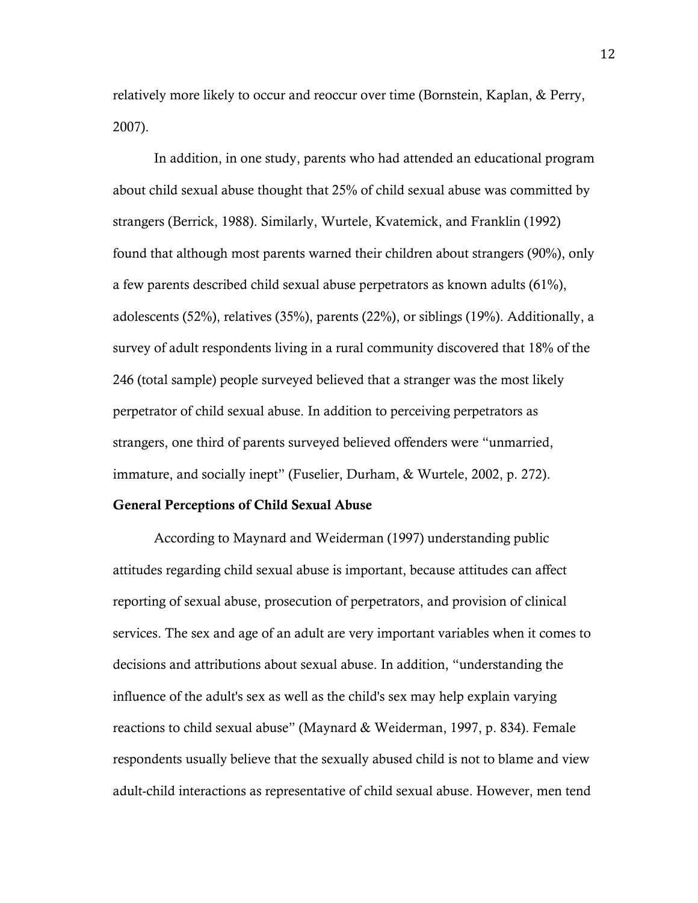relatively more likely to occur and reoccur over time (Bornstein, Kaplan, & Perry, 2007).

In addition, in one study, parents who had attended an educational program about child sexual abuse thought that 25% of child sexual abuse was committed by strangers (Berrick, 1988). Similarly, Wurtele, Kvatemick, and Franklin (1992) found that although most parents warned their children about strangers (90%), only a few parents described child sexual abuse perpetrators as known adults (61%), adolescents (52%), relatives (35%), parents (22%), or siblings (19%). Additionally, a survey of adult respondents living in a rural community discovered that 18% of the 246 (total sample) people surveyed believed that a stranger was the most likely perpetrator of child sexual abuse. In addition to perceiving perpetrators as strangers, one third of parents surveyed believed offenders were "unmarried, immature, and socially inept" (Fuselier, Durham, & Wurtele, 2002, p. 272).

**General Perceptions of Child Sexual Abuse**

According to Maynard and Weiderman (1997) understanding public attitudes regarding child sexual abuse is important, because attitudes can affect reporting of sexual abuse, prosecution of perpetrators, and provision of clinical services. The sex and age of an adult are very important variables when it comes to decisions and attributions about sexual abuse. In addition, "understanding the influence of the adult's sex as well as the child's sex may help explain varying reactions to child sexual abuse" (Maynard & Weiderman, 1997, p. 834). Female respondents usually believe that the sexually abused child is not to blame and view adult-child interactions as representative of child sexual abuse. However, men tend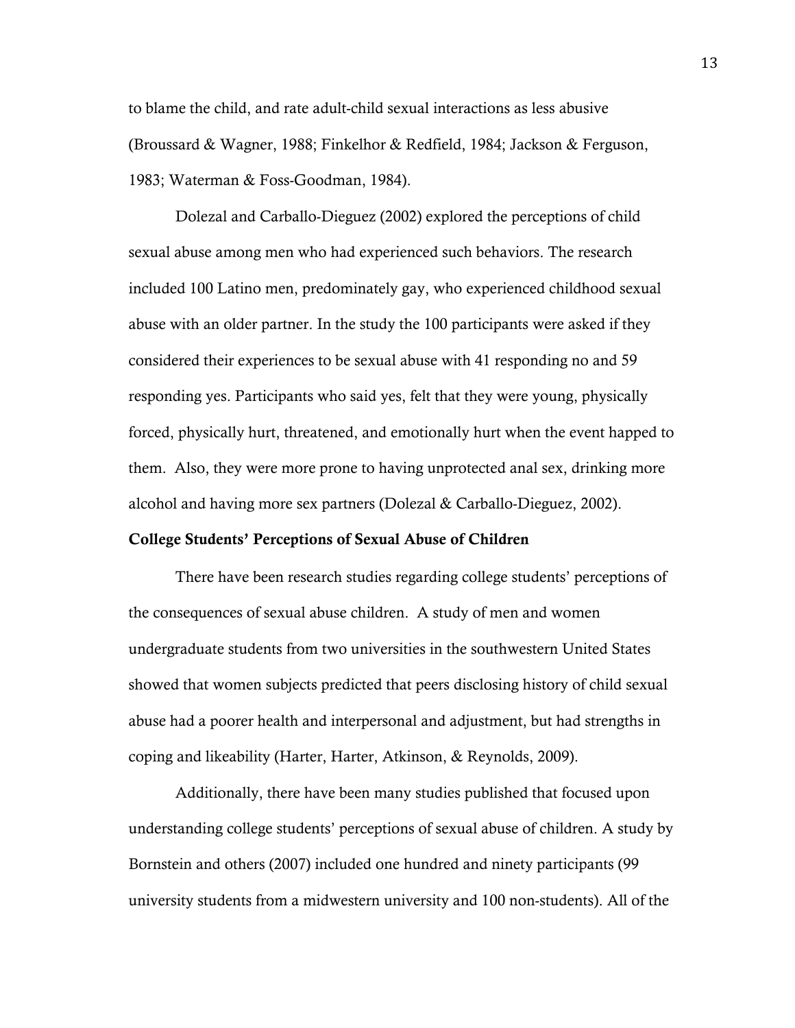to blame the child, and rate adult-child sexual interactions as less abusive (Broussard & Wagner, 1988; Finkelhor & Redfield, 1984; Jackson & Ferguson, 1983; Waterman & Foss-Goodman, 1984).

Dolezal and Carballo-Dieguez (2002) explored the perceptions of child sexual abuse among men who had experienced such behaviors. The research included 100 Latino men, predominately gay, who experienced childhood sexual abuse with an older partner. In the study the 100 participants were asked if they considered their experiences to be sexual abuse with 41 responding no and 59 responding yes. Participants who said yes, felt that they were young, physically forced, physically hurt, threatened, and emotionally hurt when the event happed to them.  Also, they were more prone to having unprotected anal sex, drinking more alcohol and having more sex partners (Dolezal & Carballo-Dieguez, 2002).

**College Students' Perceptions of Sexual Abuse of Children**

There have been research studies regarding college students' perceptions of the consequences of sexual abuse children.  A study of men and women undergraduate students from two universities in the southwestern United States showed that women subjects predicted that peers disclosing history of child sexual abuse had a poorer health and interpersonal and adjustment, but had strengths in coping and likeability (Harter, Harter, Atkinson, & Reynolds, 2009).

Additionally, there have been many studies published that focused upon understanding college students' perceptions of sexual abuse of children. A study by Bornstein and others (2007) included one hundred and ninety participants (99 university students from a midwestern university and 100 non-students). All of the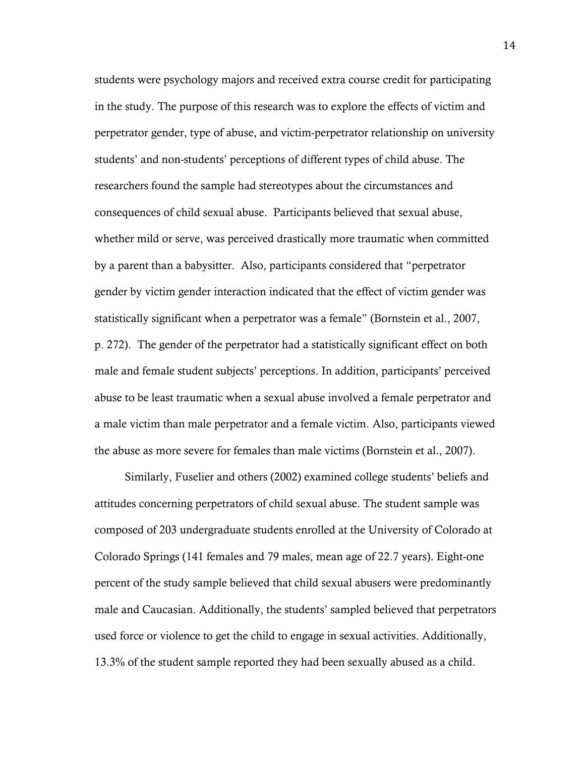students were psychology majors and received extra course credit for participating in the study. The purpose of this research was to explore the effects of victim and perpetrator gender, type of abuse, and victim-perpetrator relationship on university students' and non-students' perceptions of different types of child abuse. The researchers found the sample had stereotypes about the circumstances and consequences of child sexual abuse. Participants believed that sexual abuse, whether mild or serve, was perceived drastically more traumatic when committed by a parent than a babysitter. Also, participants considered that "perpetrator gender by victim gender interaction indicated that the effect of victim gender was statistically significant when a perpetrator was a female" (Bornstein et al., 2007, p. 272). The gender of the perpetrator had a statistically significant effect on both male and female student subjects' perceptions. In addition, participants' perceived abuse to be least traumatic when a sexual abuse involved a female perpetrator and a male victim than male perpetrator and a female victim. Also, participants viewed the abuse as more severe for females than male victims (Bornstein et al., 2007).

Similarly, Fuselier and others (2002) examined college students' beliefs and attitudes concerning perpetrators of child sexual abuse. The student sample was composed of 203 undergraduate students enrolled at the University of Colorado at Colorado Springs (141 females and 79 males, mean age of 22.7 years). Eight-one percent of the study sample believed that child sexual abusers were predominantly male and Caucasian. Additionally, the students' sampled believed that perpetrators used force or violence to get the child to engage in sexual activities. Additionally, 13.3% of the student sample reported they had been sexually abused as a child.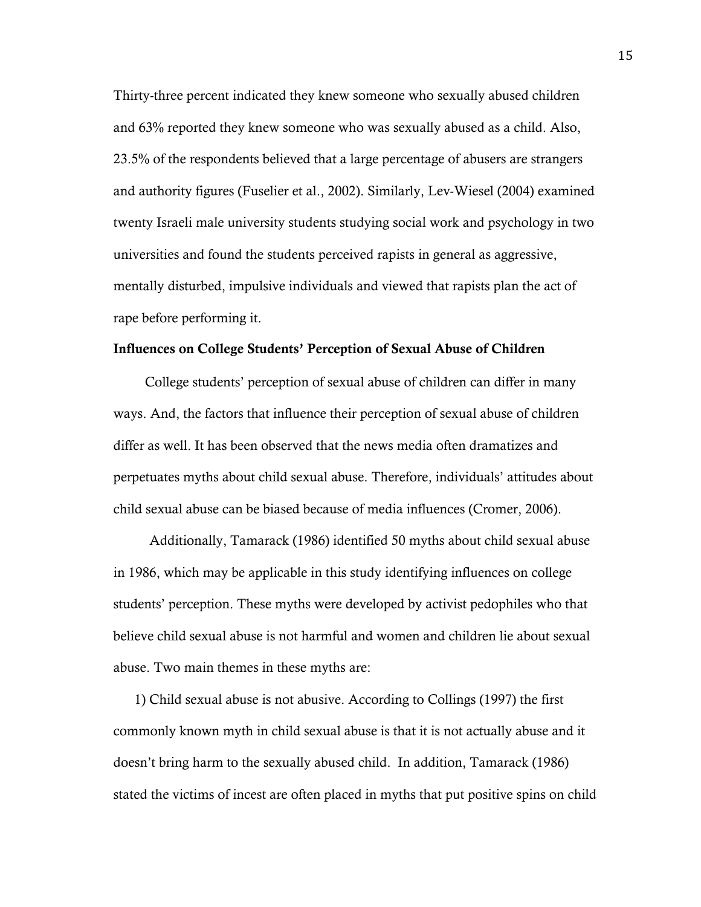Thirty-three percent indicated they knew someone who sexually abused children and 63% reported they knew someone who was sexually abused as a child. Also, 23.5% of the respondents believed that a large percentage of abusers are strangers and authority figures (Fuselier et al., 2002). Similarly, Lev-Wiesel (2004) examined twenty Israeli male university students studying social work and psychology in two universities and found the students perceived rapists in general as aggressive, mentally disturbed, impulsive individuals and viewed that rapists plan the act of rape before performing it.

**Influences on College Students' Perception of Sexual Abuse of Children**

College students' perception of sexual abuse of children can differ in many ways. And, the factors that influence their perception of sexual abuse of children differ as well. It has been observed that the news media often dramatizes and perpetuates myths about child sexual abuse. Therefore, individuals' attitudes about child sexual abuse can be biased because of media influences (Cromer, 2006).

Additionally, Tamarack (1986) identified 50 myths about child sexual abuse in 1986, which may be applicable in this study identifying influences on college students' perception. These myths were developed by activist pedophiles who that believe child sexual abuse is not harmful and women and children lie about sexual abuse. Two main themes in these myths are:

1) Child sexual abuse is not abusive. According to Collings (1997) the first commonly known myth in child sexual abuse is that it is not actually abuse and it doesn't bring harm to the sexually abused child. In addition, Tamarack (1986) stated the victims of incest are often placed in myths that put positive spins on child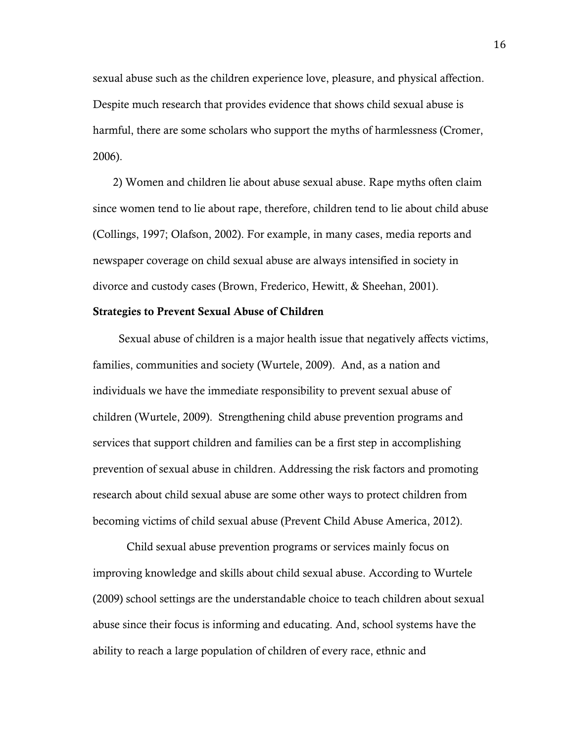sexual abuse such as the children experience love, pleasure, and physical affection. Despite much research that provides evidence that shows child sexual abuse is harmful, there are some scholars who support the myths of harmlessness (Cromer, 2006).

2) Women and children lie about abuse sexual abuse. Rape myths often claim since women tend to lie about rape, therefore, children tend to lie about child abuse (Collings, 1997; Olafson, 2002). For example, in many cases, media reports and newspaper coverage on child sexual abuse are always intensified in society in divorce and custody cases (Brown, Frederico, Hewitt, & Sheehan, 2001).

**Strategies to Prevent Sexual Abuse of Children**

Sexual abuse of children is a major health issue that negatively affects victims, families, communities and society (Wurtele, 2009). And, as a nation and individuals we have the immediate responsibility to prevent sexual abuse of children (Wurtele, 2009). Strengthening child abuse prevention programs and services that support children and families can be a first step in accomplishing prevention of sexual abuse in children. Addressing the risk factors and promoting research about child sexual abuse are some other ways to protect children from becoming victims of child sexual abuse (Prevent Child Abuse America, 2012).

Child sexual abuse prevention programs or services mainly focus on improving knowledge and skills about child sexual abuse. According to Wurtele (2009) school settings are the understandable choice to teach children about sexual abuse since their focus is informing and educating. And, school systems have the ability to reach a large population of children of every race, ethnic and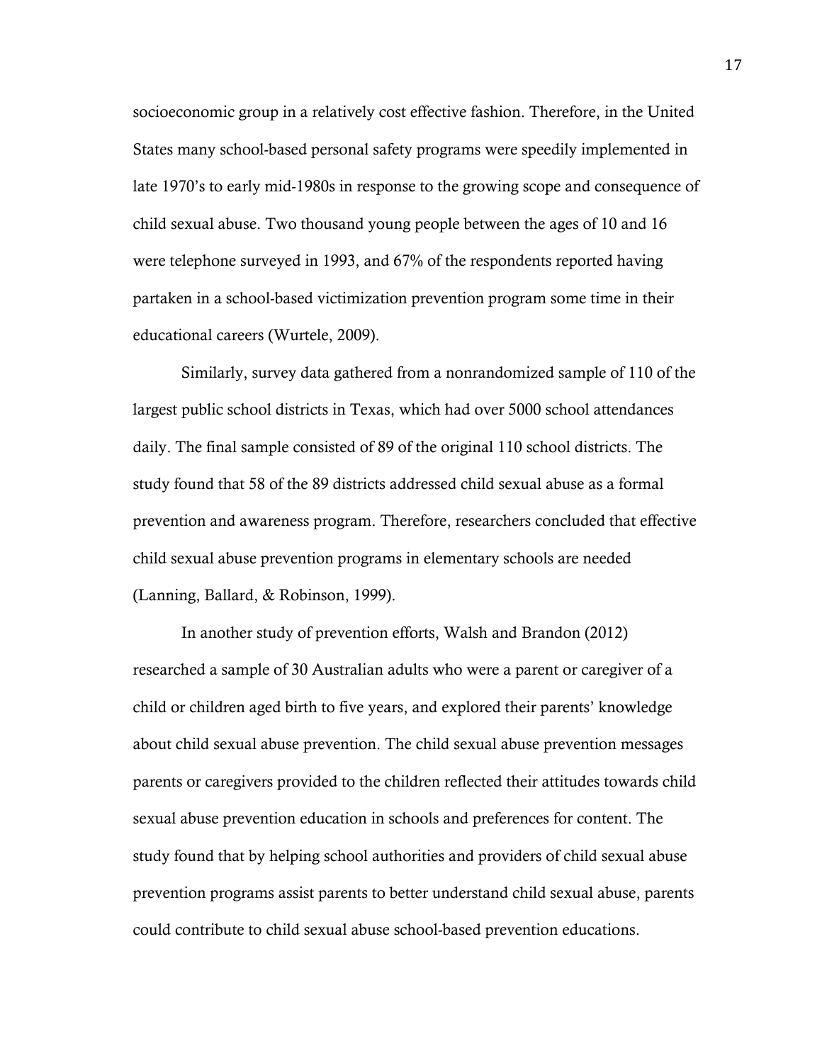socioeconomic group in a relatively cost effective fashion. Therefore, in the United States many school-based personal safety programs were speedily implemented in late 1970's to early mid-1980s in response to the growing scope and consequence of child sexual abuse. Two thousand young people between the ages of 10 and 16 were telephone surveyed in 1993, and 67% of the respondents reported having partaken in a school-based victimization prevention program some time in their educational careers (Wurtele, 2009).

Similarly, survey data gathered from a nonrandomized sample of 110 of the largest public school districts in Texas, which had over 5000 school attendances daily. The final sample consisted of 89 of the original 110 school districts. The study found that 58 of the 89 districts addressed child sexual abuse as a formal prevention and awareness program. Therefore, researchers concluded that effective child sexual abuse prevention programs in elementary schools are needed (Lanning, Ballard, & Robinson, 1999).

In another study of prevention efforts, Walsh and Brandon (2012) researched a sample of 30 Australian adults who were a parent or caregiver of a child or children aged birth to five years, and explored their parents' knowledge about child sexual abuse prevention. The child sexual abuse prevention messages parents or caregivers provided to the children reflected their attitudes towards child sexual abuse prevention education in schools and preferences for content. The study found that by helping school authorities and providers of child sexual abuse prevention programs assist parents to better understand child sexual abuse, parents could contribute to child sexual abuse school-based prevention educations.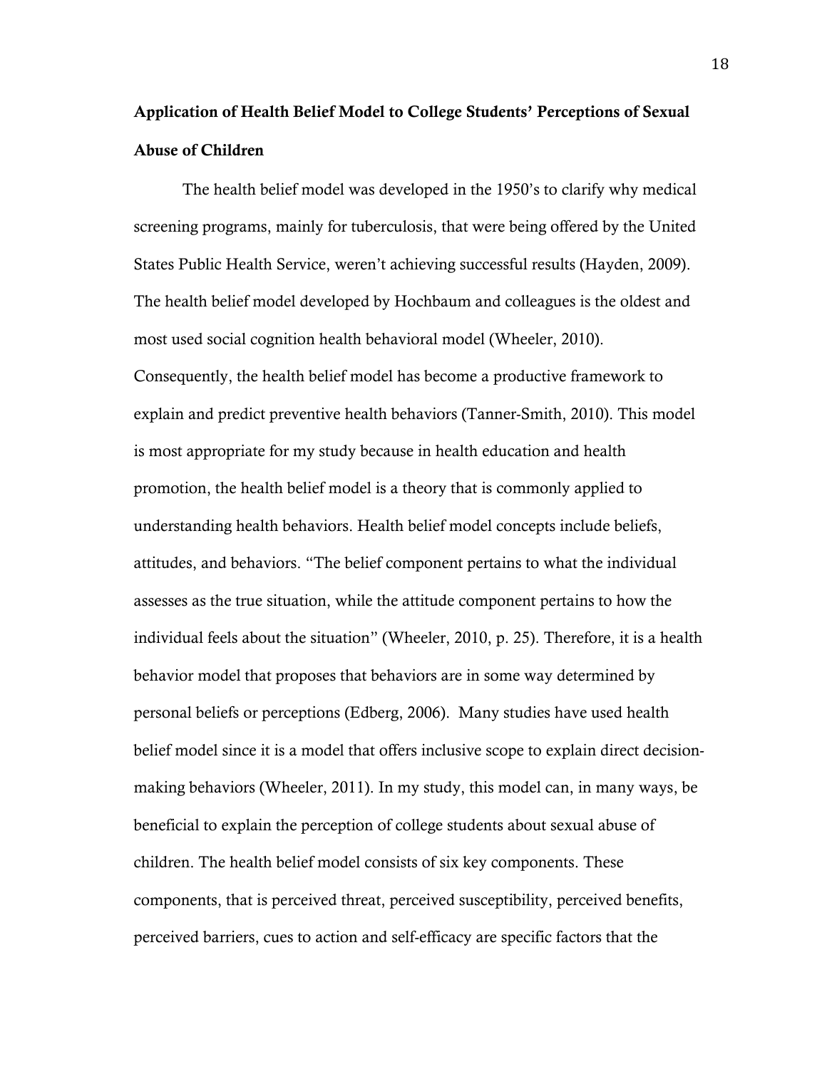**Application of Health Belief Model to College Students' Perceptions of Sexual Abuse of Children**

The health belief model was developed in the 1950's to clarify why medical screening programs, mainly for tuberculosis, that were being offered by the United States Public Health Service, weren't achieving successful results (Hayden, 2009). The health belief model developed by Hochbaum and colleagues is the oldest and most used social cognition health behavioral model (Wheeler, 2010). Consequently, the health belief model has become a productive framework to explain and predict preventive health behaviors (Tanner-Smith, 2010). This model is most appropriate for my study because in health education and health promotion, the health belief model is a theory that is commonly applied to understanding health behaviors. Health belief model concepts include beliefs, attitudes, and behaviors. "The belief component pertains to what the individual assesses as the true situation, while the attitude component pertains to how the individual feels about the situation" (Wheeler, 2010, p. 25). Therefore, it is a health behavior model that proposes that behaviors are in some way determined by personal beliefs or perceptions (Edberg, 2006). Many studies have used health belief model since it is a model that offers inclusive scope to explain direct decision-making behaviors (Wheeler, 2011). In my study, this model can, in many ways, be beneficial to explain the perception of college students about sexual abuse of children. The health belief model consists of six key components. These components, that is perceived threat, perceived susceptibility, perceived benefits, perceived barriers, cues to action and self-efficacy are specific factors that the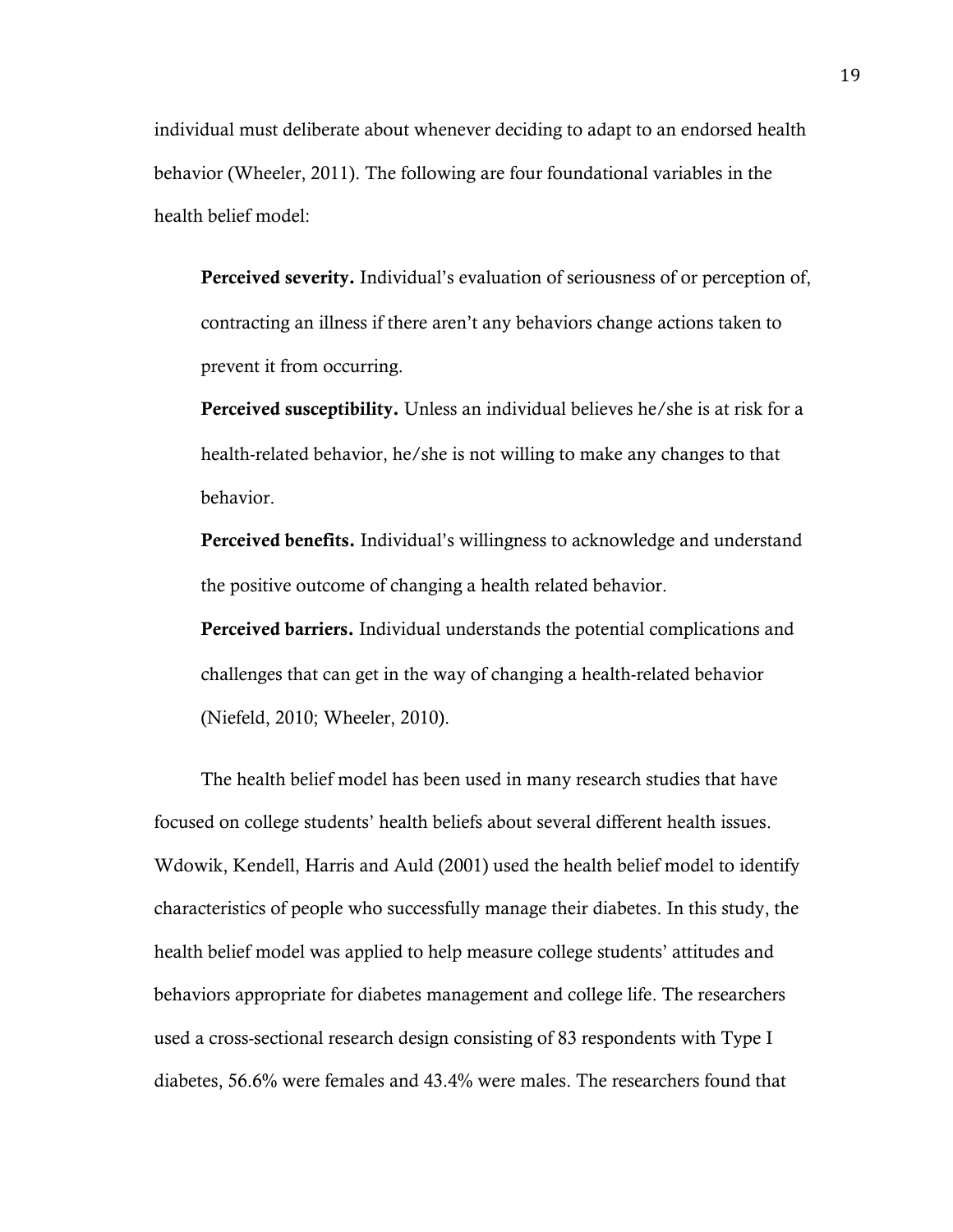individual must deliberate about whenever deciding to adapt to an endorsed health behavior (Wheeler, 2011). The following are four foundational variables in the health belief model:

**Perceived severity.** Individual's evaluation of seriousness of or perception of, contracting an illness if there aren't any behaviors change actions taken to prevent it from occurring.

**Perceived susceptibility.** Unless an individual believes he/she is at risk for a health-related behavior, he/she is not willing to make any changes to that behavior.

**Perceived benefits.** Individual's willingness to acknowledge and understand the positive outcome of changing a health related behavior.

**Perceived barriers.** Individual understands the potential complications and challenges that can get in the way of changing a health-related behavior (Niefeld, 2010; Wheeler, 2010).

The health belief model has been used in many research studies that have focused on college students' health beliefs about several different health issues. Wdowik, Kendell, Harris and Auld (2001) used the health belief model to identify characteristics of people who successfully manage their diabetes. In this study, the health belief model was applied to help measure college students' attitudes and behaviors appropriate for diabetes management and college life. The researchers used a cross-sectional research design consisting of 83 respondents with Type I diabetes, 56.6% were females and 43.4% were males. The researchers found that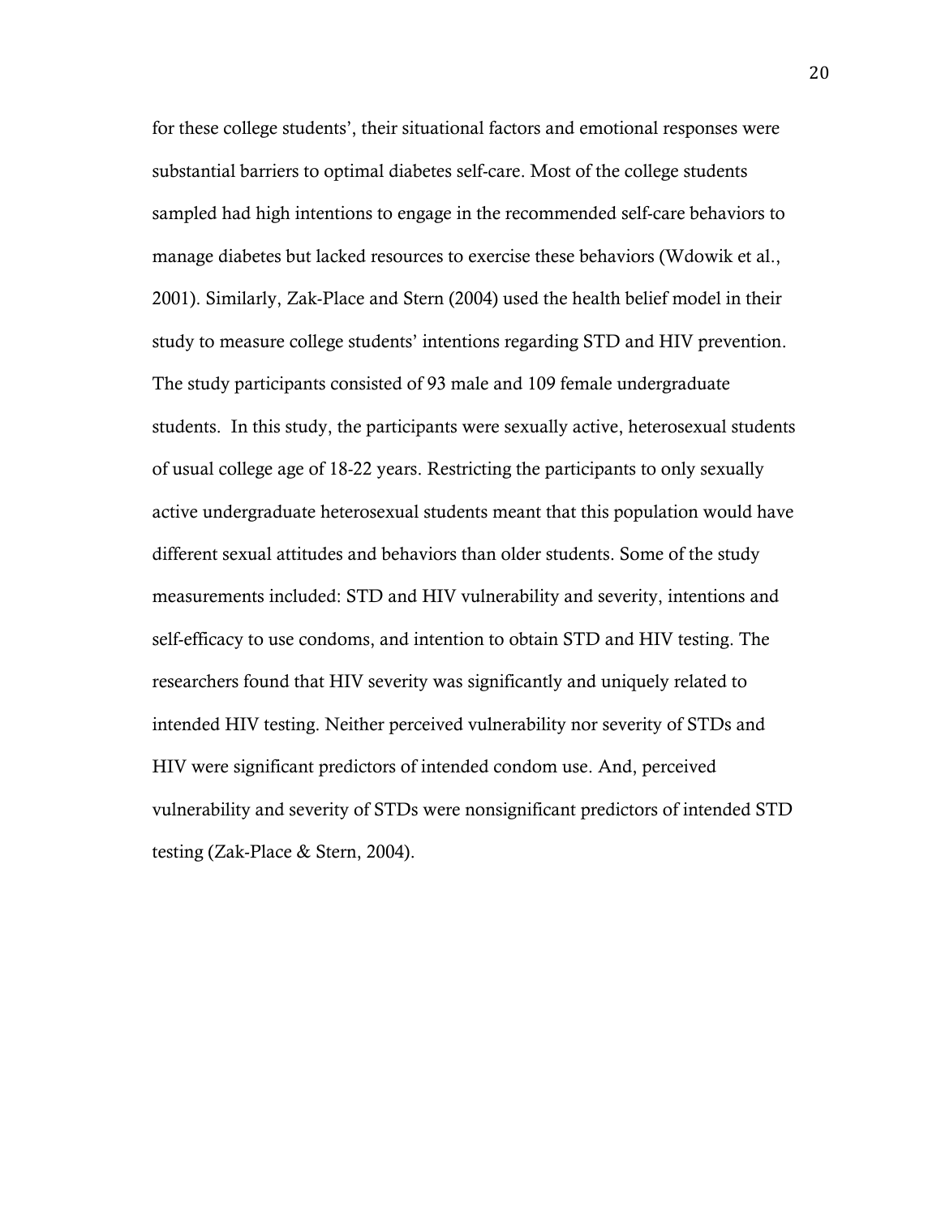for these college students', their situational factors and emotional responses were substantial barriers to optimal diabetes self-care. Most of the college students sampled had high intentions to engage in the recommended self-care behaviors to manage diabetes but lacked resources to exercise these behaviors (Wdowik et al., 2001). Similarly, Zak-Place and Stern (2004) used the health belief model in their study to measure college students' intentions regarding STD and HIV prevention. The study participants consisted of 93 male and 109 female undergraduate students. In this study, the participants were sexually active, heterosexual students of usual college age of 18-22 years. Restricting the participants to only sexually active undergraduate heterosexual students meant that this population would have different sexual attitudes and behaviors than older students. Some of the study measurements included: STD and HIV vulnerability and severity, intentions and self-efficacy to use condoms, and intention to obtain STD and HIV testing. The researchers found that HIV severity was significantly and uniquely related to intended HIV testing. Neither perceived vulnerability nor severity of STDs and HIV were significant predictors of intended condom use. And, perceived vulnerability and severity of STDs were nonsignificant predictors of intended STD testing (Zak-Place & Stern, 2004).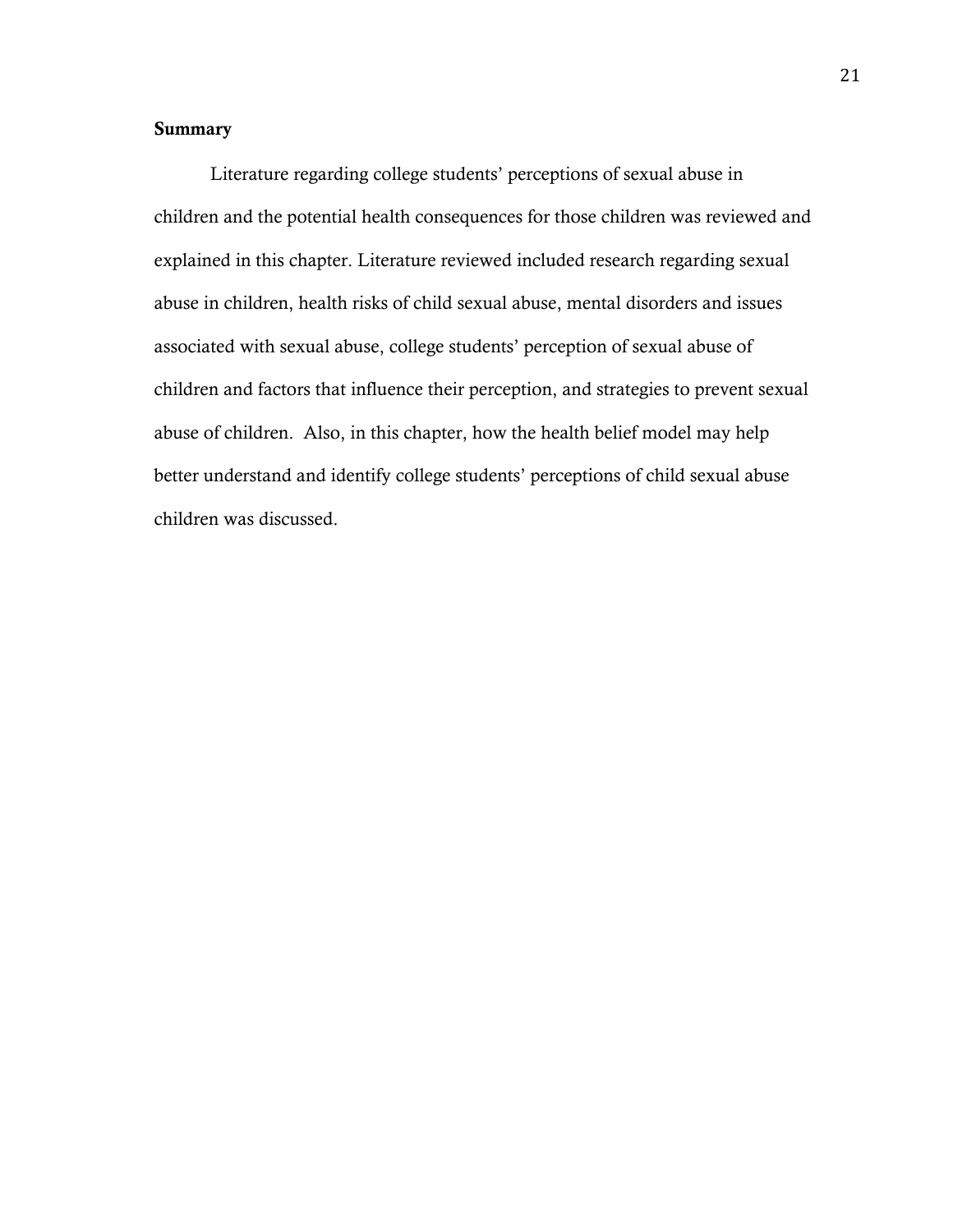**Summary**

Literature regarding college students' perceptions of sexual abuse in children and the potential health consequences for those children was reviewed and explained in this chapter. Literature reviewed included research regarding sexual abuse in children, health risks of child sexual abuse, mental disorders and issues associated with sexual abuse, college students' perception of sexual abuse of children and factors that influence their perception, and strategies to prevent sexual abuse of children. Also, in this chapter, how the health belief model may help better understand and identify college students' perceptions of child sexual abuse children was discussed.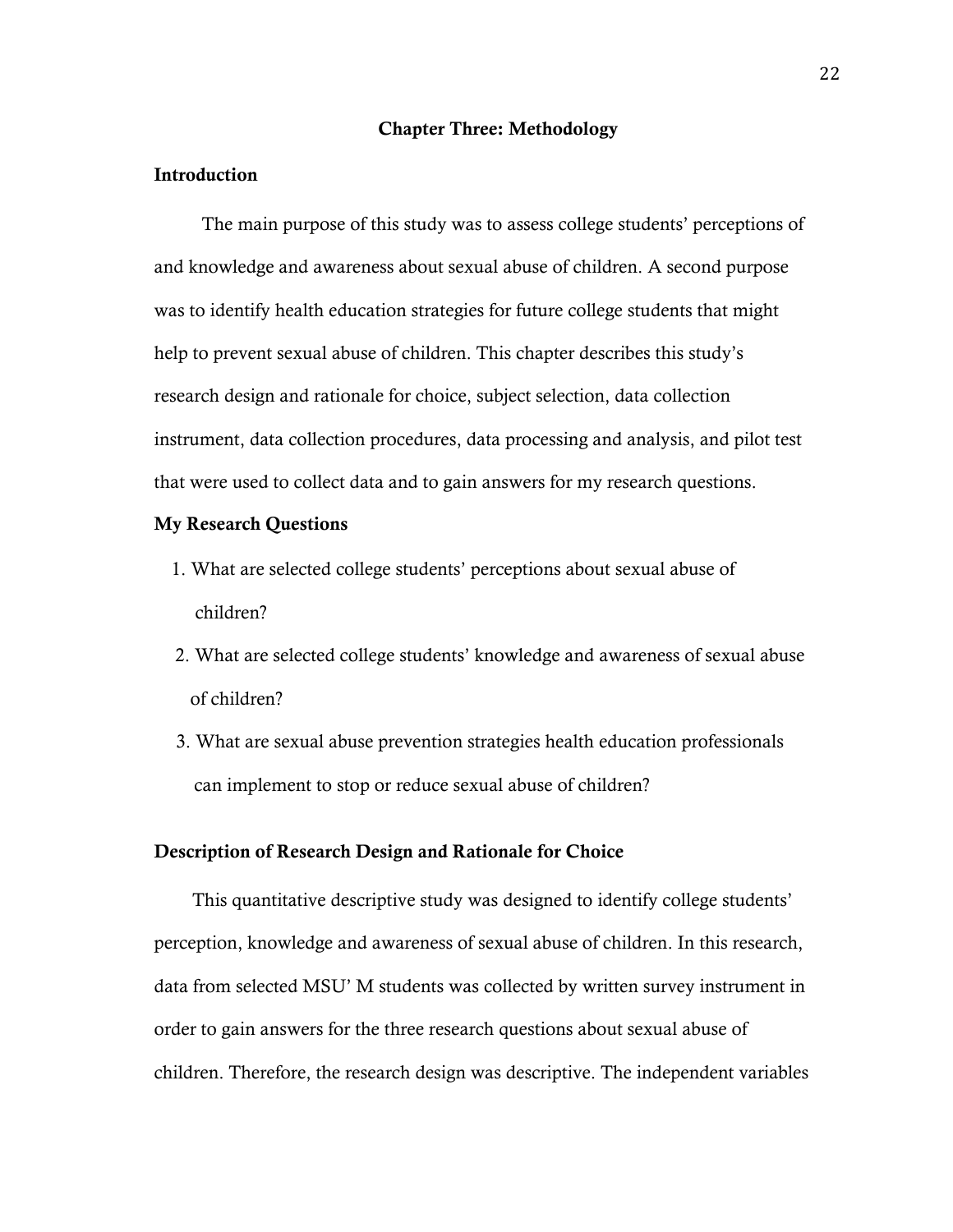# Chapter Three: Methodology

## Introduction

The main purpose of this study was to assess college students' perceptions of and knowledge and awareness about sexual abuse of children. A second purpose was to identify health education strategies for future college students that might help to prevent sexual abuse of children. This chapter describes this study's research design and rationale for choice, subject selection, data collection instrument, data collection procedures, data processing and analysis, and pilot test that were used to collect data and to gain answers for my research questions.

## My Research Questions

1. What are selected college students' perceptions about sexual abuse of children?
2. What are selected college students' knowledge and awareness of sexual abuse of children?
3. What are sexual abuse prevention strategies health education professionals can implement to stop or reduce sexual abuse of children?

## Description of Research Design and Rationale for Choice

This quantitative descriptive study was designed to identify college students' perception, knowledge and awareness of sexual abuse of children. In this research, data from selected MSU' M students was collected by written survey instrument in order to gain answers for the three research questions about sexual abuse of children. Therefore, the research design was descriptive. The independent variables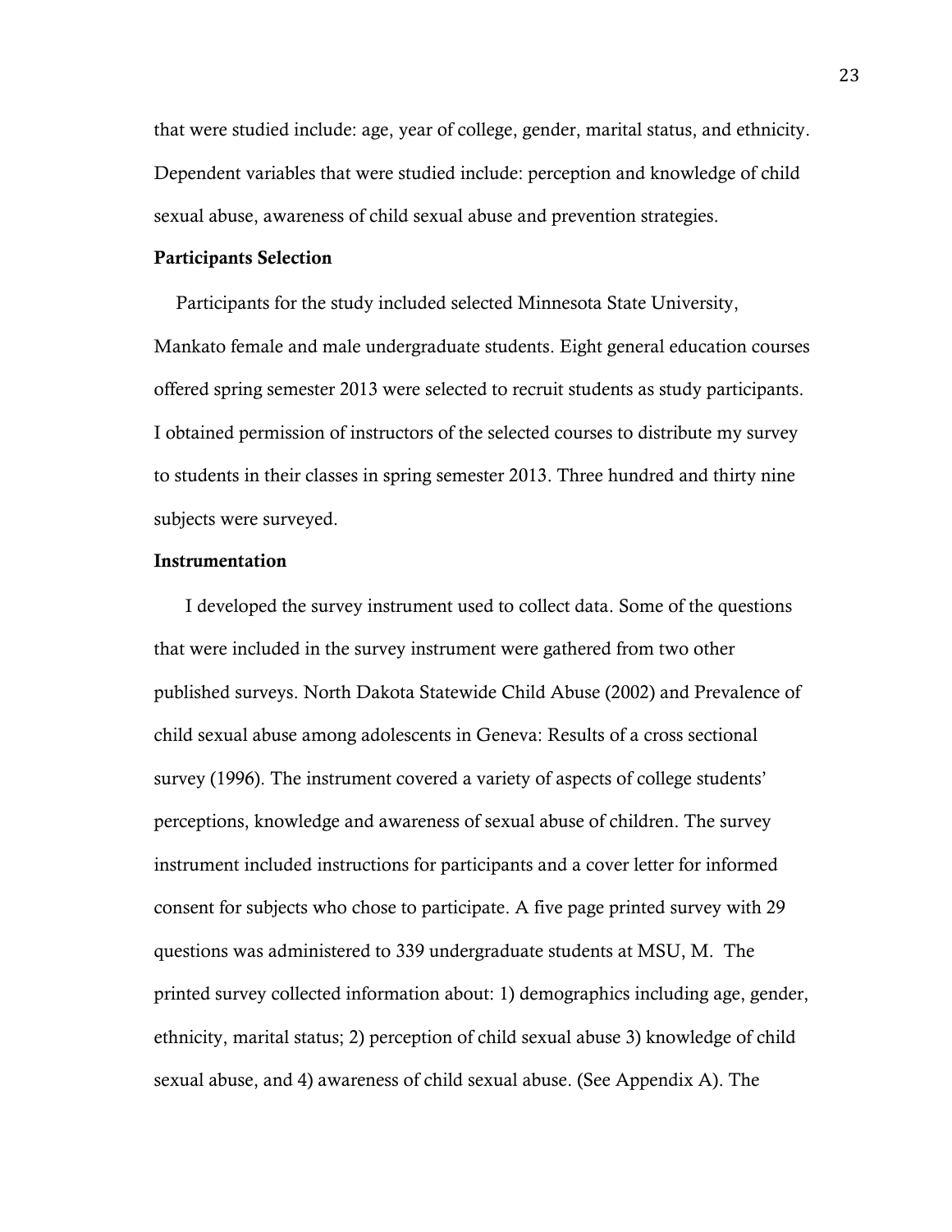that were studied include: age, year of college, gender, marital status, and ethnicity. Dependent variables that were studied include: perception and knowledge of child sexual abuse, awareness of child sexual abuse and prevention strategies.

**Participants Selection**

Participants for the study included selected Minnesota State University, Mankato female and male undergraduate students. Eight general education courses offered spring semester 2013 were selected to recruit students as study participants. I obtained permission of instructors of the selected courses to distribute my survey to students in their classes in spring semester 2013. Three hundred and thirty nine subjects were surveyed.

**Instrumentation**

I developed the survey instrument used to collect data. Some of the questions that were included in the survey instrument were gathered from two other published surveys. North Dakota Statewide Child Abuse (2002) and Prevalence of child sexual abuse among adolescents in Geneva: Results of a cross sectional survey (1996). The instrument covered a variety of aspects of college students' perceptions, knowledge and awareness of sexual abuse of children. The survey instrument included instructions for participants and a cover letter for informed consent for subjects who chose to participate. A five page printed survey with 29 questions was administered to 339 undergraduate students at MSU, M. The printed survey collected information about: 1) demographics including age, gender, ethnicity, marital status; 2) perception of child sexual abuse 3) knowledge of child sexual abuse, and 4) awareness of child sexual abuse. (See Appendix A). The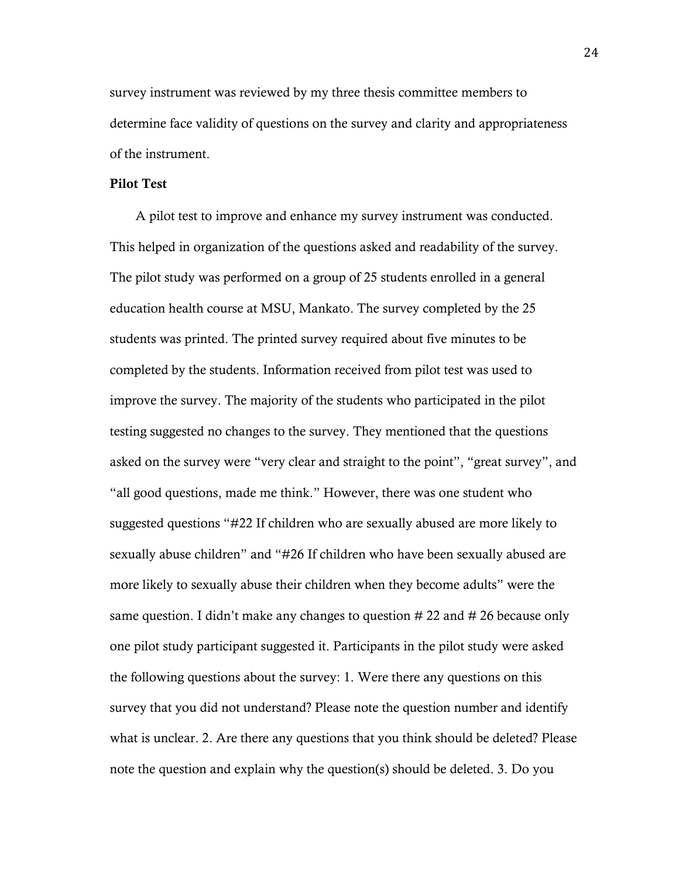survey instrument was reviewed by my three thesis committee members to determine face validity of questions on the survey and clarity and appropriateness of the instrument.

**Pilot Test**

A pilot test to improve and enhance my survey instrument was conducted. This helped in organization of the questions asked and readability of the survey. The pilot study was performed on a group of 25 students enrolled in a general education health course at MSU, Mankato. The survey completed by the 25 students was printed. The printed survey required about five minutes to be completed by the students. Information received from pilot test was used to improve the survey. The majority of the students who participated in the pilot testing suggested no changes to the survey. They mentioned that the questions asked on the survey were "very clear and straight to the point", "great survey", and "all good questions, made me think." However, there was one student who suggested questions "#22 If children who are sexually abused are more likely to sexually abuse children" and "#26 If children who have been sexually abused are more likely to sexually abuse their children when they become adults" were the same question. I didn't make any changes to question # 22 and # 26 because only one pilot study participant suggested it. Participants in the pilot study were asked the following questions about the survey: 1. Were there any questions on this survey that you did not understand? Please note the question number and identify what is unclear. 2. Are there any questions that you think should be deleted? Please note the question and explain why the question(s) should be deleted. 3. Do you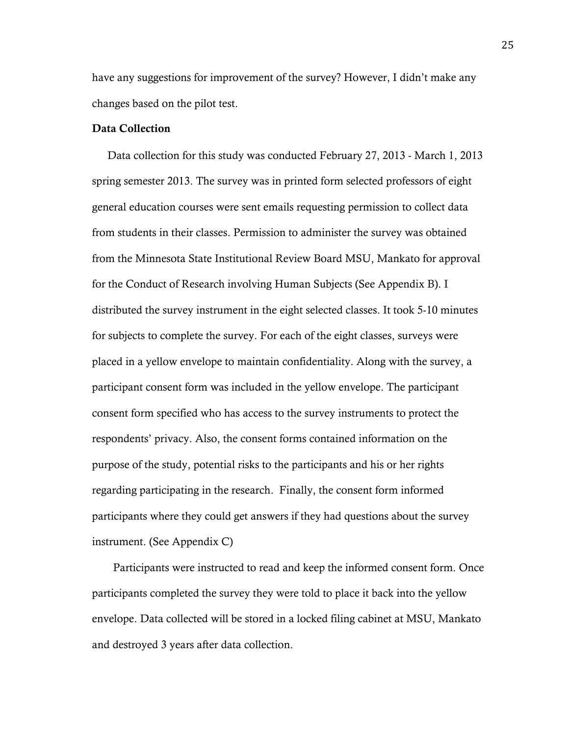have any suggestions for improvement of the survey? However, I didn't make any changes based on the pilot test.

**Data Collection**

Data collection for this study was conducted February 27, 2013 - March 1, 2013 spring semester 2013. The survey was in printed form selected professors of eight general education courses were sent emails requesting permission to collect data from students in their classes. Permission to administer the survey was obtained from the Minnesota State Institutional Review Board MSU, Mankato for approval for the Conduct of Research involving Human Subjects (See Appendix B). I distributed the survey instrument in the eight selected classes. It took 5-10 minutes for subjects to complete the survey. For each of the eight classes, surveys were placed in a yellow envelope to maintain confidentiality. Along with the survey, a participant consent form was included in the yellow envelope. The participant consent form specified who has access to the survey instruments to protect the respondents' privacy. Also, the consent forms contained information on the purpose of the study, potential risks to the participants and his or her rights regarding participating in the research. Finally, the consent form informed participants where they could get answers if they had questions about the survey instrument. (See Appendix C)

Participants were instructed to read and keep the informed consent form. Once participants completed the survey they were told to place it back into the yellow envelope. Data collected will be stored in a locked filing cabinet at MSU, Mankato and destroyed 3 years after data collection.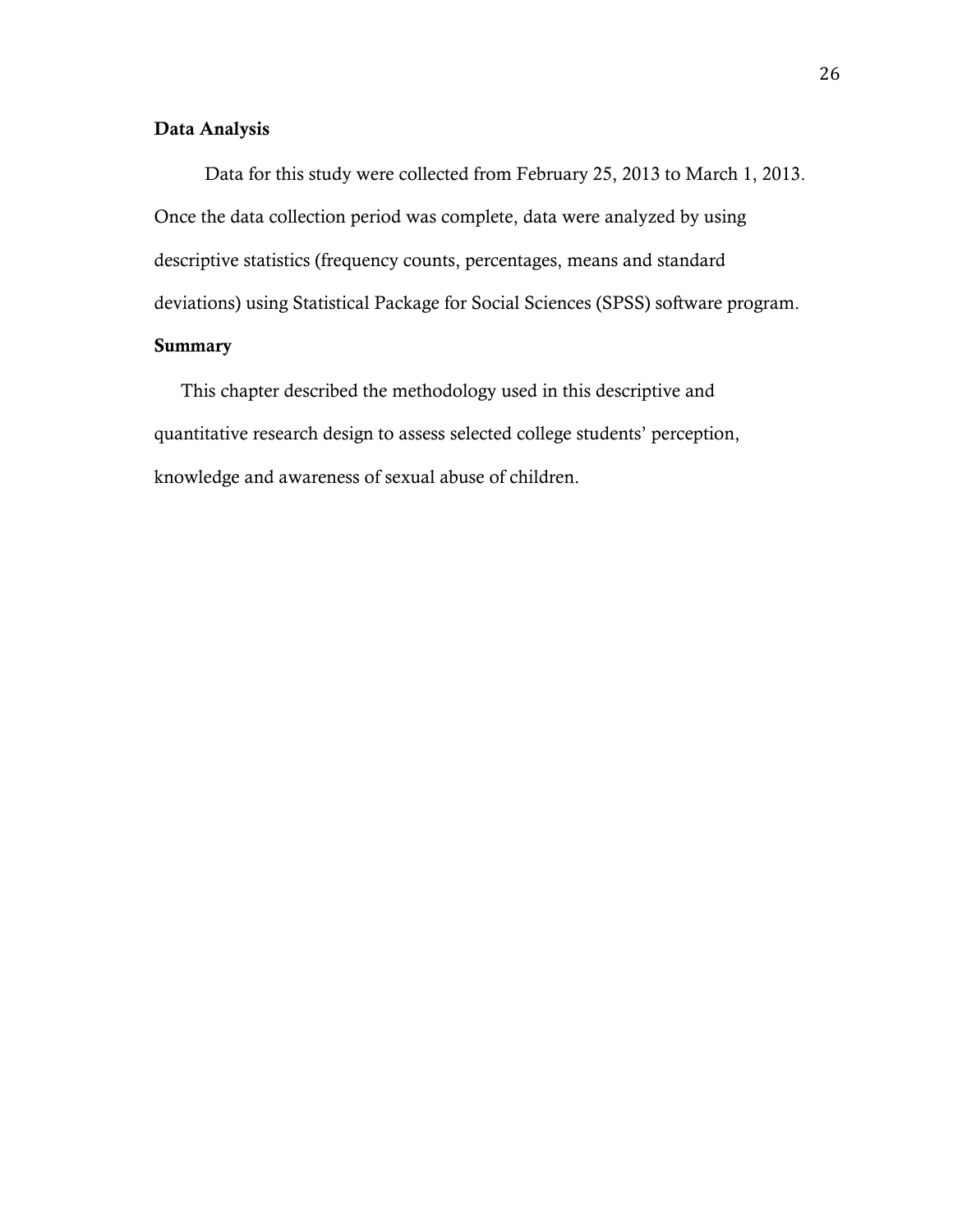## Data Analysis

Data for this study were collected from February 25, 2013 to March 1, 2013. Once the data collection period was complete, data were analyzed by using descriptive statistics (frequency counts, percentages, means and standard deviations) using Statistical Package for Social Sciences (SPSS) software program.

## Summary

This chapter described the methodology used in this descriptive and quantitative research design to assess selected college students' perception, knowledge and awareness of sexual abuse of children.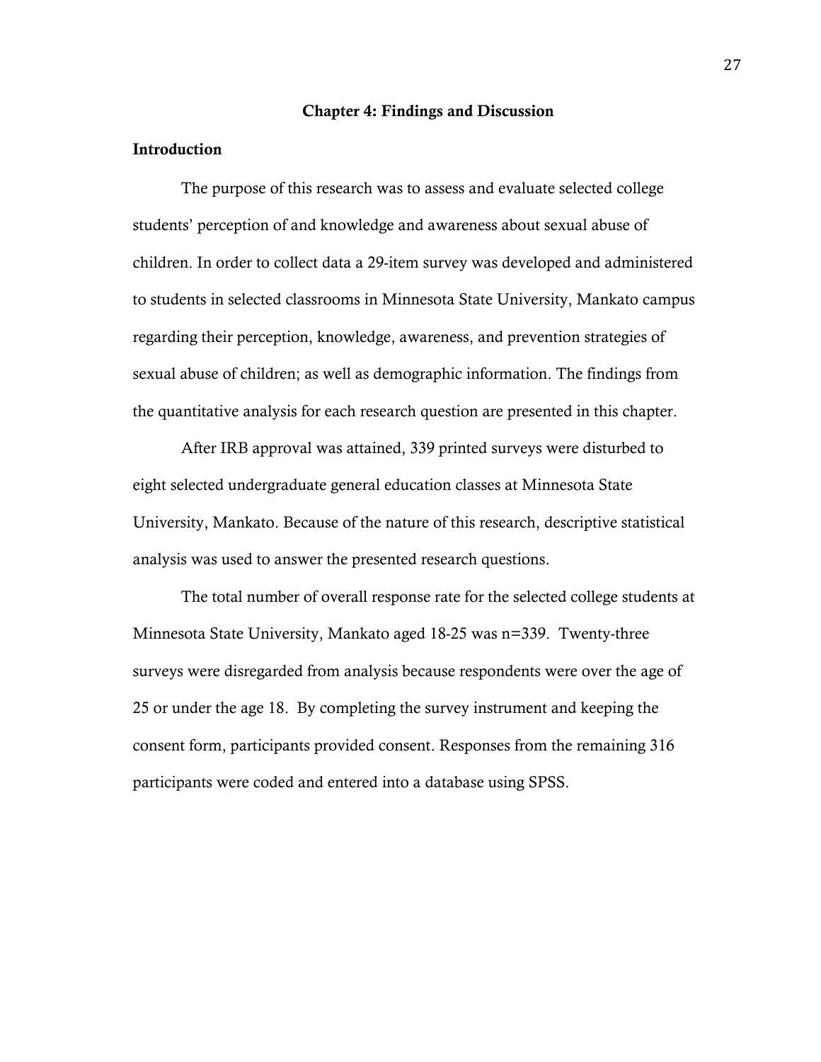# Chapter 4: Findings and Discussion

## Introduction

The purpose of this research was to assess and evaluate selected college students' perception of and knowledge and awareness about sexual abuse of children. In order to collect data a 29-item survey was developed and administered to students in selected classrooms in Minnesota State University, Mankato campus regarding their perception, knowledge, awareness, and prevention strategies of sexual abuse of children; as well as demographic information. The findings from the quantitative analysis for each research question are presented in this chapter.

After IRB approval was attained, 339 printed surveys were disturbed to eight selected undergraduate general education classes at Minnesota State University, Mankato. Because of the nature of this research, descriptive statistical analysis was used to answer the presented research questions.

The total number of overall response rate for the selected college students at Minnesota State University, Mankato aged 18-25 was n=339. Twenty-three surveys were disregarded from analysis because respondents were over the age of 25 or under the age 18. By completing the survey instrument and keeping the consent form, participants provided consent. Responses from the remaining 316 participants were coded and entered into a database using SPSS.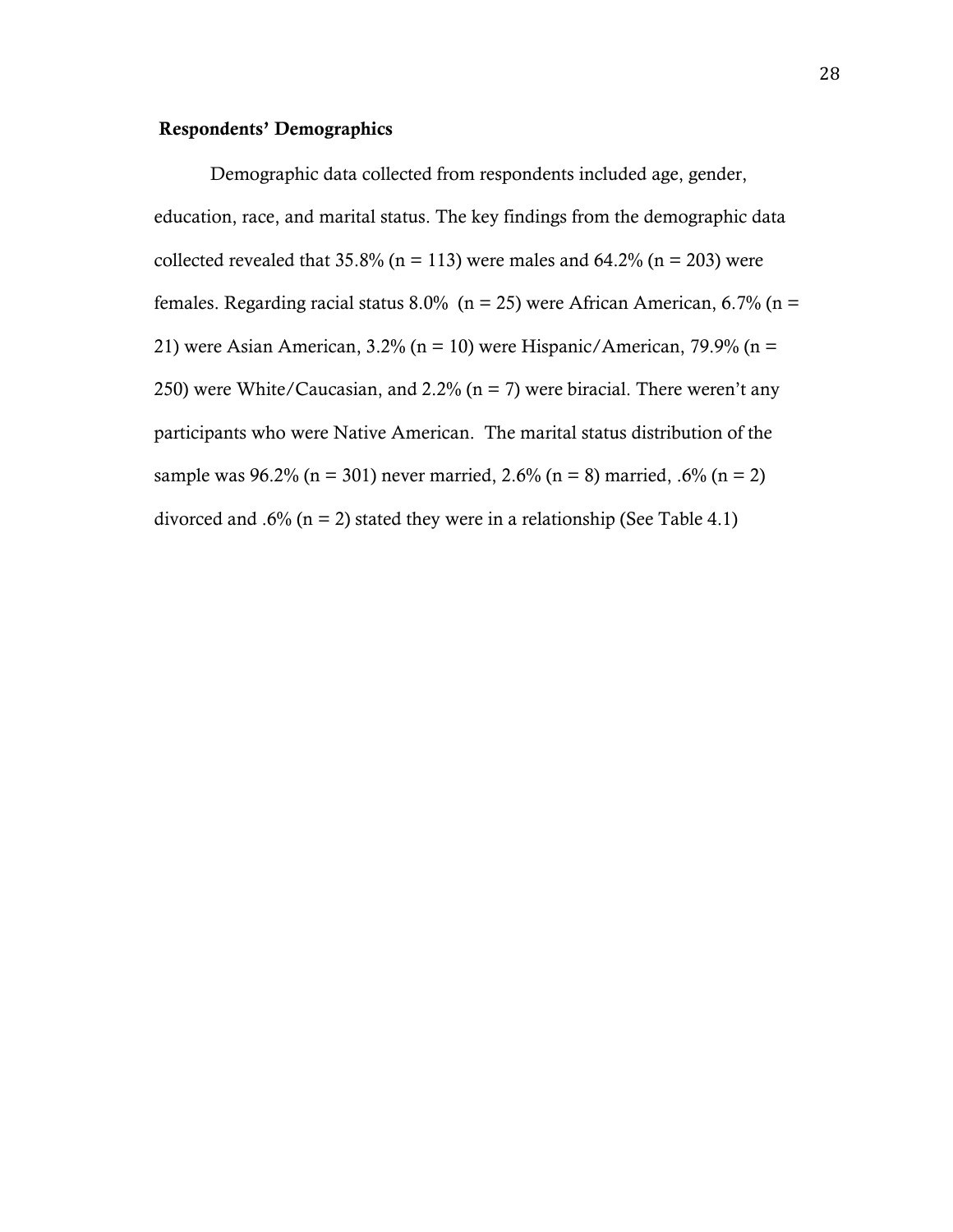### Respondents' Demographics

Demographic data collected from respondents included age, gender, education, race, and marital status. The key findings from the demographic data collected revealed that 35.8% (n = 113) were males and 64.2% (n = 203) were females. Regarding racial status 8.0% (n = 25) were African American, 6.7% (n = 21) were Asian American, 3.2% (n = 10) were Hispanic/American, 79.9% (n = 250) were White/Caucasian, and 2.2% (n = 7) were biracial. There weren't any participants who were Native American. The marital status distribution of the sample was 96.2% (n = 301) never married, 2.6% (n = 8) married, .6% (n = 2) divorced and .6% (n = 2) stated they were in a relationship (See Table 4.1)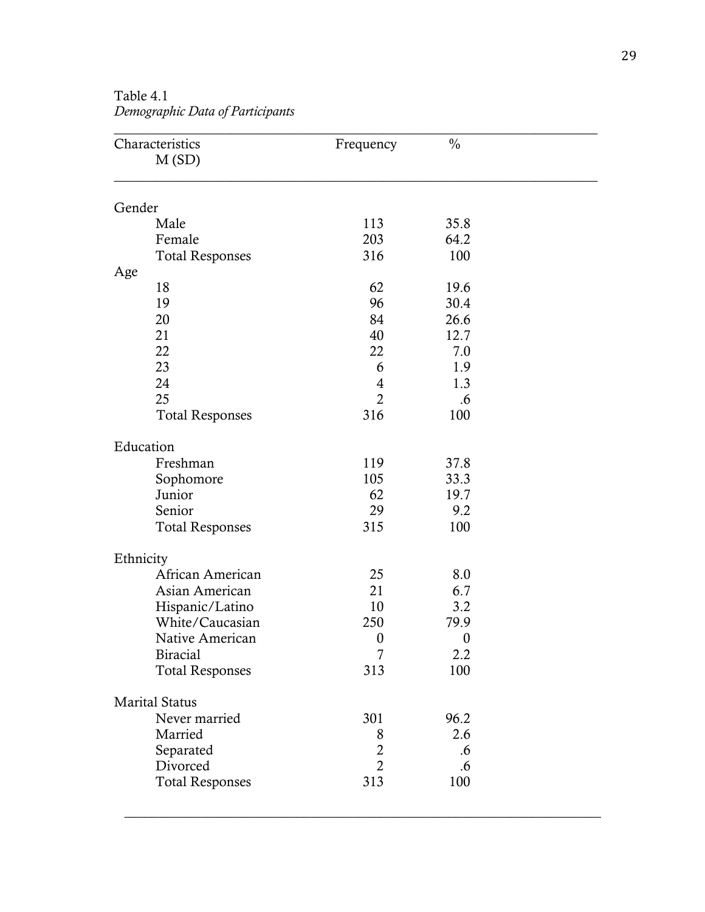Table 4.1
*Demographic Data of Participants*

| Characteristics M (SD) | Frequency | % |
|---|---|---|
| Gender | | |
| Male | 113 | 35.8 |
| Female | 203 | 64.2 |
| Total Responses | 316 | 100 |
| Age | | |
| 18 | 62 | 19.6 |
| 19 | 96 | 30.4 |
| 20 | 84 | 26.6 |
| 21 | 40 | 12.7 |
| 22 | 22 | 7.0 |
| 23 | 6 | 1.9 |
| 24 | 4 | 1.3 |
| 25 | 2 | .6 |
| Total Responses | 316 | 100 |
| Education | | |
| Freshman | 119 | 37.8 |
| Sophomore | 105 | 33.3 |
| Junior | 62 | 19.7 |
| Senior | 29 | 9.2 |
| Total Responses | 315 | 100 |
| Ethnicity | | |
| African American | 25 | 8.0 |
| Asian American | 21 | 6.7 |
| Hispanic/Latino | 10 | 3.2 |
| White/Caucasian | 250 | 79.9 |
| Native American | 0 | 0 |
| Biracial | 7 | 2.2 |
| Total Responses | 313 | 100 |
| Marital Status | | |
| Never married | 301 | 96.2 |
| Married | 8 | 2.6 |
| Separated | 2 | .6 |
| Divorced | 2 | .6 |
| Total Responses | 313 | 100 |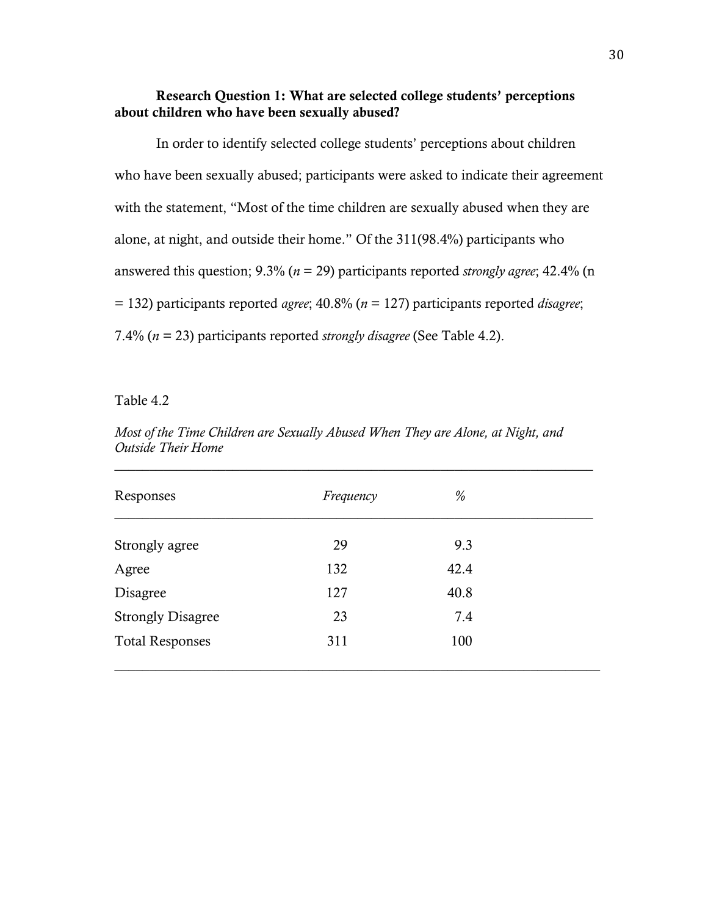**Research Question 1: What are selected college students' perceptions about children who have been sexually abused?**

In order to identify selected college students' perceptions about children who have been sexually abused; participants were asked to indicate their agreement with the statement, "Most of the time children are sexually abused when they are alone, at night, and outside their home." Of the 311(98.4%) participants who answered this question; 9.3% ($n$ = 29) participants reported *strongly agree*; 42.4% (n = 132) participants reported *agree*; 40.8% ($n$ = 127) participants reported *disagree*; 7.4% ($n$ = 23) participants reported *strongly disagree* (See Table 4.2).

Table 4.2

*Most of the Time Children are Sexually Abused When They are Alone, at Night, and Outside Their Home*

| Responses | *Frequency* | % |
|---|---|---|
| Strongly agree | 29 | 9.3 |
| Agree | 132 | 42.4 |
| Disagree | 127 | 40.8 |
| Strongly Disagree | 23 | 7.4 |
| Total Responses | 311 | 100 |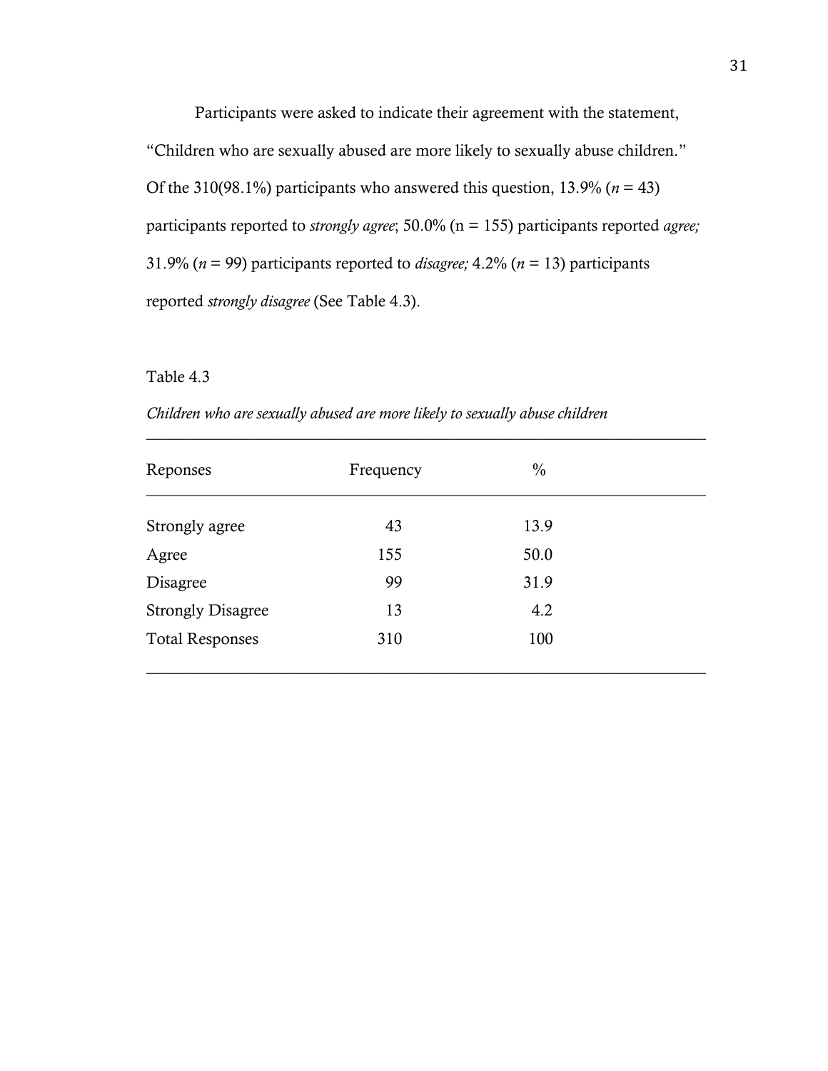Participants were asked to indicate their agreement with the statement, "Children who are sexually abused are more likely to sexually abuse children." Of the 310(98.1%) participants who answered this question, 13.9% (*n* = 43) participants reported to *strongly agree*; 50.0% (n = 155) participants reported *agree;* 31.9% (*n* = 99) participants reported to *disagree;* 4.2% (*n* = 13) participants reported *strongly disagree* (See Table 4.3).

Table 4.3

*Children who are sexually abused are more likely to sexually abuse children*

| Reponses | Frequency | % |
|---|---|---|
| Strongly agree | 43 | 13.9 |
| Agree | 155 | 50.0 |
| Disagree | 99 | 31.9 |
| Strongly Disagree | 13 | 4.2 |
| Total Responses | 310 | 100 |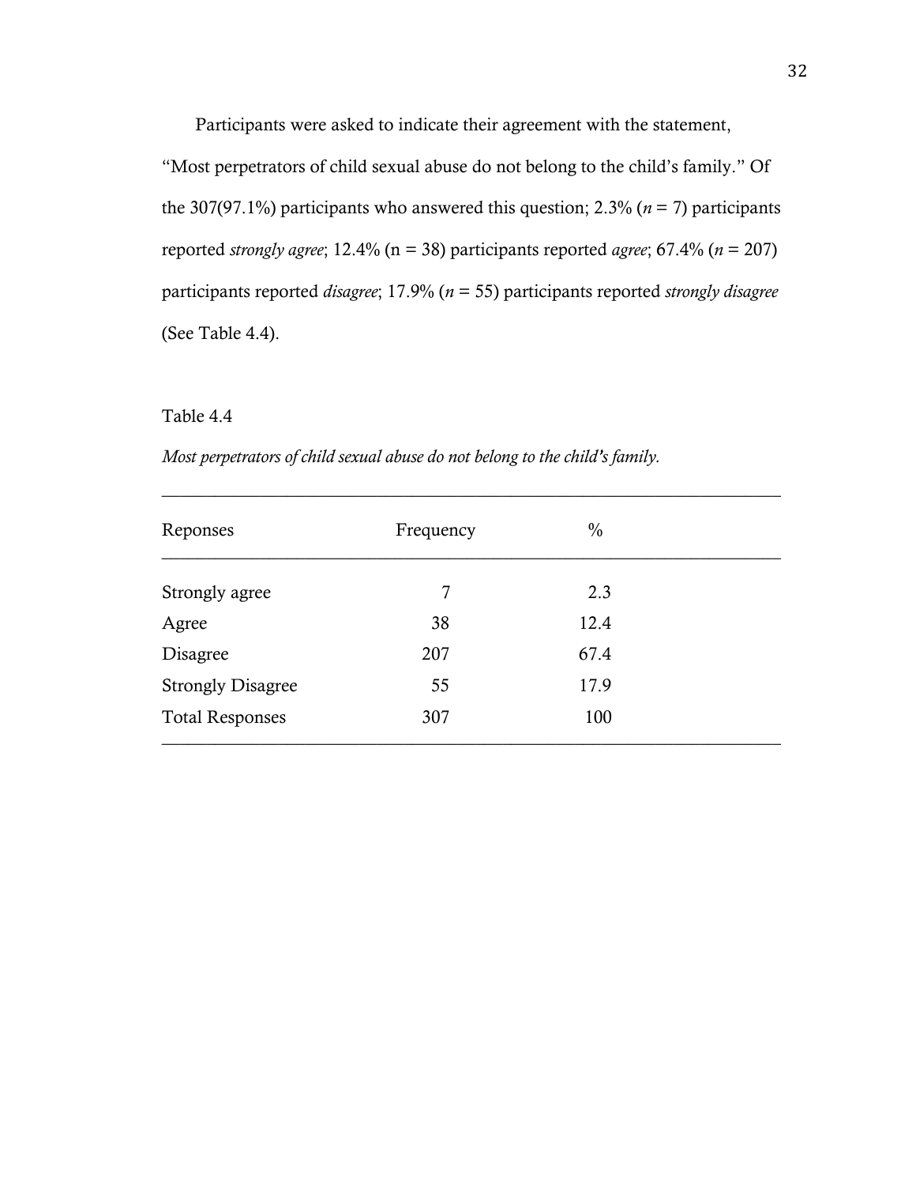Participants were asked to indicate their agreement with the statement, "Most perpetrators of child sexual abuse do not belong to the child's family." Of the 307(97.1%) participants who answered this question; 2.3% ($n$ = 7) participants reported *strongly agree*; 12.4% (n = 38) participants reported *agree*; 67.4% ($n$ = 207) participants reported *disagree*; 17.9% ($n$ = 55) participants reported *strongly disagree* (See Table 4.4).

Table 4.4

*Most perpetrators of child sexual abuse do not belong to the child's family.*

| Reponses | Frequency | % |
|---|---|---|
| Strongly agree | 7 | 2.3 |
| Agree | 38 | 12.4 |
| Disagree | 207 | 67.4 |
| Strongly Disagree | 55 | 17.9 |
| Total Responses | 307 | 100 |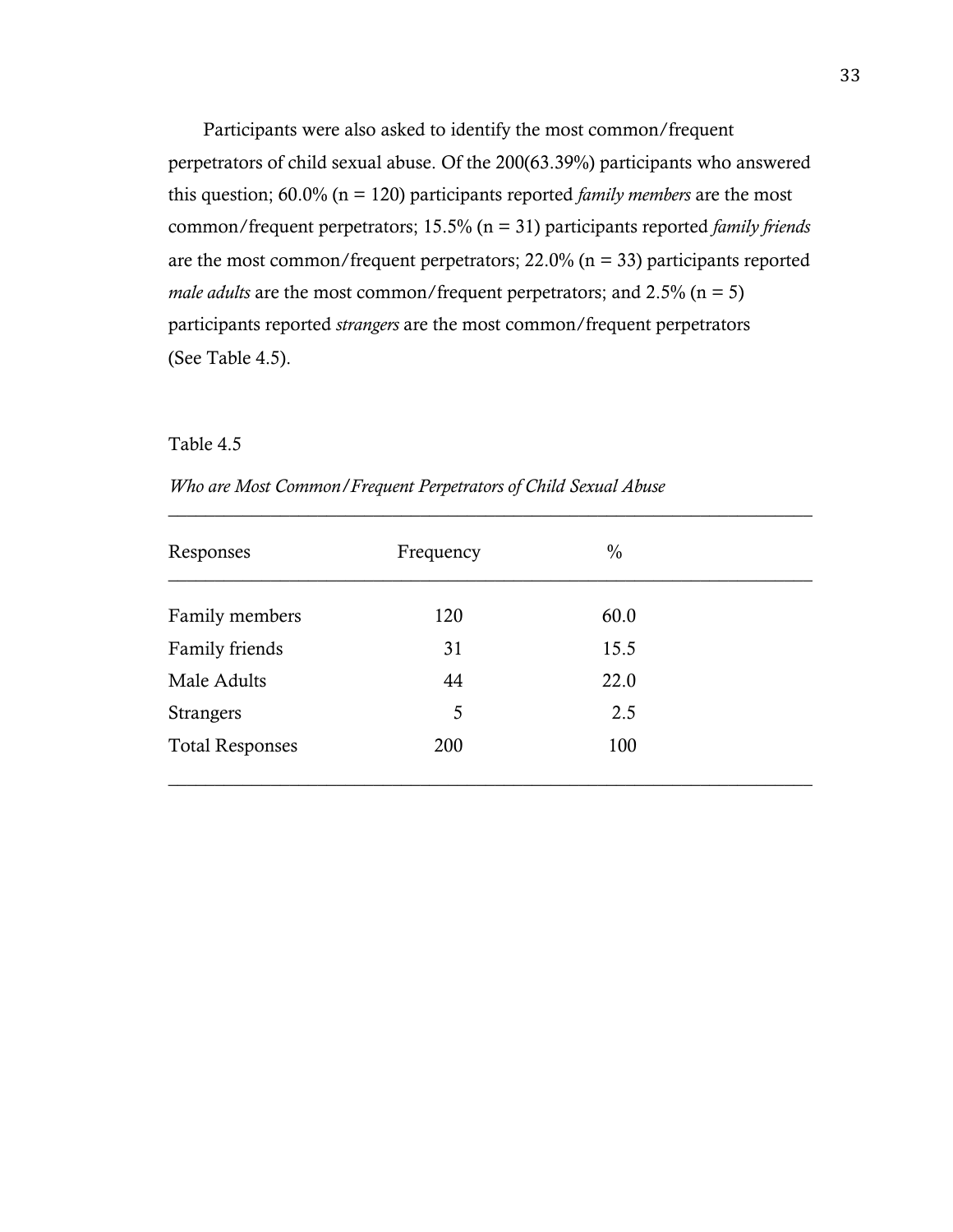Participants were also asked to identify the most common/frequent perpetrators of child sexual abuse. Of the 200(63.39%) participants who answered this question; 60.0% (n = 120) participants reported *family members* are the most common/frequent perpetrators; 15.5% (n = 31) participants reported *family friends* are the most common/frequent perpetrators; 22.0% (n = 33) participants reported *male adults* are the most common/frequent perpetrators; and 2.5% (n = 5) participants reported *strangers* are the most common/frequent perpetrators (See Table 4.5).

Table 4.5

*Who are Most Common/Frequent Perpetrators of Child Sexual Abuse*

| Responses | Frequency | % |
|---|---|---|
| Family members | 120 | 60.0 |
| Family friends | 31 | 15.5 |
| Male Adults | 44 | 22.0 |
| Strangers | 5 | 2.5 |
| Total Responses | 200 | 100 |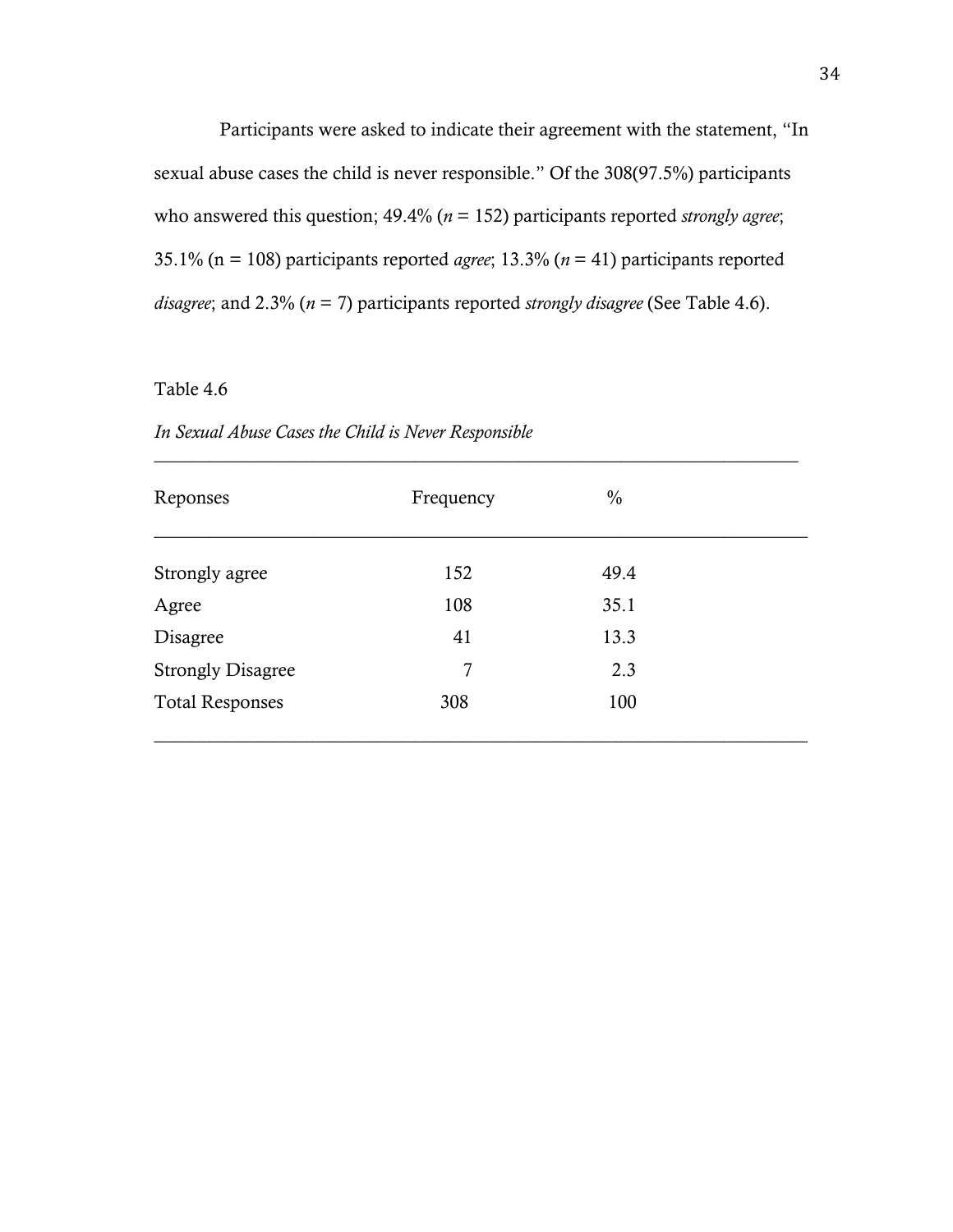Participants were asked to indicate their agreement with the statement, "In sexual abuse cases the child is never responsible." Of the 308(97.5%) participants who answered this question; 49.4% (*n* = 152) participants reported *strongly agree*; 35.1% (n = 108) participants reported *agree*; 13.3% (*n* = 41) participants reported *disagree*; and 2.3% (*n* = 7) participants reported *strongly disagree* (See Table 4.6).

Table 4.6

*In Sexual Abuse Cases the Child is Never Responsible*

| Reponses | Frequency | % |
|---|---|---|
| Strongly agree | 152 | 49.4 |
| Agree | 108 | 35.1 |
| Disagree | 41 | 13.3 |
| Strongly Disagree | 7 | 2.3 |
| Total Responses | 308 | 100 |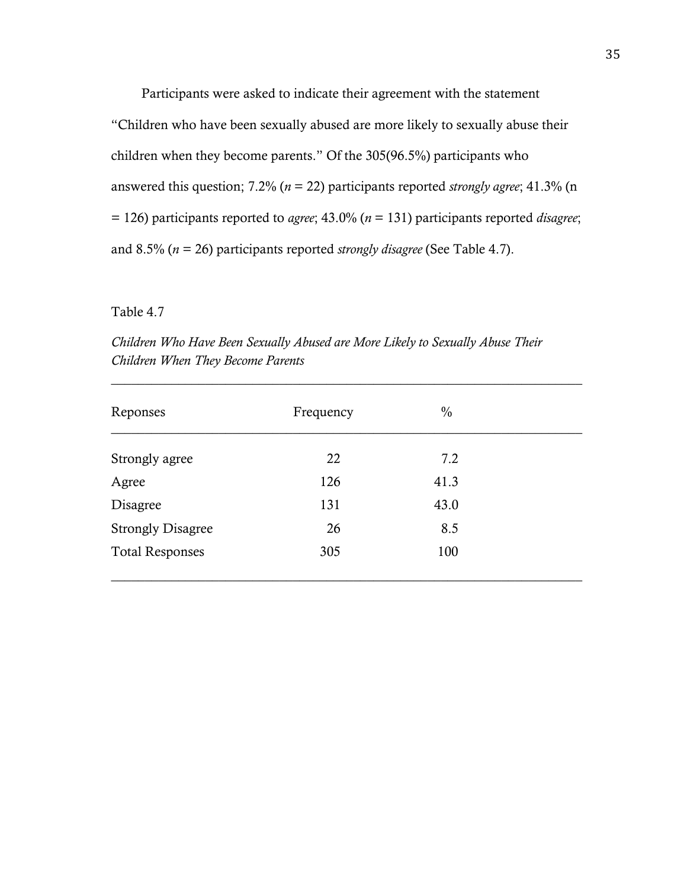Participants were asked to indicate their agreement with the statement "Children who have been sexually abused are more likely to sexually abuse their children when they become parents." Of the 305(96.5%) participants who answered this question; 7.2% ($n$ = 22) participants reported *strongly agree*; 41.3% (n = 126) participants reported to *agree*; 43.0% ($n$ = 131) participants reported *disagree*; and 8.5% ($n$ = 26) participants reported *strongly disagree* (See Table 4.7).

Table 4.7

*Children Who Have Been Sexually Abused are More Likely to Sexually Abuse Their Children When They Become Parents*

| Reponses | Frequency | % |
|---|---|---|
| Strongly agree | 22 | 7.2 |
| Agree | 126 | 41.3 |
| Disagree | 131 | 43.0 |
| Strongly Disagree | 26 | 8.5 |
| Total Responses | 305 | 100 |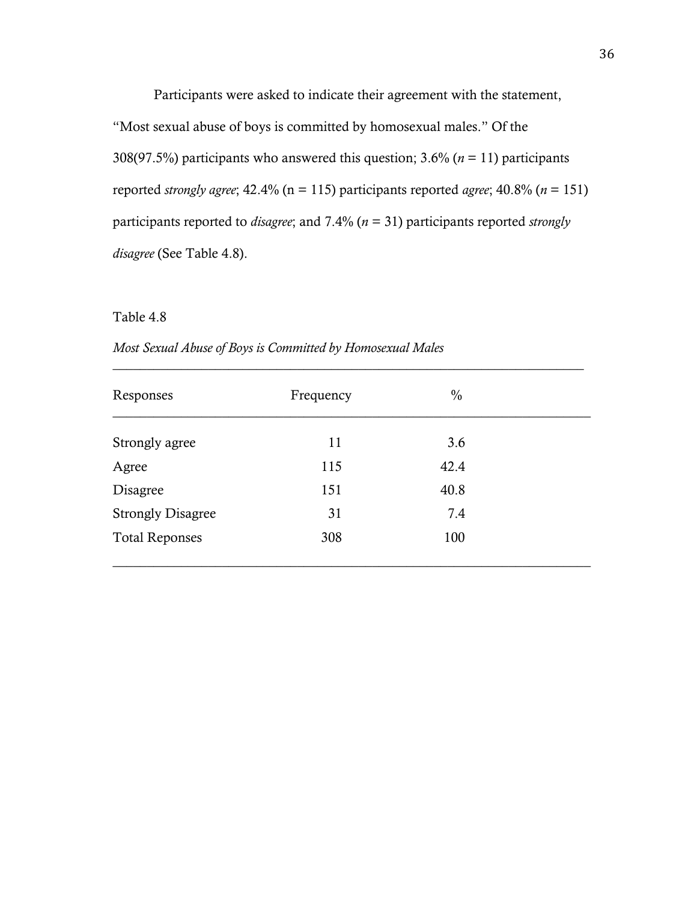Participants were asked to indicate their agreement with the statement, "Most sexual abuse of boys is committed by homosexual males." Of the 308(97.5%) participants who answered this question; 3.6% ($n$ = 11) participants reported *strongly agree*; 42.4% (n = 115) participants reported *agree*; 40.8% ($n$ = 151) participants reported to *disagree*; and 7.4% ($n$ = 31) participants reported *strongly disagree* (See Table 4.8).

Table 4.8

*Most Sexual Abuse of Boys is Committed by Homosexual Males*

| Responses | Frequency | % |
|---|---|---|
| Strongly agree | 11 | 3.6 |
| Agree | 115 | 42.4 |
| Disagree | 151 | 40.8 |
| Strongly Disagree | 31 | 7.4 |
| Total Reponses | 308 | 100 |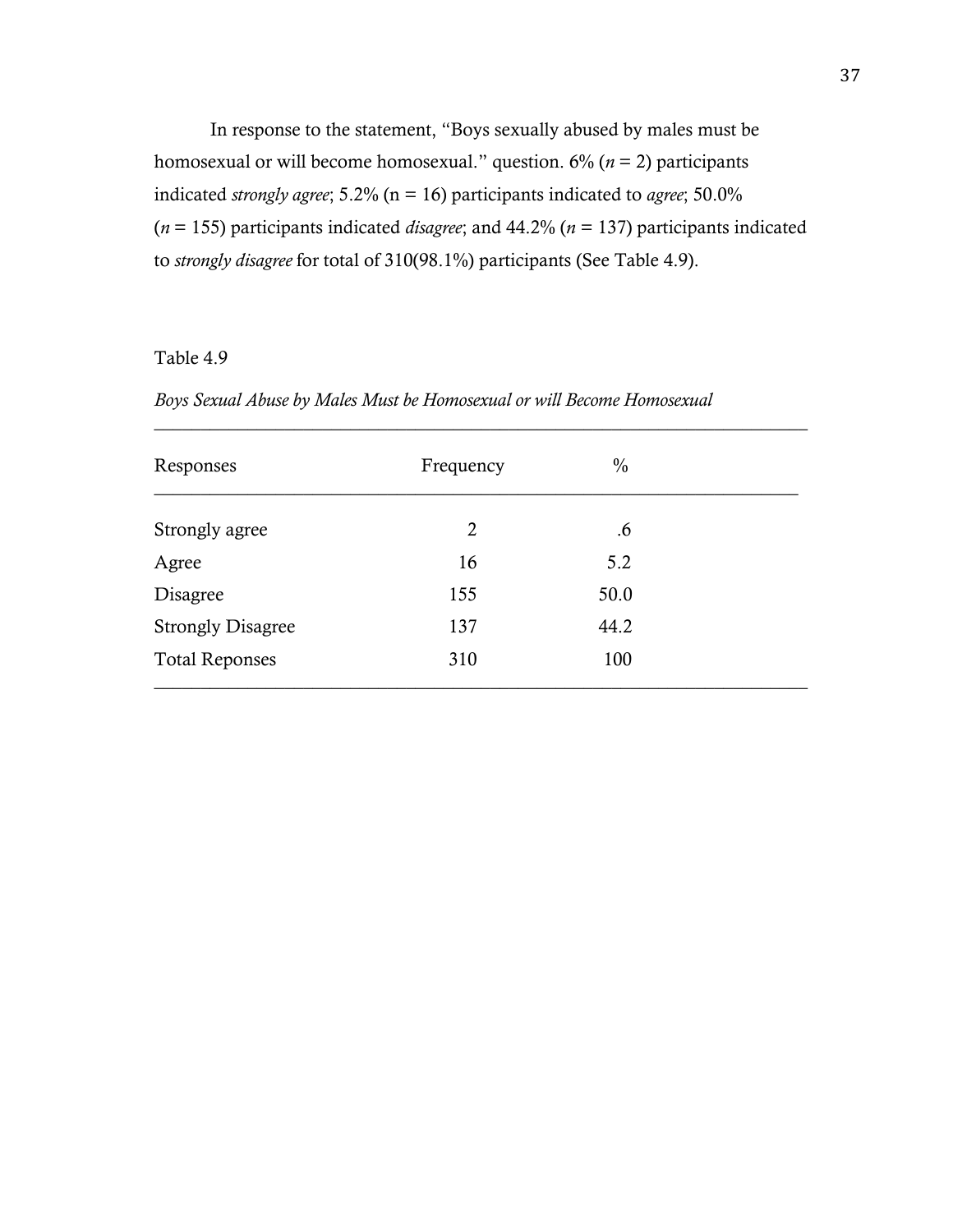In response to the statement, "Boys sexually abused by males must be homosexual or will become homosexual." question. 6% (*n* = 2) participants indicated *strongly agree*; 5.2% (n = 16) participants indicated to *agree*; 50.0% (*n* = 155) participants indicated *disagree*; and 44.2% (*n* = 137) participants indicated to *strongly disagree* for total of 310(98.1%) participants (See Table 4.9).

Table 4.9

*Boys Sexual Abuse by Males Must be Homosexual or will Become Homosexual*

| Responses | Frequency | % |
|---|---|---|
| Strongly agree | 2 | .6 |
| Agree | 16 | 5.2 |
| Disagree | 155 | 50.0 |
| Strongly Disagree | 137 | 44.2 |
| Total Reponses | 310 | 100 |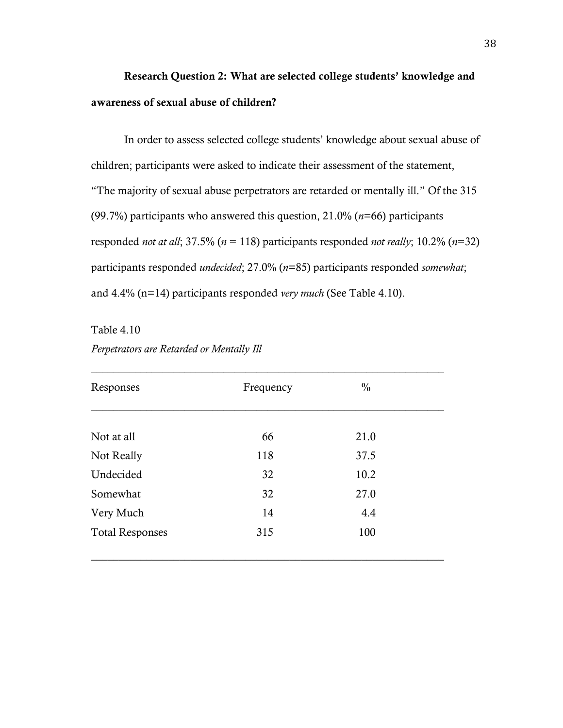**Research Question 2: What are selected college students' knowledge and awareness of sexual abuse of children?**

In order to assess selected college students' knowledge about sexual abuse of children; participants were asked to indicate their assessment of the statement, "The majority of sexual abuse perpetrators are retarded or mentally ill." Of the 315 (99.7%) participants who answered this question, 21.0% (*n*=66) participants responded *not at all*; 37.5% (*n* = 118) participants responded *not really*; 10.2% (*n*=32) participants responded *undecided*; 27.0% (*n*=85) participants responded *somewhat*; and 4.4% (n=14) participants responded *very much* (See Table 4.10).

Table 4.10

*Perpetrators are Retarded or Mentally Ill*

| Responses | Frequency | % |
|---|---|---|
| Not at all | 66 | 21.0 |
| Not Really | 118 | 37.5 |
| Undecided | 32 | 10.2 |
| Somewhat | 32 | 27.0 |
| Very Much | 14 | 4.4 |
| Total Responses | 315 | 100 |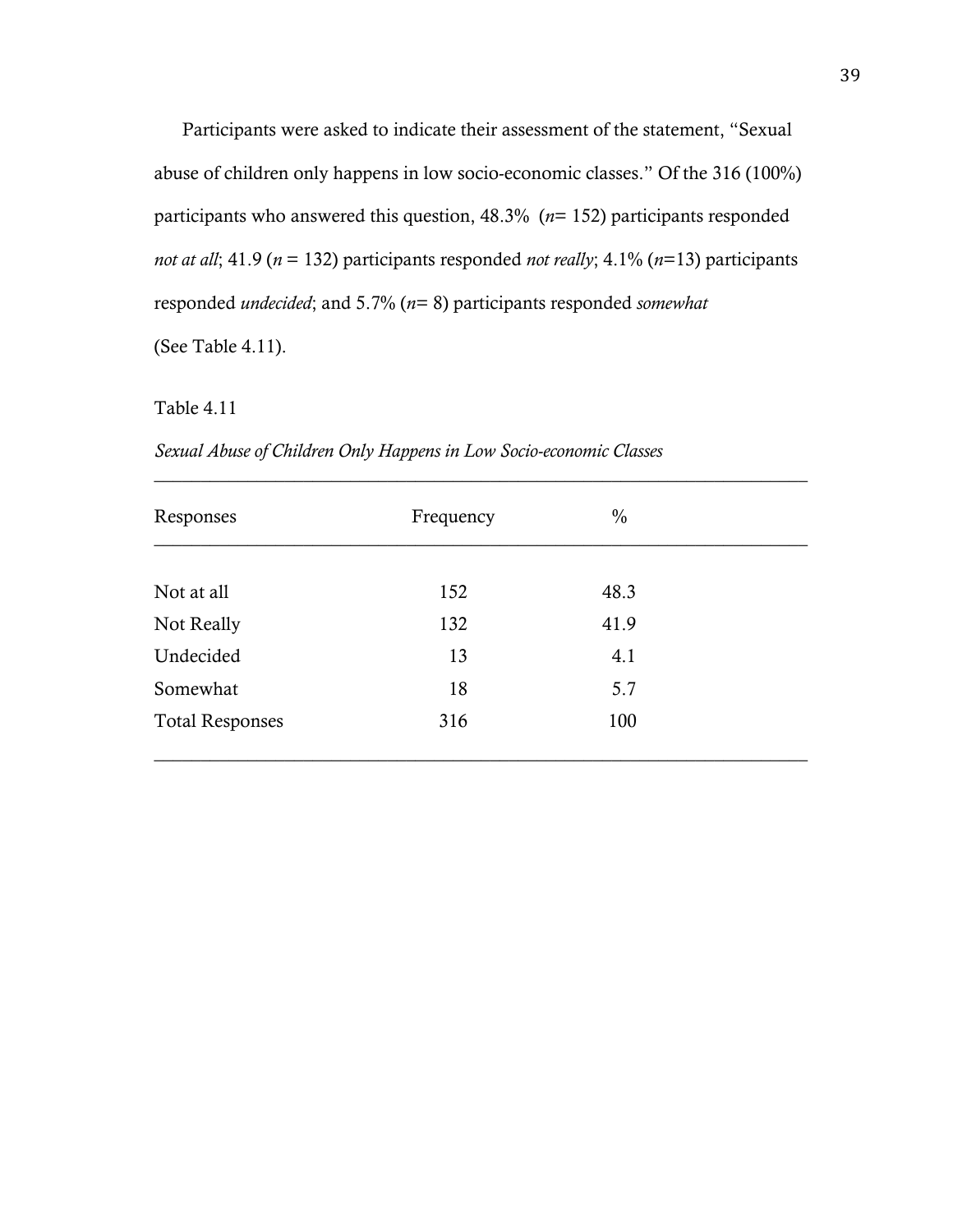Participants were asked to indicate their assessment of the statement, "Sexual abuse of children only happens in low socio-economic classes." Of the 316 (100%) participants who answered this question, 48.3% (*n*= 152) participants responded *not at all*; 41.9 (*n* = 132) participants responded *not really*; 4.1% (*n*=13) participants responded *undecided*; and 5.7% (*n*= 8) participants responded *somewhat* (See Table 4.11).

Table 4.11

*Sexual Abuse of Children Only Happens in Low Socio-economic Classes*

| Responses | Frequency | % |
|---|---|---|
| Not at all | 152 | 48.3 |
| Not Really | 132 | 41.9 |
| Undecided | 13 | 4.1 |
| Somewhat | 18 | 5.7 |
| Total Responses | 316 | 100 |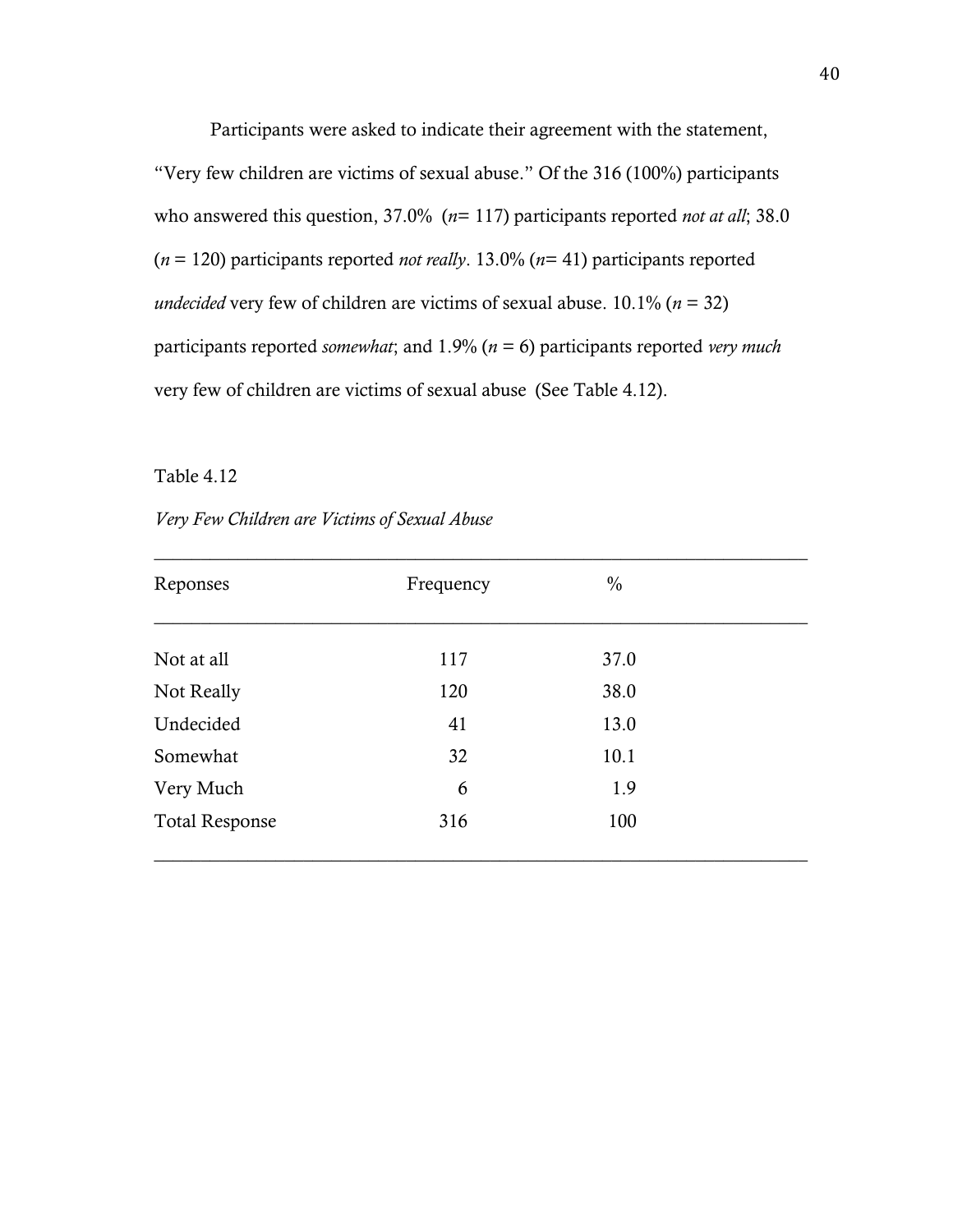Participants were asked to indicate their agreement with the statement, "Very few children are victims of sexual abuse." Of the 316 (100%) participants who answered this question, 37.0% (*n*= 117) participants reported *not at all*; 38.0 (*n* = 120) participants reported *not really*. 13.0% (*n*= 41) participants reported *undecided* very few of children are victims of sexual abuse. 10.1% (*n* = 32) participants reported *somewhat*; and 1.9% (*n* = 6) participants reported *very much* very few of children are victims of sexual abuse (See Table 4.12).

Table 4.12

*Very Few Children are Victims of Sexual Abuse*

| Reponses | Frequency | % |
|---|---|---|
| Not at all | 117 | 37.0 |
| Not Really | 120 | 38.0 |
| Undecided | 41 | 13.0 |
| Somewhat | 32 | 10.1 |
| Very Much | 6 | 1.9 |
| Total Response | 316 | 100 |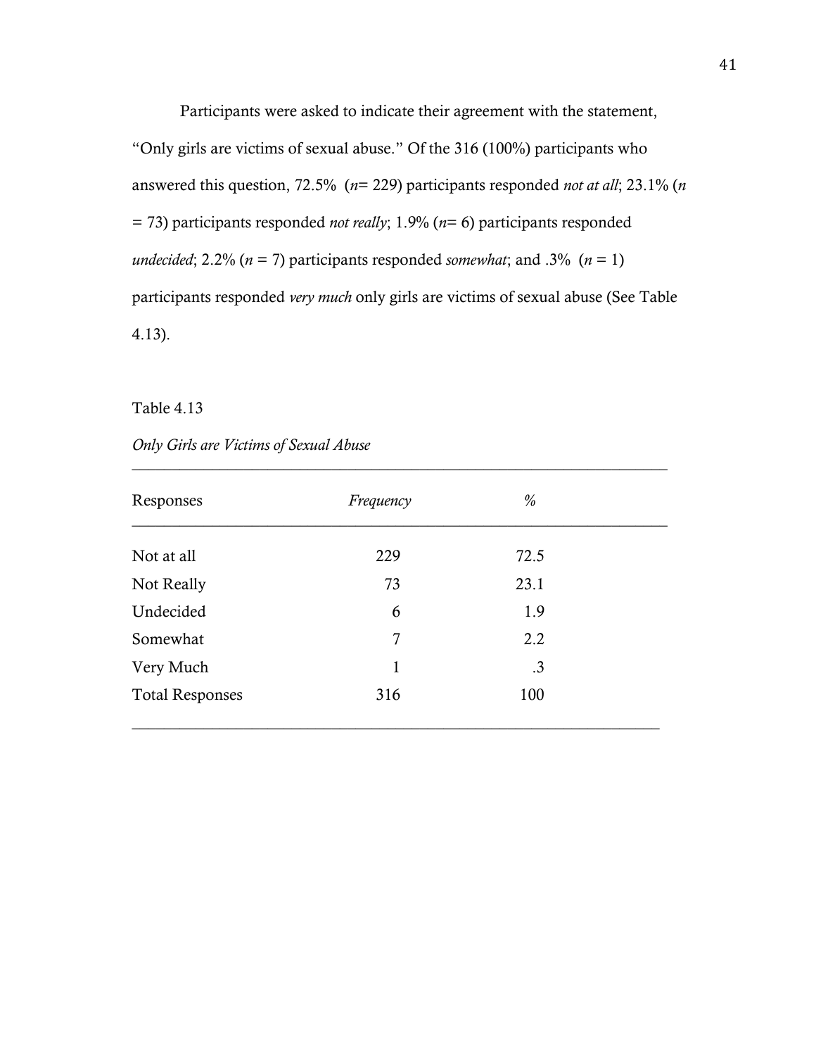Participants were asked to indicate their agreement with the statement, "Only girls are victims of sexual abuse." Of the 316 (100%) participants who answered this question, 72.5% (*n*= 229) participants responded *not at all*; 23.1% (*n* = 73) participants responded *not really*; 1.9% (*n*= 6) participants responded *undecided*; 2.2% (*n* = 7) participants responded *somewhat*; and .3% (*n* = 1) participants responded *very much* only girls are victims of sexual abuse (See Table 4.13).

Table 4.13

*Only Girls are Victims of Sexual Abuse*

| Responses | *Frequency* | *%* |
|---|---|---|
| Not at all | 229 | 72.5 |
| Not Really | 73 | 23.1 |
| Undecided | 6 | 1.9 |
| Somewhat | 7 | 2.2 |
| Very Much | 1 | .3 |
| Total Responses | 316 | 100 |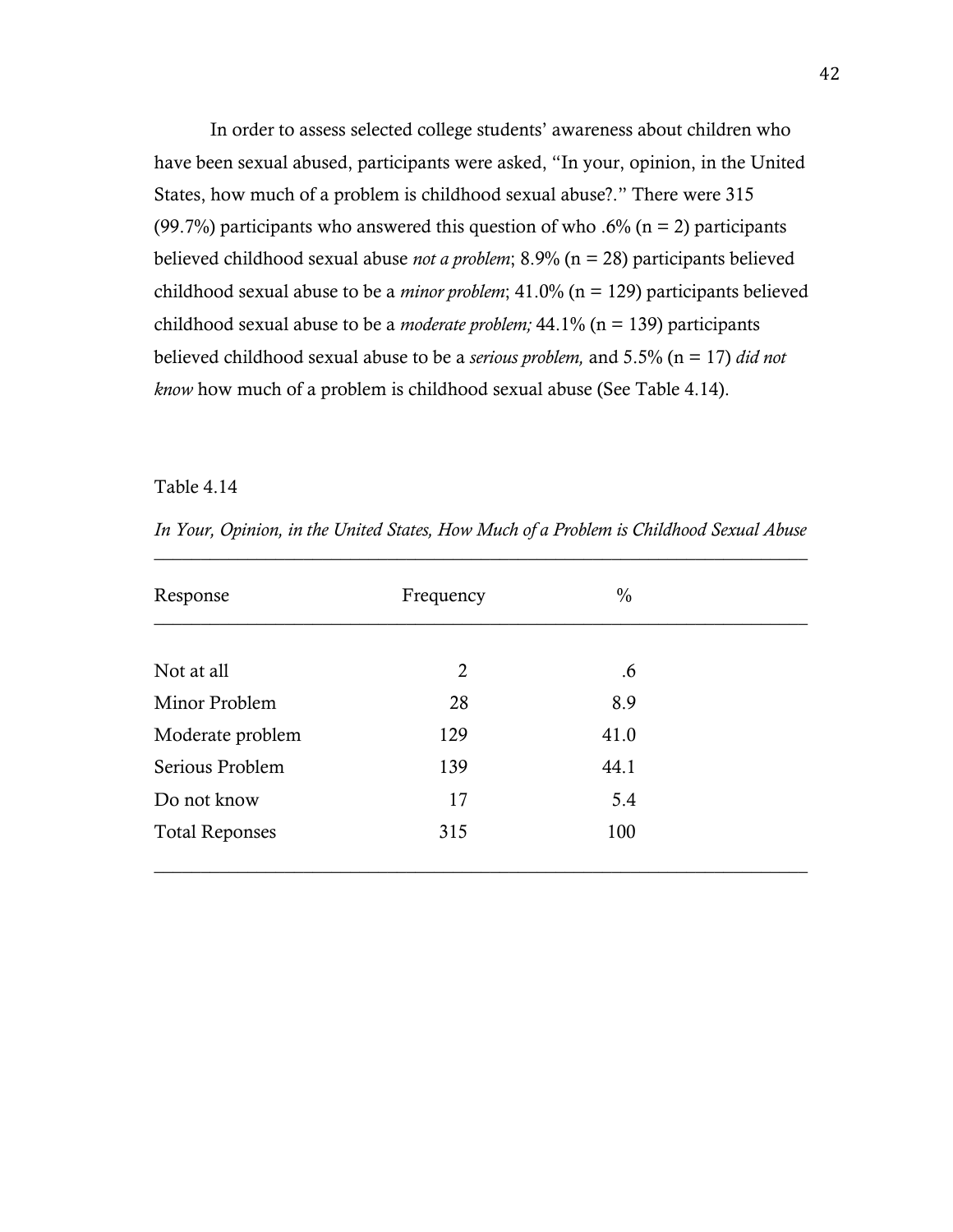In order to assess selected college students' awareness about children who have been sexual abused, participants were asked, "In your, opinion, in the United States, how much of a problem is childhood sexual abuse?." There were 315 (99.7%) participants who answered this question of who .6% (n = 2) participants believed childhood sexual abuse *not a problem*; 8.9% (n = 28) participants believed childhood sexual abuse to be a *minor problem*; 41.0% (n = 129) participants believed childhood sexual abuse to be a *moderate problem;* 44.1% (n = 139) participants believed childhood sexual abuse to be a *serious problem,* and 5.5% (n = 17) *did not know* how much of a problem is childhood sexual abuse (See Table 4.14).

Table 4.14

*In Your, Opinion, in the United States, How Much of a Problem is Childhood Sexual Abuse*

| Response | Frequency | % |
|---|---:|---:|
| Not at all | 2 | .6 |
| Minor Problem | 28 | 8.9 |
| Moderate problem | 129 | 41.0 |
| Serious Problem | 139 | 44.1 |
| Do not know | 17 | 5.4 |
| Total Reponses | 315 | 100 |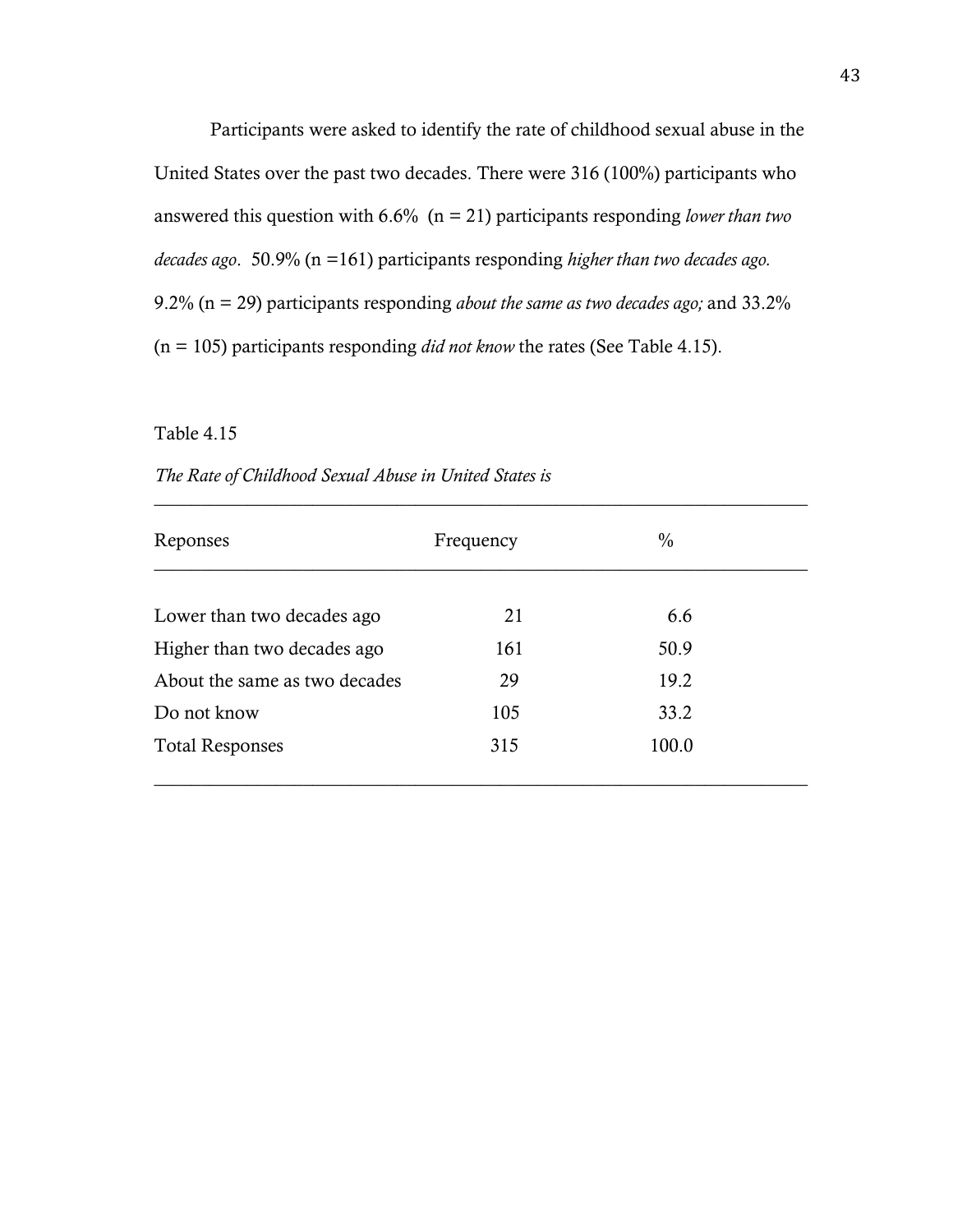Participants were asked to identify the rate of childhood sexual abuse in the United States over the past two decades. There were 316 (100%) participants who answered this question with 6.6% (n = 21) participants responding *lower than two decades ago*. 50.9% (n =161) participants responding *higher than two decades ago.* 9.2% (n = 29) participants responding *about the same as two decades ago;* and 33.2% (n = 105) participants responding *did not know* the rates (See Table 4.15).

Table 4.15

*The Rate of Childhood Sexual Abuse in United States is*

| Reponses | Frequency | % |
|---|---|---|
| Lower than two decades ago | 21 | 6.6 |
| Higher than two decades ago | 161 | 50.9 |
| About the same as two decades | 29 | 19.2 |
| Do not know | 105 | 33.2 |
| Total Responses | 315 | 100.0 |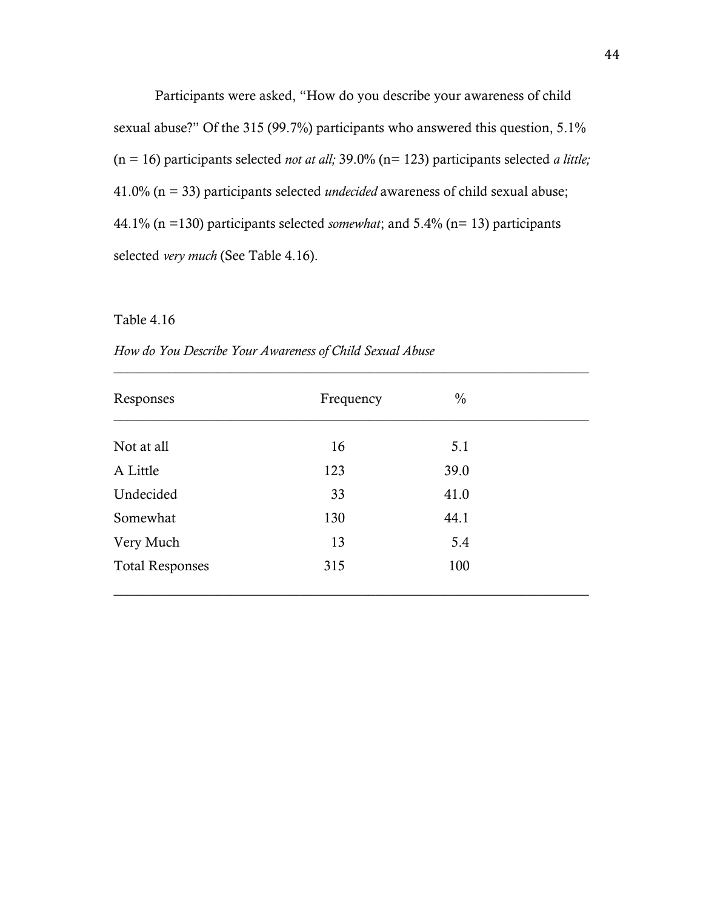Participants were asked, "How do you describe your awareness of child sexual abuse?" Of the 315 (99.7%) participants who answered this question, 5.1% (n = 16) participants selected *not at all;* 39.0% (n= 123) participants selected *a little;* 41.0% (n = 33) participants selected *undecided* awareness of child sexual abuse; 44.1% (n =130) participants selected *somewhat*; and 5.4% (n= 13) participants selected *very much* (See Table 4.16).

Table 4.16

*How do You Describe Your Awareness of Child Sexual Abuse*

| Responses | Frequency | % |
|---|---|---|
| Not at all | 16 | 5.1 |
| A Little | 123 | 39.0 |
| Undecided | 33 | 41.0 |
| Somewhat | 130 | 44.1 |
| Very Much | 13 | 5.4 |
| Total Responses | 315 | 100 |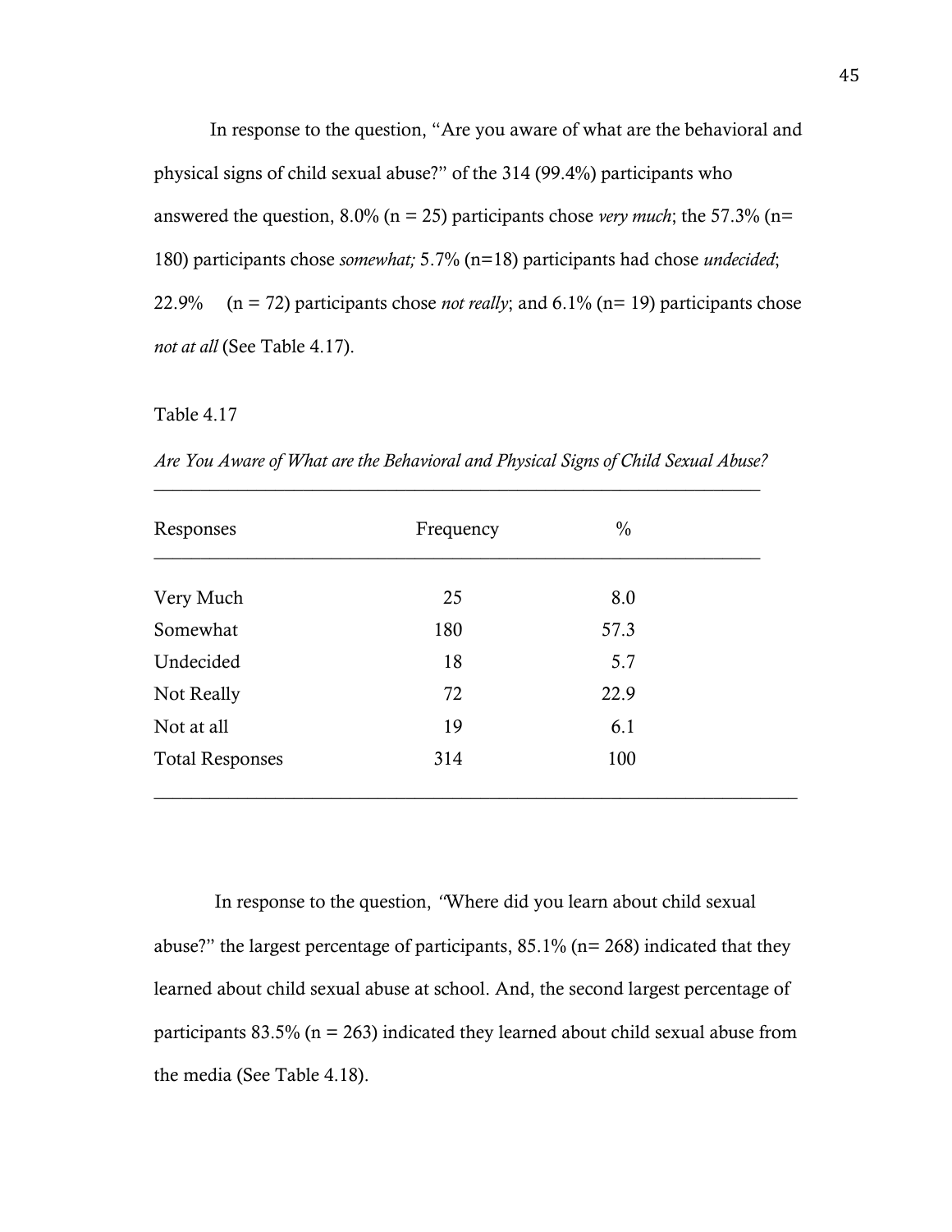In response to the question, "Are you aware of what are the behavioral and physical signs of child sexual abuse?" of the 314 (99.4%) participants who answered the question, 8.0% (n = 25) participants chose *very much*; the 57.3% (n= 180) participants chose *somewhat;* 5.7% (n=18) participants had chose *undecided*; 22.9% (n = 72) participants chose *not really*; and 6.1% (n= 19) participants chose *not at all* (See Table 4.17).

Table 4.17

*Are You Aware of What are the Behavioral and Physical Signs of Child Sexual Abuse?*

| Responses | Frequency | % |
|---|---|---|
| Very Much | 25 | 8.0 |
| Somewhat | 180 | 57.3 |
| Undecided | 18 | 5.7 |
| Not Really | 72 | 22.9 |
| Not at all | 19 | 6.1 |
| Total Responses | 314 | 100 |

In response to the question, "Where did you learn about child sexual abuse?" the largest percentage of participants, 85.1% (n= 268) indicated that they learned about child sexual abuse at school. And, the second largest percentage of participants 83.5% (n = 263) indicated they learned about child sexual abuse from the media (See Table 4.18).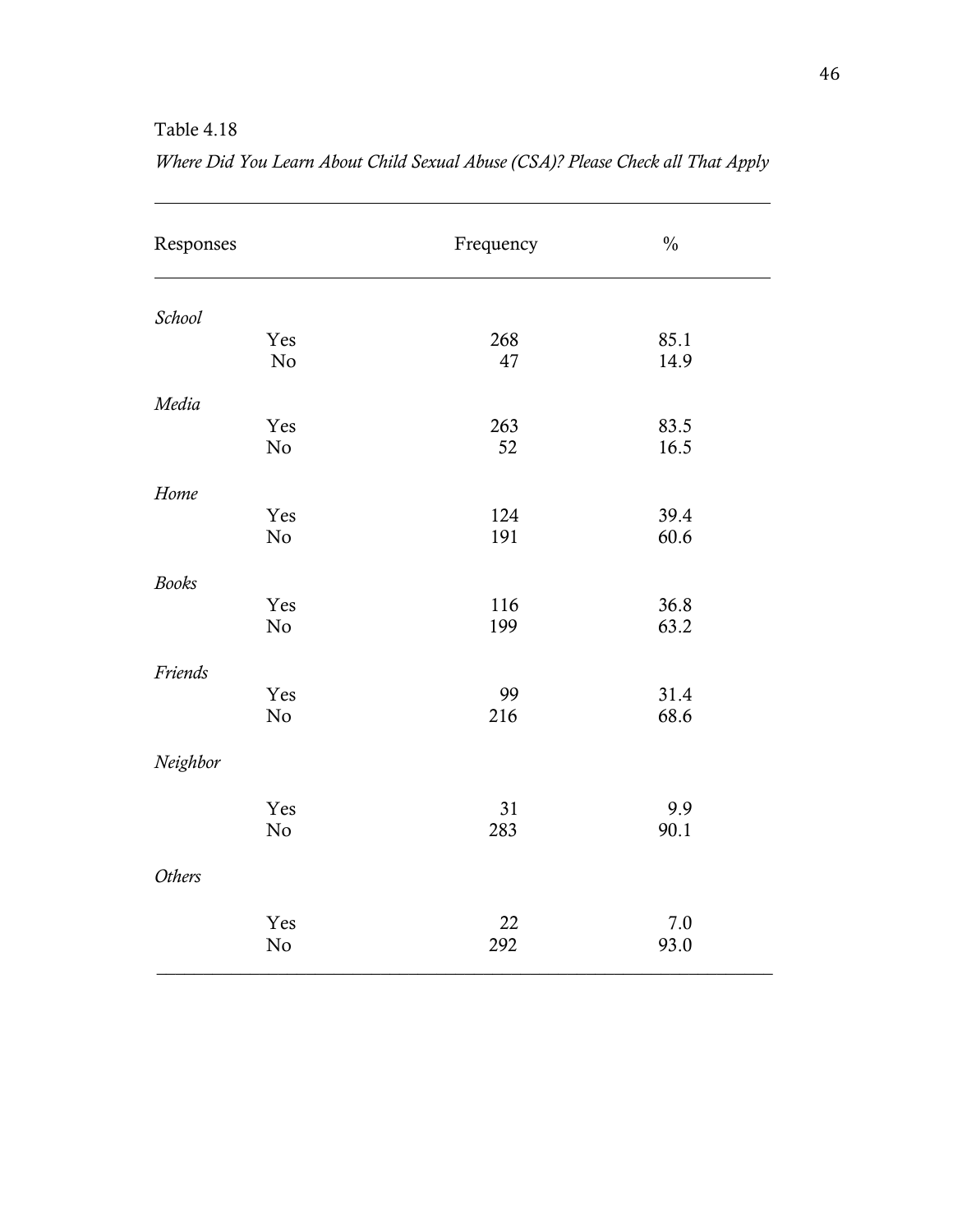Table 4.18

*Where Did You Learn About Child Sexual Abuse (CSA)? Please Check all That Apply*

| Responses | | Frequency | % |
|---|---|---|---|
| *School* | | | |
| | Yes | 268 | 85.1 |
| | No | 47 | 14.9 |
| *Media* | | | |
| | Yes | 263 | 83.5 |
| | No | 52 | 16.5 |
| *Home* | | | |
| | Yes | 124 | 39.4 |
| | No | 191 | 60.6 |
| *Books* | | | |
| | Yes | 116 | 36.8 |
| | No | 199 | 63.2 |
| *Friends* | | | |
| | Yes | 99 | 31.4 |
| | No | 216 | 68.6 |
| *Neighbor* | | | |
| | Yes | 31 | 9.9 |
| | No | 283 | 90.1 |
| *Others* | | | |
| | Yes | 22 | 7.0 |
| | No | 292 | 93.0 |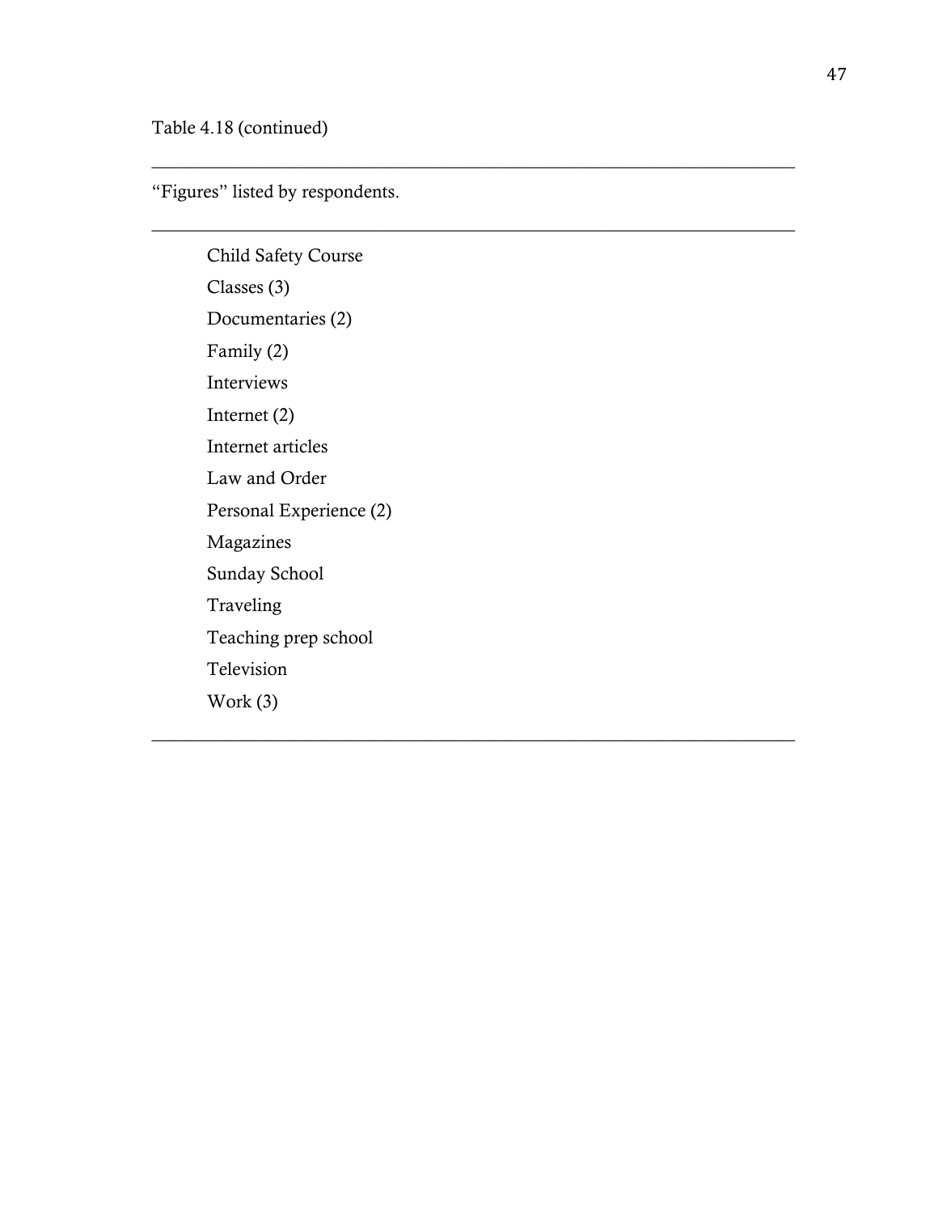Table 4.18 (continued)

| “Figures” listed by respondents. |
| --- |
| Child Safety Course |
| Classes (3) |
| Documentaries (2) |
| Family (2) |
| Interviews |
| Internet (2) |
| Internet articles |
| Law and Order |
| Personal Experience (2) |
| Magazines |
| Sunday School |
| Traveling |
| Teaching prep school |
| Television |
| Work (3) |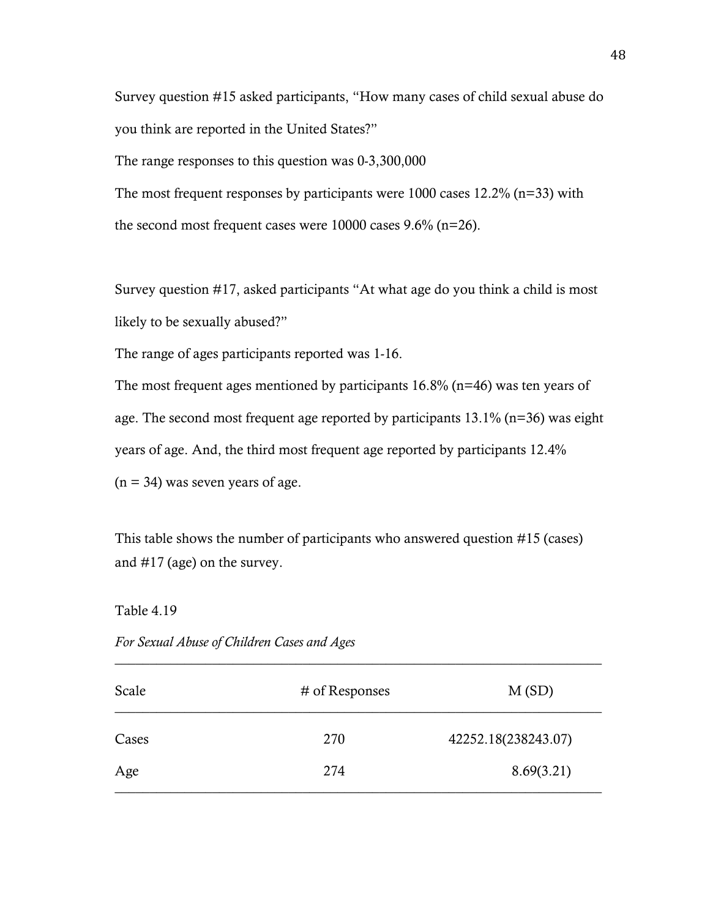Survey question #15 asked participants, “How many cases of child sexual abuse do you think are reported in the United States?”

The range responses to this question was 0-3,300,000

The most frequent responses by participants were 1000 cases 12.2% (n=33) with the second most frequent cases were 10000 cases 9.6% (n=26).

Survey question #17, asked participants “At what age do you think a child is most likely to be sexually abused?”

The range of ages participants reported was 1-16.

The most frequent ages mentioned by participants 16.8% (n=46) was ten years of age. The second most frequent age reported by participants 13.1% (n=36) was eight years of age. And, the third most frequent age reported by participants 12.4% (n = 34) was seven years of age.

This table shows the number of participants who answered question #15 (cases) and #17 (age) on the survey.

Table 4.19

*For Sexual Abuse of Children Cases and Ages*

| Scale | # of Responses | M (SD) |
|---|---|---|
| Cases | 270 | 42252.18(238243.07) |
| Age | 274 | 8.69(3.21) |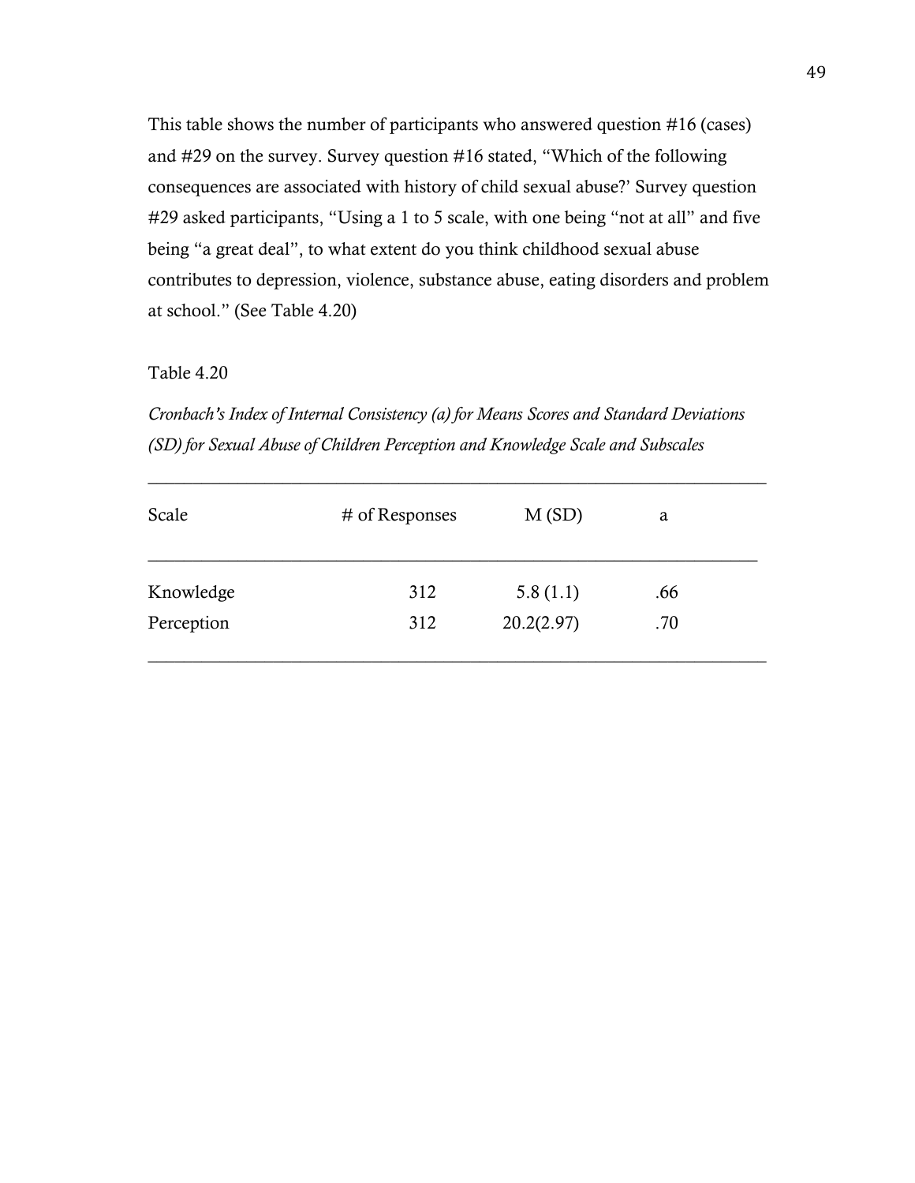This table shows the number of participants who answered question #16 (cases) and #29 on the survey. Survey question #16 stated, "Which of the following consequences are associated with history of child sexual abuse?' Survey question #29 asked participants, "Using a 1 to 5 scale, with one being "not at all" and five being "a great deal", to what extent do you think childhood sexual abuse contributes to depression, violence, substance abuse, eating disorders and problem at school." (See Table 4.20)

Table 4.20

*Cronbach's Index of Internal Consistency (a) for Means Scores and Standard Deviations (SD) for Sexual Abuse of Children Perception and Knowledge Scale and Subscales*

| Scale | # of Responses | M (SD) | a |
|---|---|---|---|
| Knowledge | 312 | 5.8 (1.1) | .66 |
| Perception | 312 | 20.2(2.97) | .70 |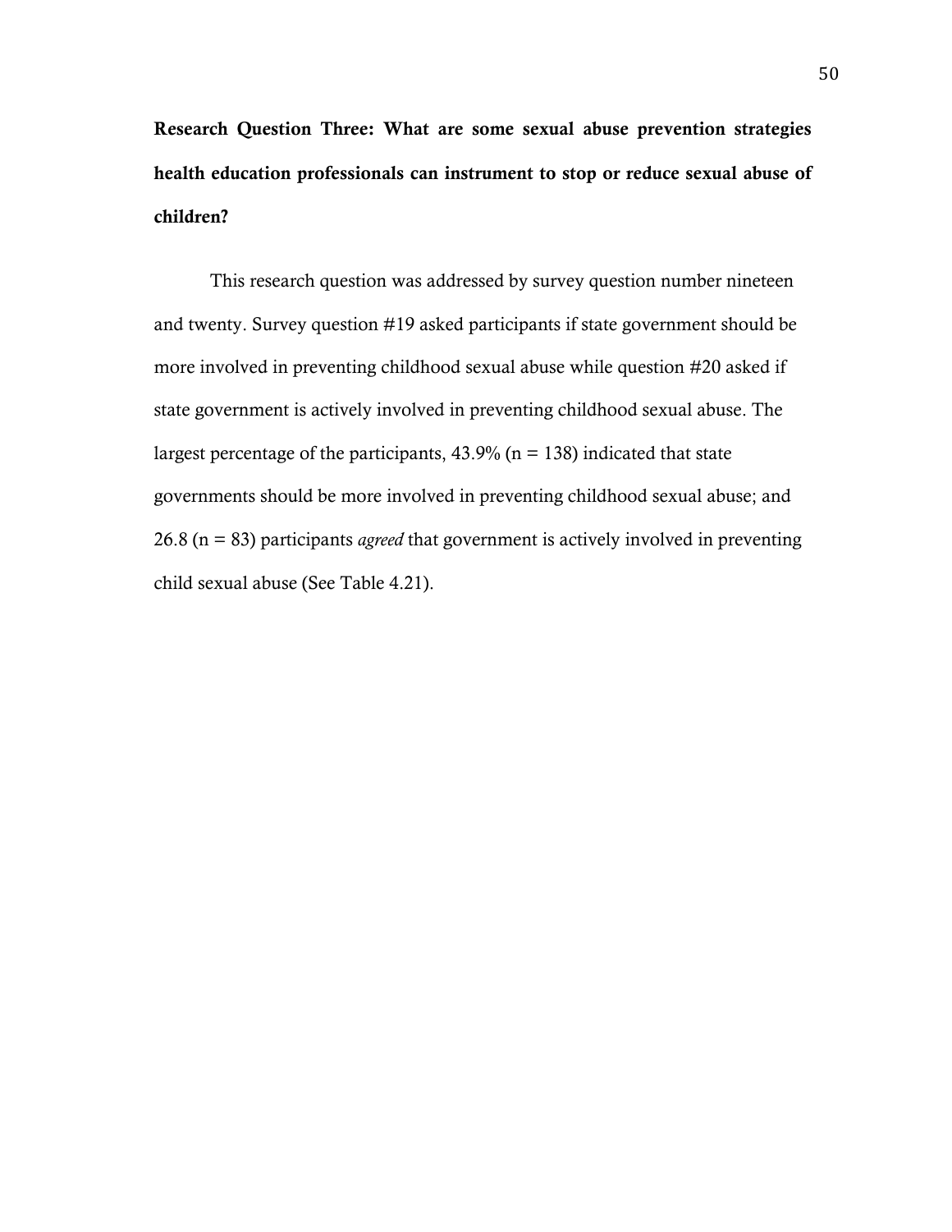**Research Question Three: What are some sexual abuse prevention strategies health education professionals can instrument to stop or reduce sexual abuse of children?**

This research question was addressed by survey question number nineteen and twenty. Survey question #19 asked participants if state government should be more involved in preventing childhood sexual abuse while question #20 asked if state government is actively involved in preventing childhood sexual abuse. The largest percentage of the participants, 43.9% (n = 138) indicated that state governments should be more involved in preventing childhood sexual abuse; and 26.8 (n = 83) participants *agreed* that government is actively involved in preventing child sexual abuse (See Table 4.21).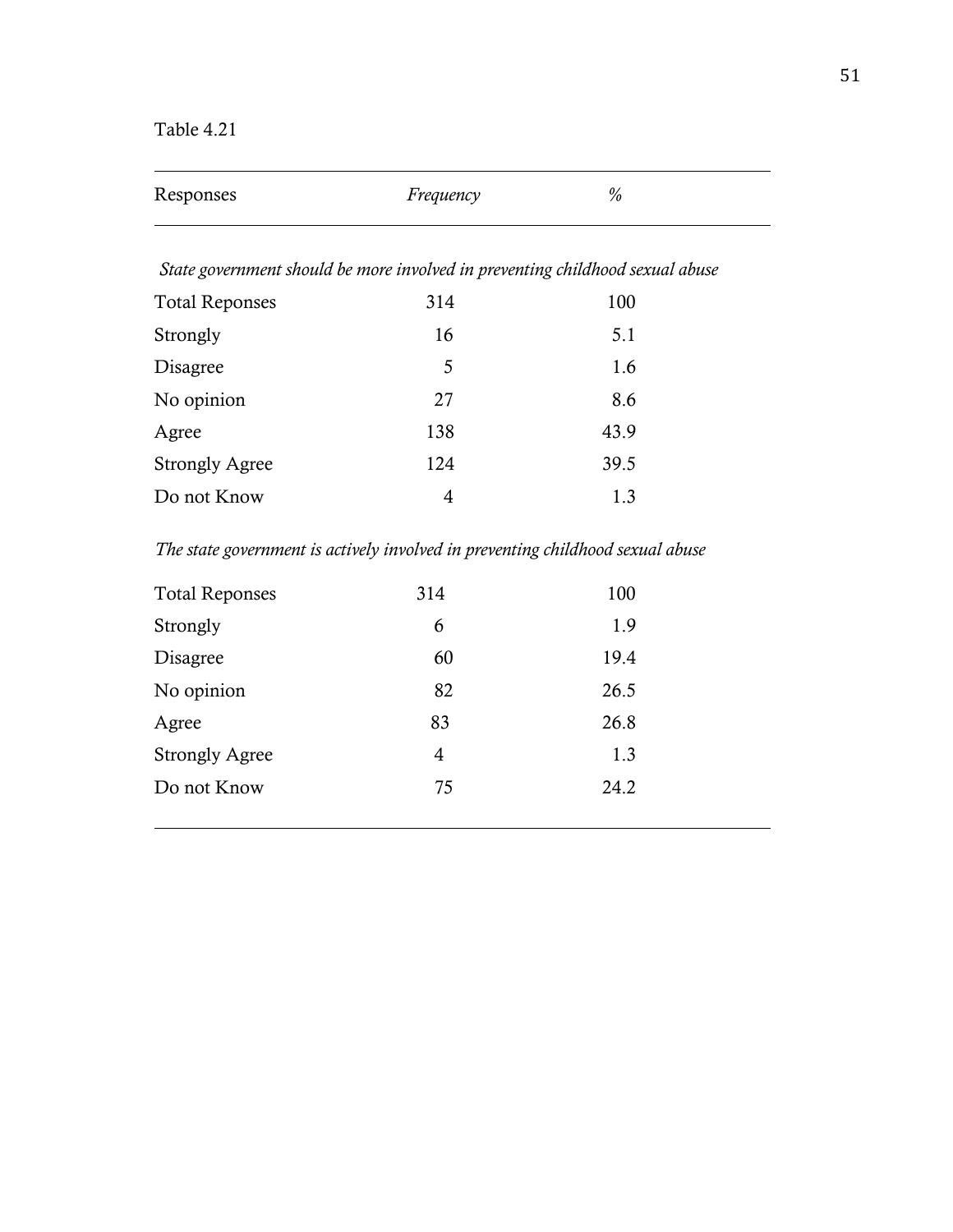Table 4.21

| Responses | *Frequency* | % |
|---|---|---|
| *State government should be more involved in preventing childhood sexual abuse* | | |
| Total Reponses | 314 | 100 |
| Strongly | 16 | 5.1 |
| Disagree | 5 | 1.6 |
| No opinion | 27 | 8.6 |
| Agree | 138 | 43.9 |
| Strongly Agree | 124 | 39.5 |
| Do not Know | 4 | 1.3 |
| *The state government is actively involved in preventing childhood sexual abuse* | | |
| Total Reponses | 314 | 100 |
| Strongly | 6 | 1.9 |
| Disagree | 60 | 19.4 |
| No opinion | 82 | 26.5 |
| Agree | 83 | 26.8 |
| Strongly Agree | 4 | 1.3 |
| Do not Know | 75 | 24.2 |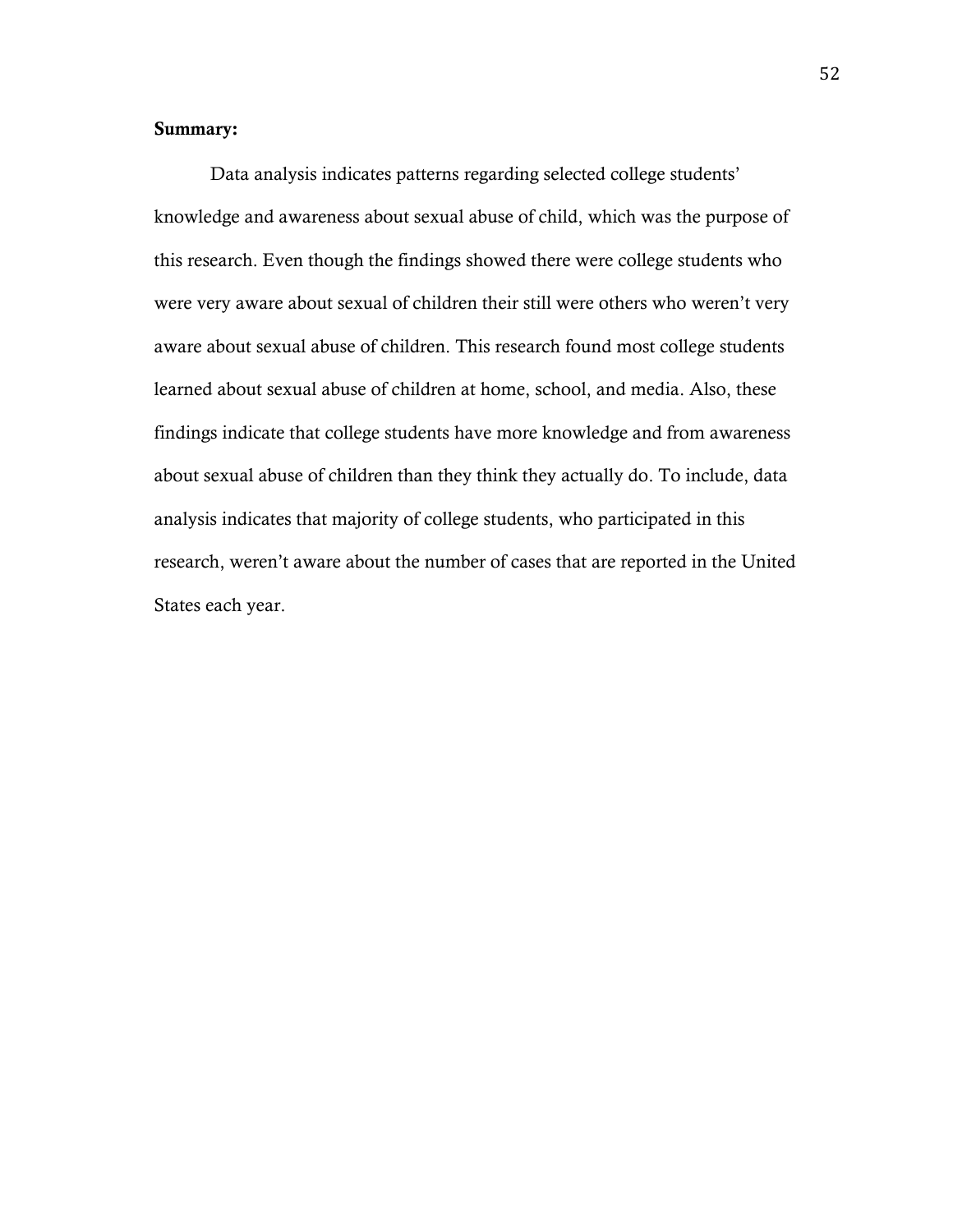**Summary:**

Data analysis indicates patterns regarding selected college students' knowledge and awareness about sexual abuse of child, which was the purpose of this research. Even though the findings showed there were college students who were very aware about sexual of children their still were others who weren't very aware about sexual abuse of children. This research found most college students learned about sexual abuse of children at home, school, and media. Also, these findings indicate that college students have more knowledge and from awareness about sexual abuse of children than they think they actually do. To include, data analysis indicates that majority of college students, who participated in this research, weren't aware about the number of cases that are reported in the United States each year.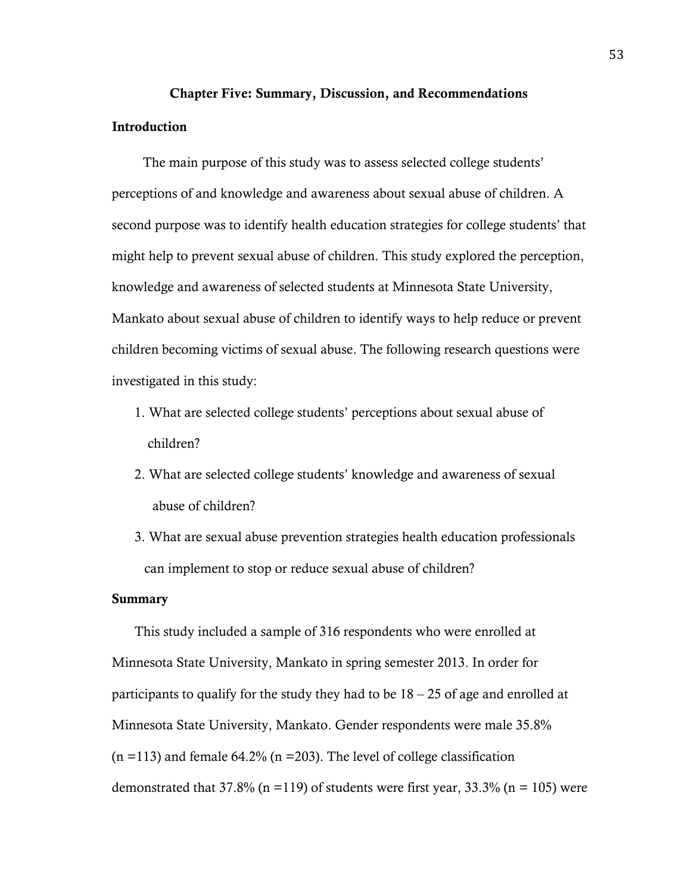## Chapter Five: Summary, Discussion, and Recommendations

### Introduction

The main purpose of this study was to assess selected college students' perceptions of and knowledge and awareness about sexual abuse of children. A second purpose was to identify health education strategies for college students' that might help to prevent sexual abuse of children. This study explored the perception, knowledge and awareness of selected students at Minnesota State University, Mankato about sexual abuse of children to identify ways to help reduce or prevent children becoming victims of sexual abuse. The following research questions were investigated in this study:

1. What are selected college students' perceptions about sexual abuse of children?
2. What are selected college students' knowledge and awareness of sexual abuse of children?
3. What are sexual abuse prevention strategies health education professionals can implement to stop or reduce sexual abuse of children?

### Summary

This study included a sample of 316 respondents who were enrolled at Minnesota State University, Mankato in spring semester 2013. In order for participants to qualify for the study they had to be 18 – 25 of age and enrolled at Minnesota State University, Mankato. Gender respondents were male 35.8% (n =113) and female 64.2% (n =203). The level of college classification demonstrated that 37.8% (n =119) of students were first year, 33.3% (n = 105) were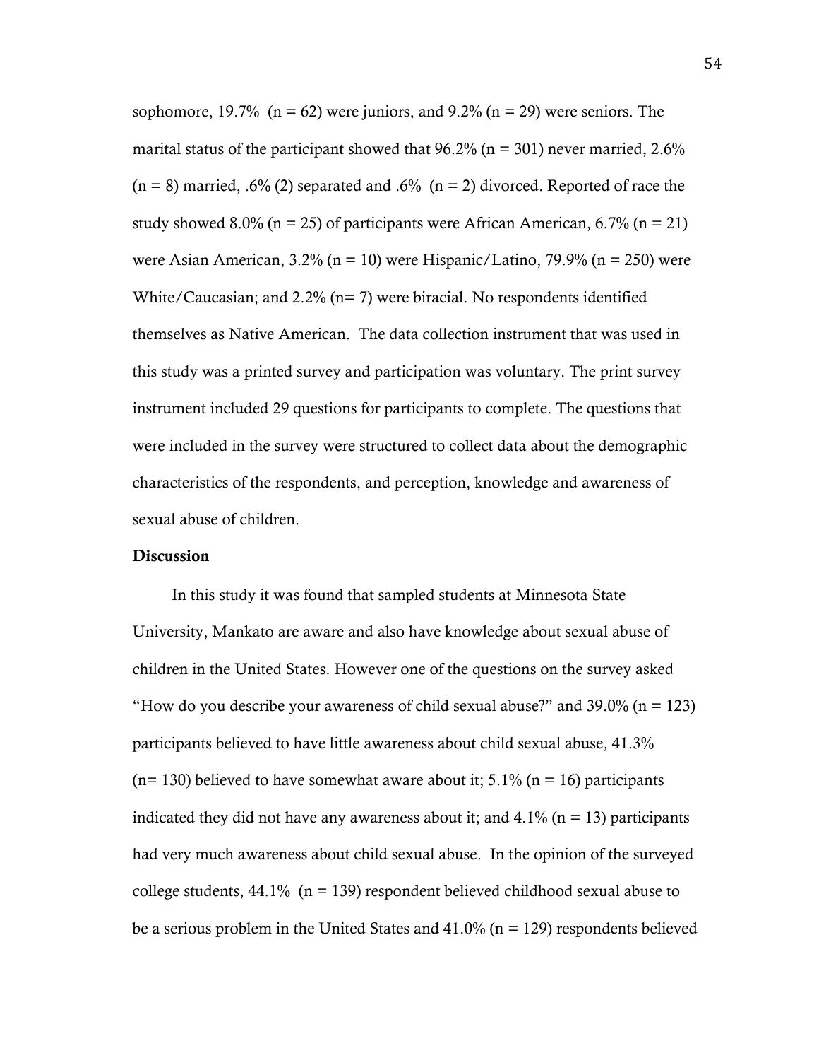sophomore, 19.7% (n = 62) were juniors, and 9.2% (n = 29) were seniors. The marital status of the participant showed that 96.2% (n = 301) never married, 2.6% (n = 8) married, .6% (2) separated and .6% (n = 2) divorced. Reported of race the study showed 8.0% (n = 25) of participants were African American, 6.7% (n = 21) were Asian American, 3.2% (n = 10) were Hispanic/Latino, 79.9% (n = 250) were White/Caucasian; and 2.2% (n= 7) were biracial. No respondents identified themselves as Native American. The data collection instrument that was used in this study was a printed survey and participation was voluntary. The print survey instrument included 29 questions for participants to complete. The questions that were included in the survey were structured to collect data about the demographic characteristics of the respondents, and perception, knowledge and awareness of sexual abuse of children.

**Discussion**

In this study it was found that sampled students at Minnesota State University, Mankato are aware and also have knowledge about sexual abuse of children in the United States. However one of the questions on the survey asked "How do you describe your awareness of child sexual abuse?" and 39.0% (n = 123) participants believed to have little awareness about child sexual abuse, 41.3% (n= 130) believed to have somewhat aware about it; 5.1% (n = 16) participants indicated they did not have any awareness about it; and 4.1% (n = 13) participants had very much awareness about child sexual abuse. In the opinion of the surveyed college students, 44.1% (n = 139) respondent believed childhood sexual abuse to be a serious problem in the United States and 41.0% (n = 129) respondents believed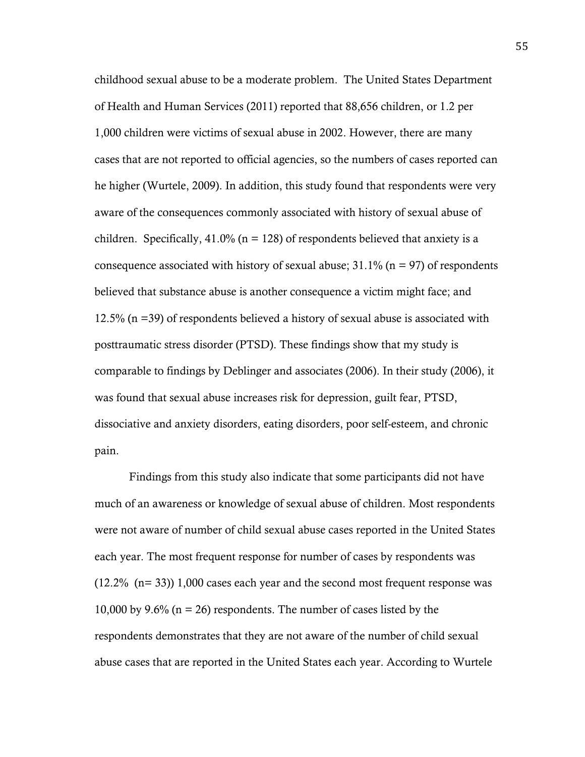childhood sexual abuse to be a moderate problem. The United States Department of Health and Human Services (2011) reported that 88,656 children, or 1.2 per 1,000 children were victims of sexual abuse in 2002. However, there are many cases that are not reported to official agencies, so the numbers of cases reported can he higher (Wurtele, 2009). In addition, this study found that respondents were very aware of the consequences commonly associated with history of sexual abuse of children. Specifically, 41.0% (n = 128) of respondents believed that anxiety is a consequence associated with history of sexual abuse; 31.1% (n = 97) of respondents believed that substance abuse is another consequence a victim might face; and 12.5% (n =39) of respondents believed a history of sexual abuse is associated with posttraumatic stress disorder (PTSD). These findings show that my study is comparable to findings by Deblinger and associates (2006). In their study (2006), it was found that sexual abuse increases risk for depression, guilt fear, PTSD, dissociative and anxiety disorders, eating disorders, poor self-esteem, and chronic pain.

Findings from this study also indicate that some participants did not have much of an awareness or knowledge of sexual abuse of children. Most respondents were not aware of number of child sexual abuse cases reported in the United States each year. The most frequent response for number of cases by respondents was (12.2% (n= 33)) 1,000 cases each year and the second most frequent response was 10,000 by 9.6% (n = 26) respondents. The number of cases listed by the respondents demonstrates that they are not aware of the number of child sexual abuse cases that are reported in the United States each year. According to Wurtele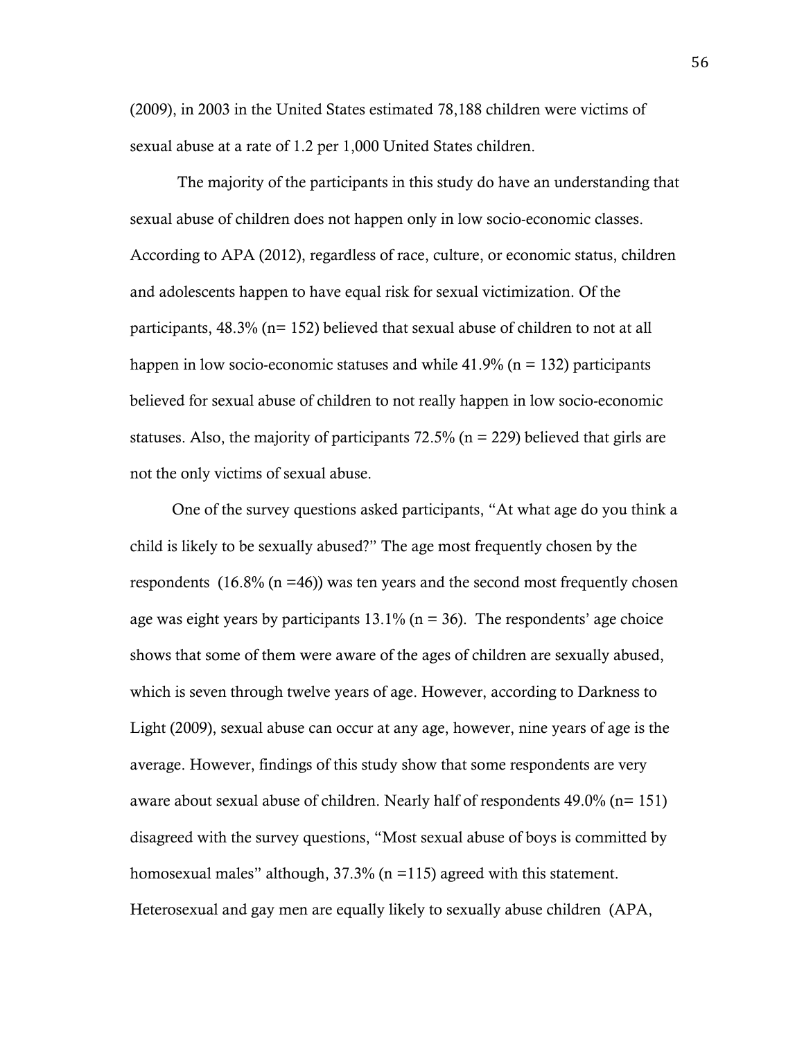(2009), in 2003 in the United States estimated 78,188 children were victims of sexual abuse at a rate of 1.2 per 1,000 United States children.

The majority of the participants in this study do have an understanding that sexual abuse of children does not happen only in low socio-economic classes. According to APA (2012), regardless of race, culture, or economic status, children and adolescents happen to have equal risk for sexual victimization. Of the participants, 48.3% (n= 152) believed that sexual abuse of children to not at all happen in low socio-economic statuses and while 41.9% (n = 132) participants believed for sexual abuse of children to not really happen in low socio-economic statuses. Also, the majority of participants 72.5% (n = 229) believed that girls are not the only victims of sexual abuse.

One of the survey questions asked participants, "At what age do you think a child is likely to be sexually abused?" The age most frequently chosen by the respondents (16.8% (n =46)) was ten years and the second most frequently chosen age was eight years by participants 13.1% (n = 36). The respondents' age choice shows that some of them were aware of the ages of children are sexually abused, which is seven through twelve years of age. However, according to Darkness to Light (2009), sexual abuse can occur at any age, however, nine years of age is the average. However, findings of this study show that some respondents are very aware about sexual abuse of children. Nearly half of respondents 49.0% (n= 151) disagreed with the survey questions, "Most sexual abuse of boys is committed by homosexual males" although, 37.3% (n =115) agreed with this statement. Heterosexual and gay men are equally likely to sexually abuse children (APA,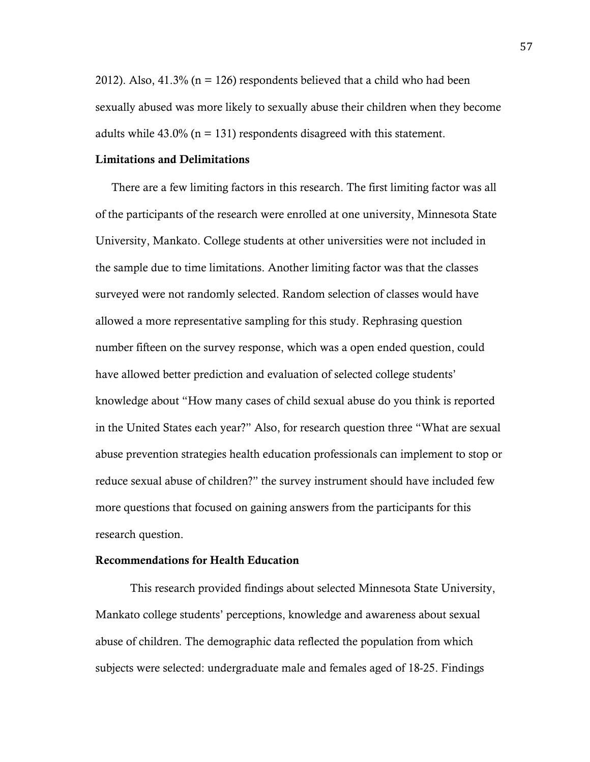2012). Also, 41.3% (n = 126) respondents believed that a child who had been sexually abused was more likely to sexually abuse their children when they become adults while 43.0% (n = 131) respondents disagreed with this statement.

**Limitations and Delimitations**

There are a few limiting factors in this research. The first limiting factor was all of the participants of the research were enrolled at one university, Minnesota State University, Mankato. College students at other universities were not included in the sample due to time limitations. Another limiting factor was that the classes surveyed were not randomly selected. Random selection of classes would have allowed a more representative sampling for this study. Rephrasing question number fifteen on the survey response, which was a open ended question, could have allowed better prediction and evaluation of selected college students' knowledge about "How many cases of child sexual abuse do you think is reported in the United States each year?" Also, for research question three "What are sexual abuse prevention strategies health education professionals can implement to stop or reduce sexual abuse of children?" the survey instrument should have included few more questions that focused on gaining answers from the participants for this research question.

**Recommendations for Health Education**

This research provided findings about selected Minnesota State University, Mankato college students' perceptions, knowledge and awareness about sexual abuse of children. The demographic data reflected the population from which subjects were selected: undergraduate male and females aged of 18-25. Findings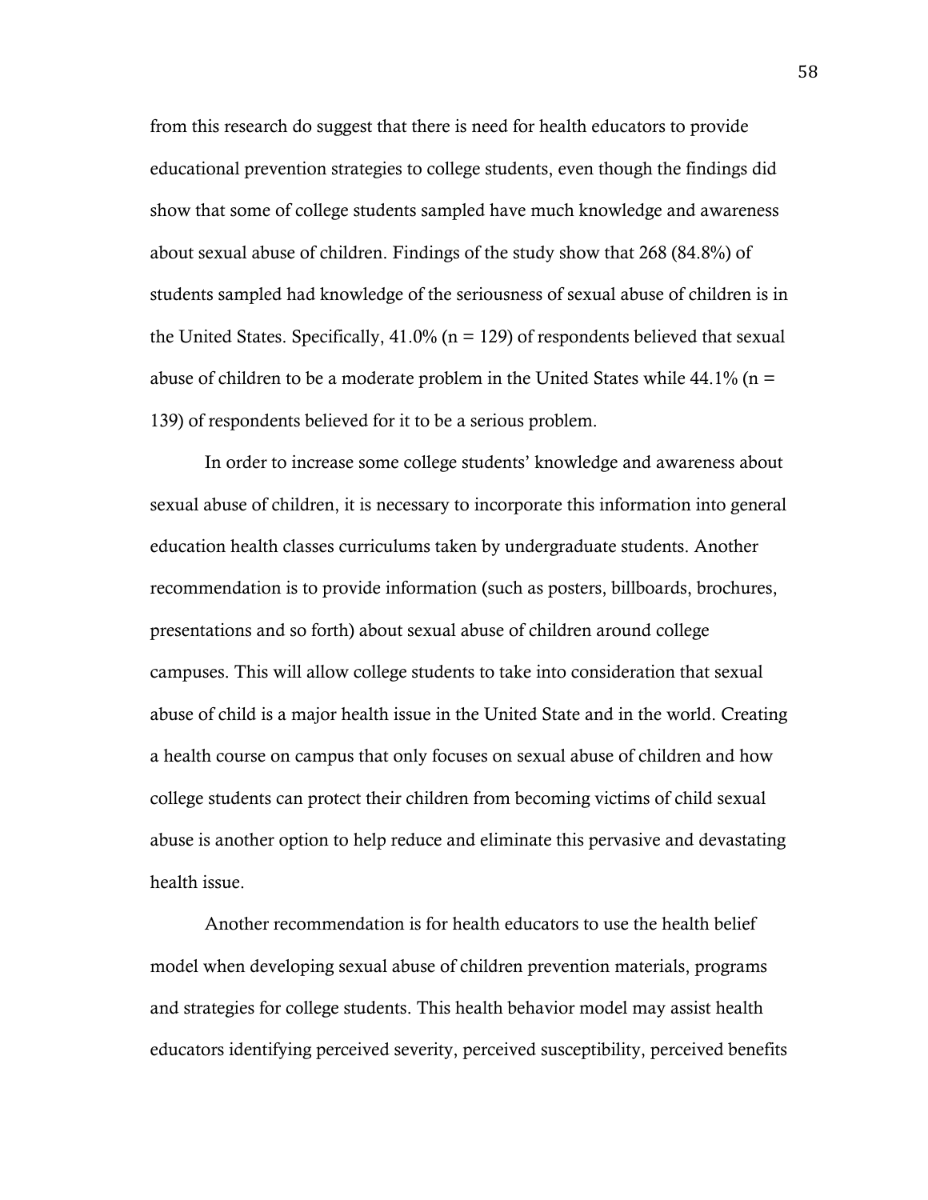from this research do suggest that there is need for health educators to provide educational prevention strategies to college students, even though the findings did show that some of college students sampled have much knowledge and awareness about sexual abuse of children. Findings of the study show that 268 (84.8%) of students sampled had knowledge of the seriousness of sexual abuse of children is in the United States. Specifically, 41.0% (n = 129) of respondents believed that sexual abuse of children to be a moderate problem in the United States while 44.1% (n = 139) of respondents believed for it to be a serious problem.

In order to increase some college students' knowledge and awareness about sexual abuse of children, it is necessary to incorporate this information into general education health classes curriculums taken by undergraduate students. Another recommendation is to provide information (such as posters, billboards, brochures, presentations and so forth) about sexual abuse of children around college campuses. This will allow college students to take into consideration that sexual abuse of child is a major health issue in the United State and in the world. Creating a health course on campus that only focuses on sexual abuse of children and how college students can protect their children from becoming victims of child sexual abuse is another option to help reduce and eliminate this pervasive and devastating health issue.

Another recommendation is for health educators to use the health belief model when developing sexual abuse of children prevention materials, programs and strategies for college students. This health behavior model may assist health educators identifying perceived severity, perceived susceptibility, perceived benefits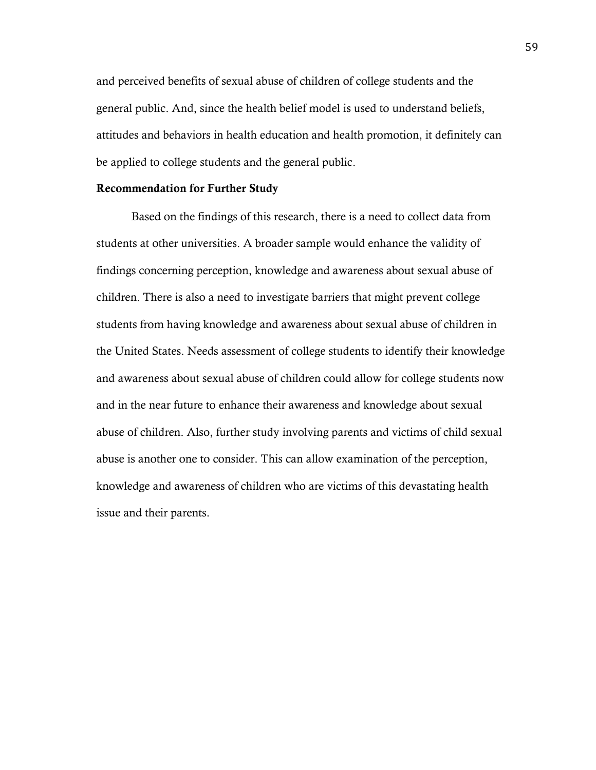and perceived benefits of sexual abuse of children of college students and the general public. And, since the health belief model is used to understand beliefs, attitudes and behaviors in health education and health promotion, it definitely can be applied to college students and the general public.

**Recommendation for Further Study**

Based on the findings of this research, there is a need to collect data from students at other universities. A broader sample would enhance the validity of findings concerning perception, knowledge and awareness about sexual abuse of children. There is also a need to investigate barriers that might prevent college students from having knowledge and awareness about sexual abuse of children in the United States. Needs assessment of college students to identify their knowledge and awareness about sexual abuse of children could allow for college students now and in the near future to enhance their awareness and knowledge about sexual abuse of children. Also, further study involving parents and victims of child sexual abuse is another one to consider. This can allow examination of the perception, knowledge and awareness of children who are victims of this devastating health issue and their parents.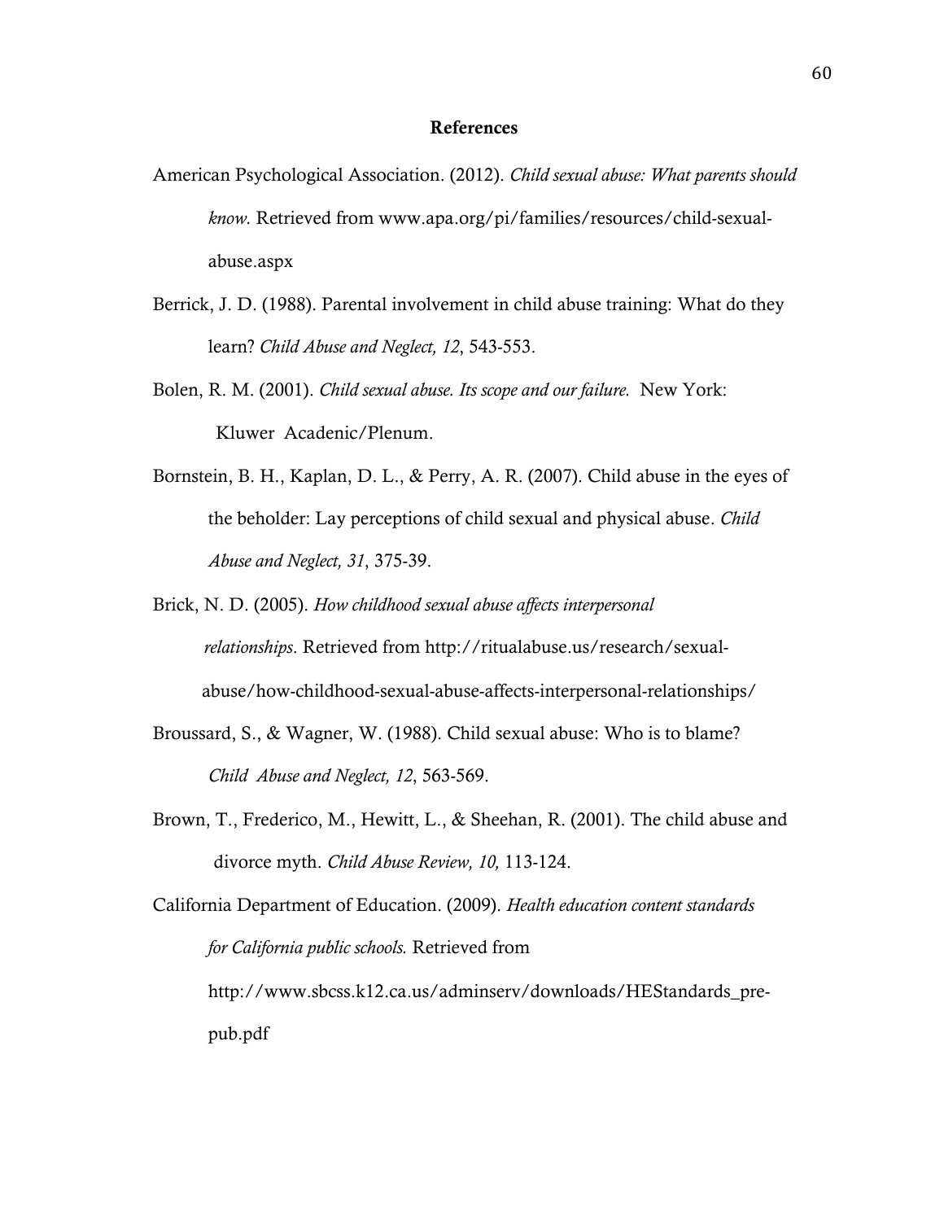## References

American Psychological Association. (2012). *Child sexual abuse: What parents should know.* Retrieved from www.apa.org/pi/families/resources/child-sexual-abuse.aspx

Berrick, J. D. (1988). Parental involvement in child abuse training: What do they learn? *Child Abuse and Neglect, 12*, 543-553.

Bolen, R. M. (2001). *Child sexual abuse. Its scope and our failure.* New York: Kluwer Acadenic/Plenum.

Bornstein, B. H., Kaplan, D. L., & Perry, A. R. (2007). Child abuse in the eyes of the beholder: Lay perceptions of child sexual and physical abuse. *Child Abuse and Neglect, 31*, 375-39.

Brick, N. D. (2005). *How childhood sexual abuse affects interpersonal relationships*. Retrieved from http://ritualabuse.us/research/sexual-abuse/how-childhood-sexual-abuse-affects-interpersonal-relationships/

Broussard, S., & Wagner, W. (1988). Child sexual abuse: Who is to blame? *Child Abuse and Neglect, 12*, 563-569.

Brown, T., Frederico, M., Hewitt, L., & Sheehan, R. (2001). The child abuse and divorce myth. *Child Abuse Review, 10,* 113-124.

California Department of Education. (2009). *Health education content standards for California public schools.* Retrieved from http://www.sbcss.k12.ca.us/adminserv/downloads/HEStandards_pre-pub.pdf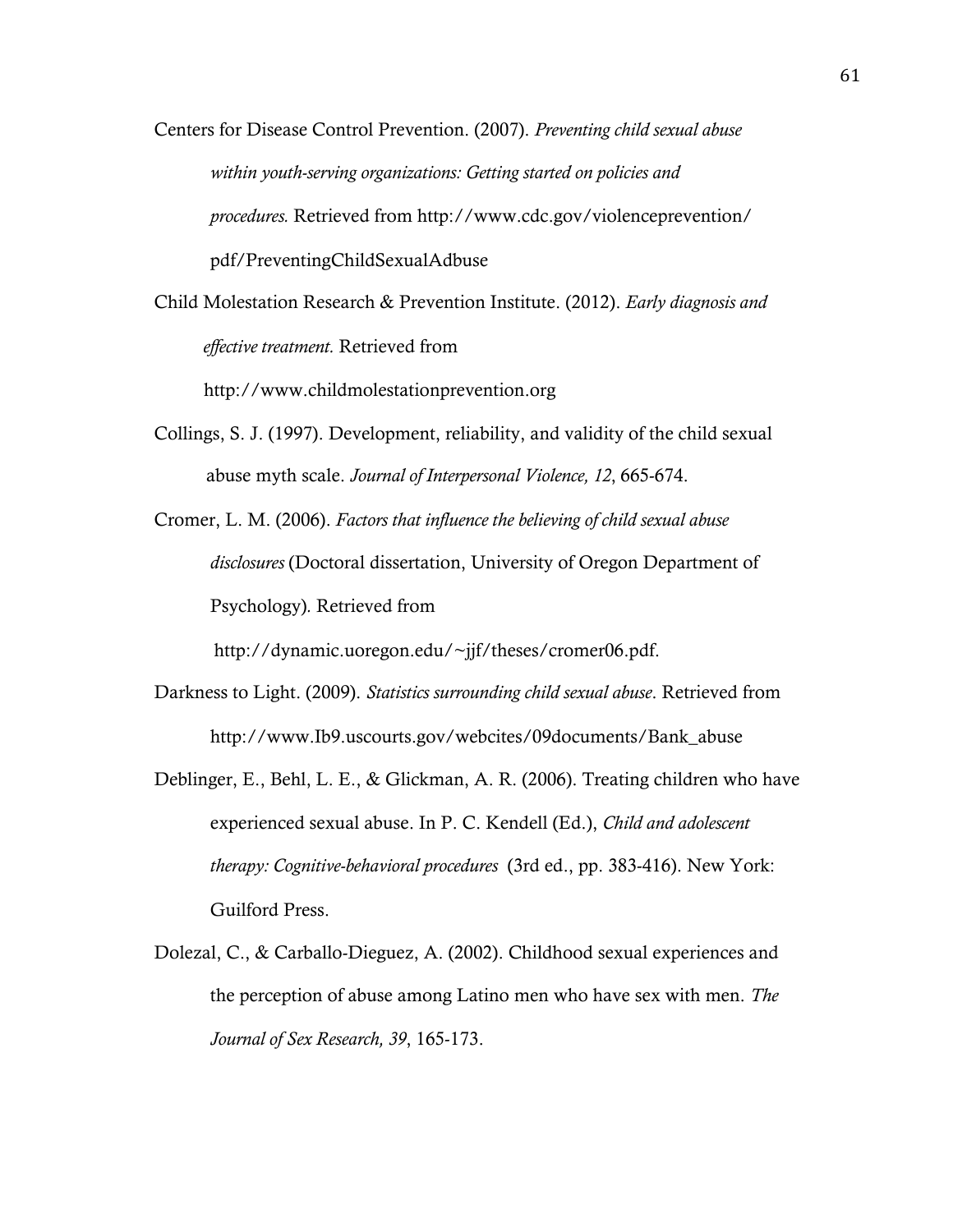Centers for Disease Control Prevention. (2007). *Preventing child sexual abuse within youth-serving organizations: Getting started on policies and procedures.* Retrieved from http://www.cdc.gov/violenceprevention/ pdf/PreventingChildSexualAdbuse

Child Molestation Research & Prevention Institute. (2012). *Early diagnosis and effective treatment.* Retrieved from http://www.childmolestationprevention.org

Collings, S. J. (1997). Development, reliability, and validity of the child sexual abuse myth scale. *Journal of Interpersonal Violence, 12*, 665-674.

Cromer, L. M. (2006). *Factors that influence the believing of child sexual abuse disclosures* (Doctoral dissertation, University of Oregon Department of Psychology). Retrieved from http://dynamic.uoregon.edu/~jjf/theses/cromer06.pdf.

Darkness to Light. (2009). *Statistics surrounding child sexual abuse*. Retrieved from http://www.Ib9.uscourts.gov/webcites/09documents/Bank_abuse

Deblinger, E., Behl, L. E., & Glickman, A. R. (2006). Treating children who have experienced sexual abuse. In P. C. Kendell (Ed.), *Child and adolescent therapy: Cognitive-behavioral procedures* (3rd ed., pp. 383-416). New York: Guilford Press.

Dolezal, C., & Carballo-Dieguez, A. (2002). Childhood sexual experiences and the perception of abuse among Latino men who have sex with men. *The Journal of Sex Research, 39*, 165-173.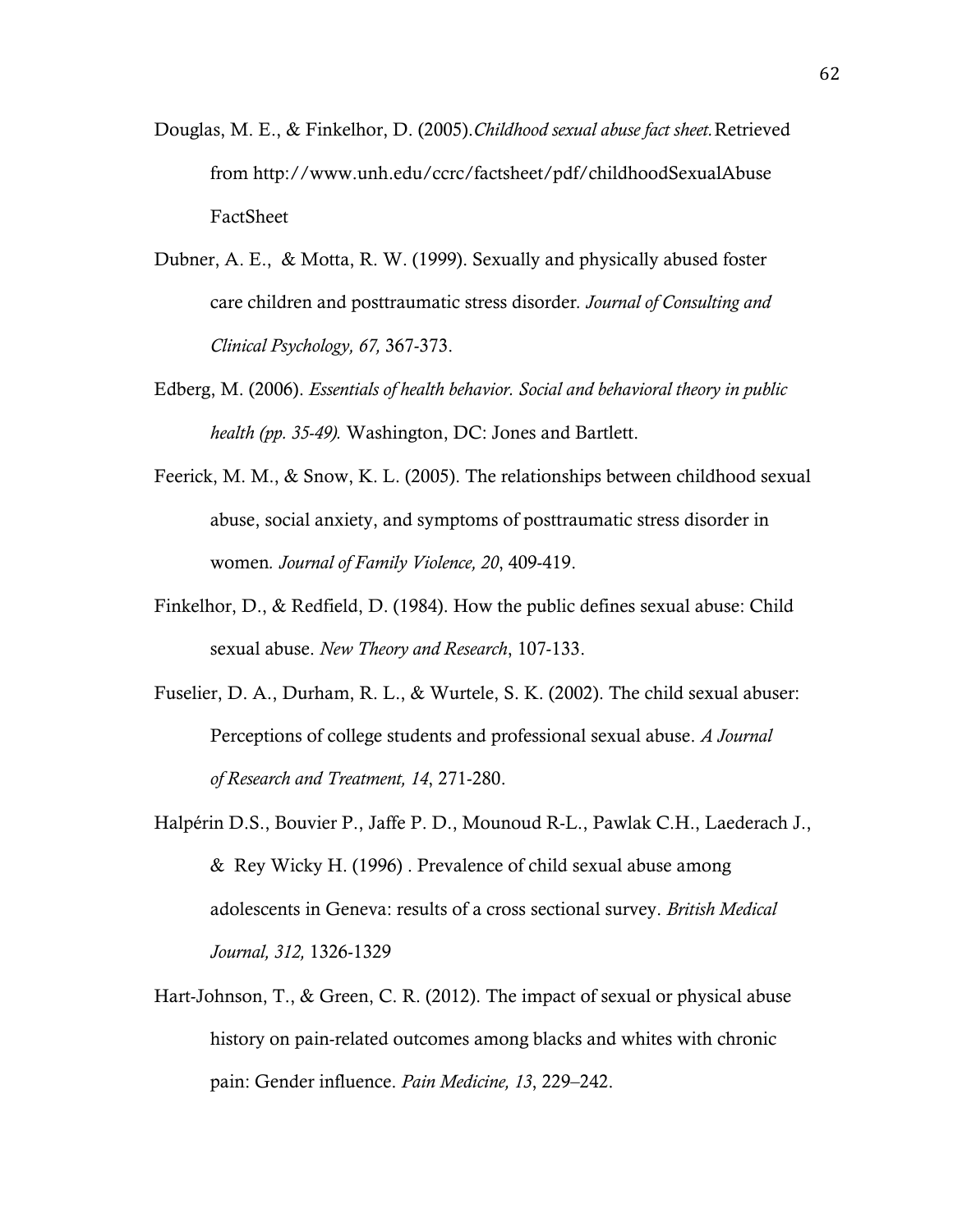Douglas, M. E., & Finkelhor, D. (2005).*Childhood sexual abuse fact sheet.*Retrieved from http://www.unh.edu/ccrc/factsheet/pdf/childhoodSexualAbuse FactSheet

Dubner, A. E., & Motta, R. W. (1999). Sexually and physically abused foster care children and posttraumatic stress disorder. *Journal of Consulting and Clinical Psychology, 67,* 367-373.

Edberg, M. (2006). *Essentials of health behavior. Social and behavioral theory in public health (pp. 35-49).* Washington, DC: Jones and Bartlett.

Feerick, M. M., & Snow, K. L. (2005). The relationships between childhood sexual abuse, social anxiety, and symptoms of posttraumatic stress disorder in women*. Journal of Family Violence, 20*, 409-419.

Finkelhor, D., & Redfield, D. (1984). How the public defines sexual abuse: Child sexual abuse. *New Theory and Research*, 107-133.

Fuselier, D. A., Durham, R. L., & Wurtele, S. K. (2002). The child sexual abuser: Perceptions of college students and professional sexual abuse. *A Journal of Research and Treatment, 14*, 271-280.

Halpérin D.S., Bouvier P., Jaffe P. D., Mounoud R-L., Pawlak C.H., Laederach J., & Rey Wicky H. (1996) . Prevalence of child sexual abuse among adolescents in Geneva: results of a cross sectional survey. *British Medical Journal, 312,* 1326-1329

Hart-Johnson, T., & Green, C. R. (2012). The impact of sexual or physical abuse history on pain-related outcomes among blacks and whites with chronic pain: Gender influence. *Pain Medicine, 13*, 229–242.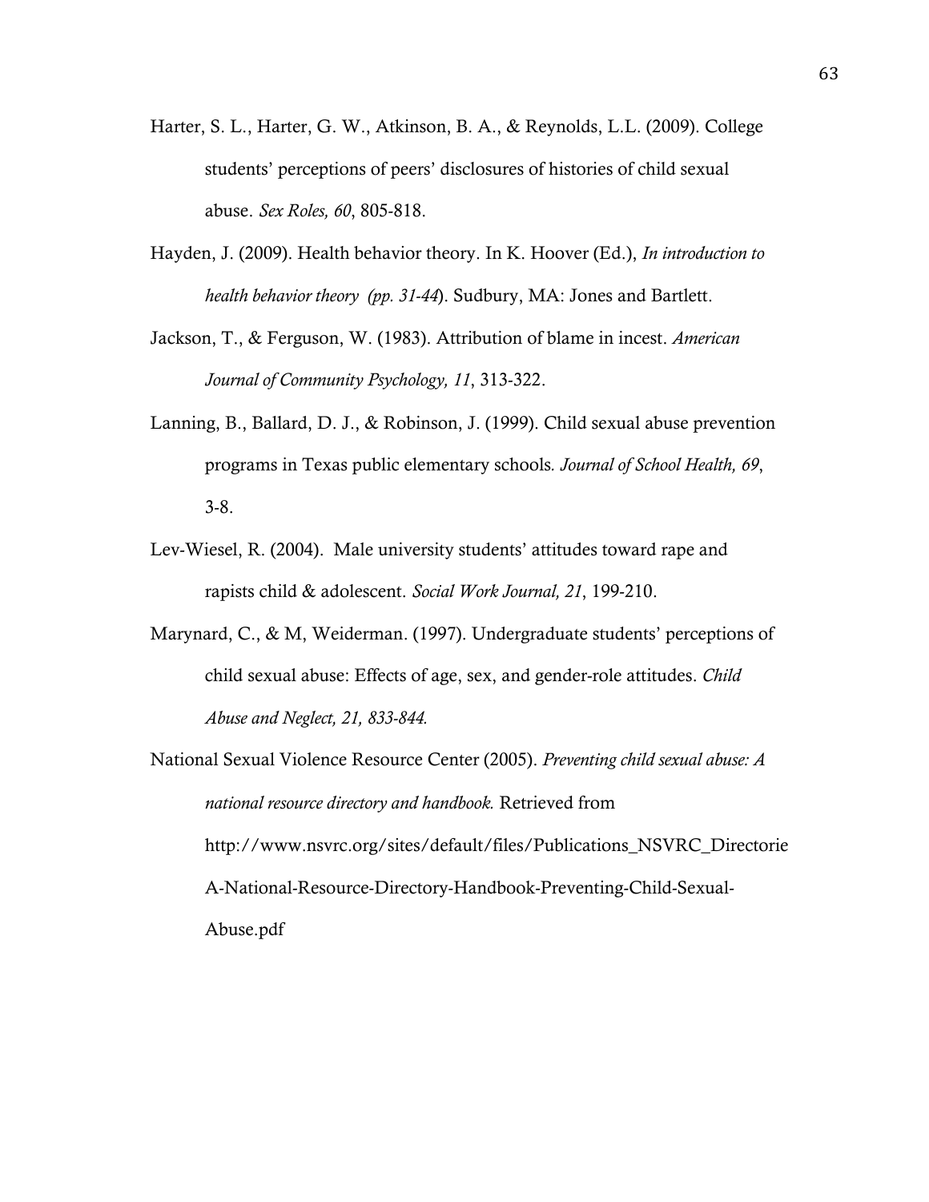Harter, S. L., Harter, G. W., Atkinson, B. A., & Reynolds, L.L. (2009). College students' perceptions of peers' disclosures of histories of child sexual abuse. *Sex Roles, 60*, 805-818.

Hayden, J. (2009). Health behavior theory. In K. Hoover (Ed.), *In introduction to health behavior theory (pp. 31-44*). Sudbury, MA: Jones and Bartlett.

Jackson, T., & Ferguson, W. (1983). Attribution of blame in incest. *American Journal of Community Psychology, 11*, 313-322.

Lanning, B., Ballard, D. J., & Robinson, J. (1999). Child sexual abuse prevention programs in Texas public elementary schools. *Journal of School Health, 69*, 3-8.

Lev-Wiesel, R. (2004). Male university students' attitudes toward rape and rapists child & adolescent. *Social Work Journal, 21*, 199-210.

Marynard, C., & M, Weiderman. (1997). Undergraduate students' perceptions of child sexual abuse: Effects of age, sex, and gender-role attitudes. *Child Abuse and Neglect, 21, 833-844.*

National Sexual Violence Resource Center (2005). *Preventing child sexual abuse: A national resource directory and handbook.* Retrieved from http://www.nsvrc.org/sites/default/files/Publications_NSVRC_Directorie A-National-Resource-Directory-Handbook-Preventing-Child-Sexual-Abuse.pdf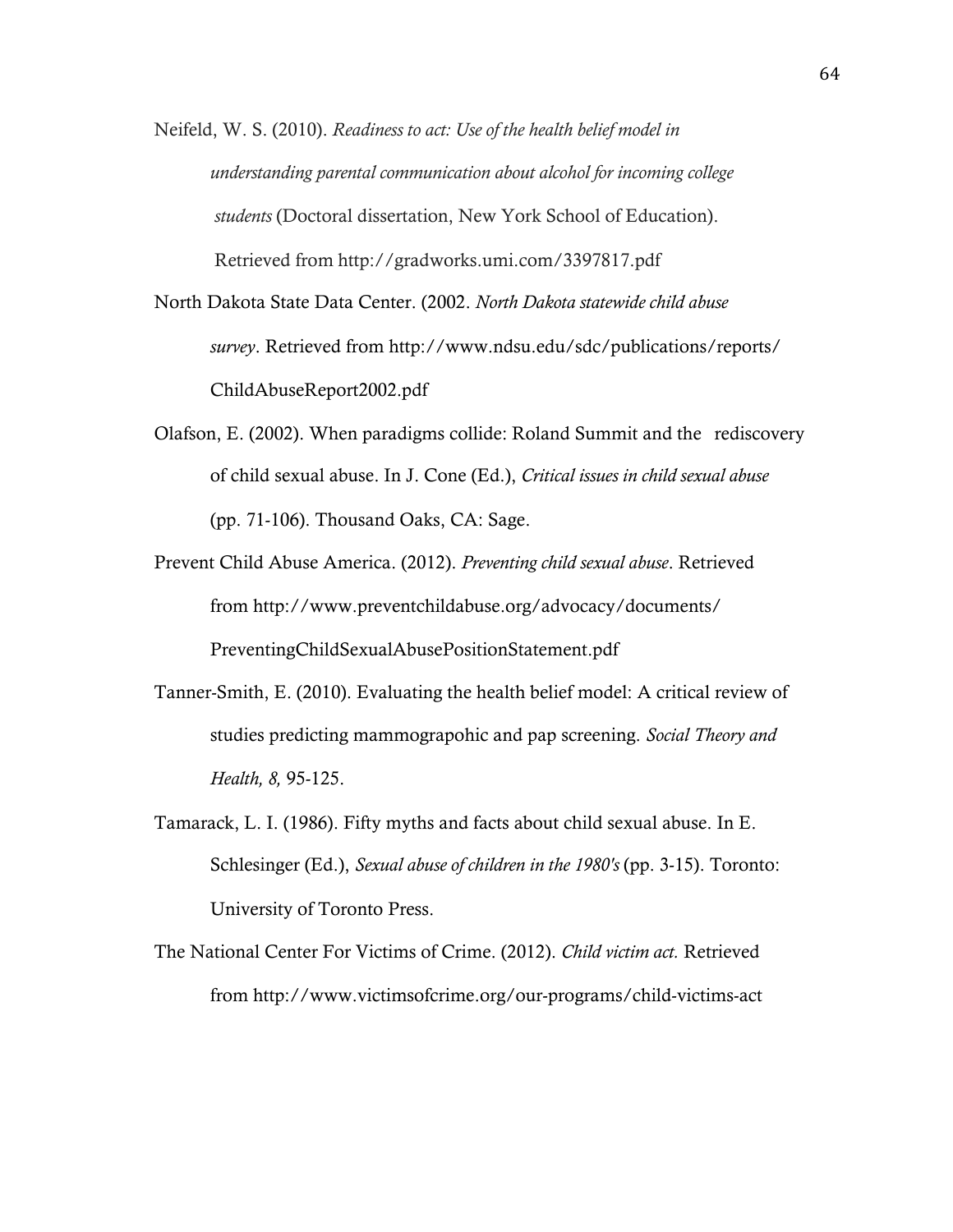Neifeld, W. S. (2010). *Readiness to act: Use of the health belief model in understanding parental communication about alcohol for incoming college students* (Doctoral dissertation, New York School of Education). Retrieved from http://gradworks.umi.com/3397817.pdf

North Dakota State Data Center. (2002. *North Dakota statewide child abuse survey*. Retrieved from http://www.ndsu.edu/sdc/publications/reports/ChildAbuseReport2002.pdf

Olafson, E. (2002). When paradigms collide: Roland Summit and the rediscovery of child sexual abuse. In J. Cone (Ed.), *Critical issues in child sexual abuse* (pp. 71-106). Thousand Oaks, CA: Sage.

Prevent Child Abuse America. (2012). *Preventing child sexual abuse*. Retrieved from http://www.preventchildabuse.org/advocacy/documents/PreventingChildSexualAbusePositionStatement.pdf

Tanner-Smith, E. (2010). Evaluating the health belief model: A critical review of studies predicting mammograpohic and pap screening. *Social Theory and Health, 8,* 95-125.

Tamarack, L. I. (1986). Fifty myths and facts about child sexual abuse. In E. Schlesinger (Ed.), *Sexual abuse of children in the 1980's* (pp. 3-15). Toronto: University of Toronto Press.

The National Center For Victims of Crime. (2012). *Child victim act.* Retrieved from http://www.victimsofcrime.org/our-programs/child-victims-act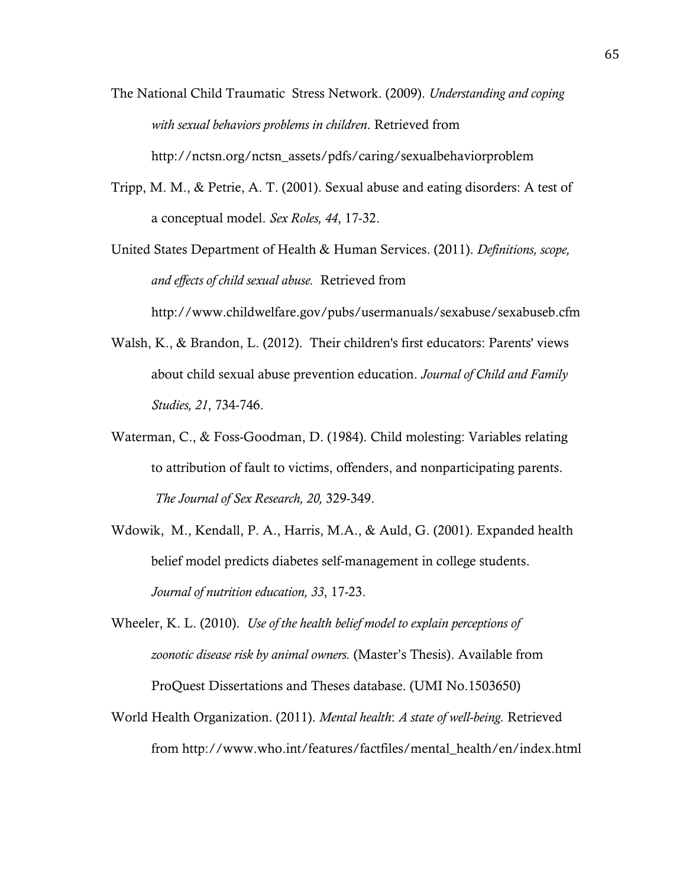The National Child Traumatic  Stress Network. (2009). *Understanding and coping with sexual behaviors problems in children*. Retrieved from http://nctsn.org/nctsn_assets/pdfs/caring/sexualbehaviorproblem

Tripp, M. M., & Petrie, A. T. (2001). Sexual abuse and eating disorders: A test of a conceptual model. *Sex Roles, 44*, 17-32.

United States Department of Health & Human Services. (2011). *Definitions, scope, and effects of child sexual abuse.* Retrieved from http://www.childwelfare.gov/pubs/usermanuals/sexabuse/sexabuseb.cfm

Walsh, K., & Brandon, L. (2012). Their children's first educators: Parents' views about child sexual abuse prevention education. *Journal of Child and Family Studies, 21*, 734-746.

Waterman, C., & Foss-Goodman, D. (1984). Child molesting: Variables relating to attribution of fault to victims, offenders, and nonparticipating parents. *The Journal of Sex Research, 20,* 329-349.

Wdowik, M., Kendall, P. A., Harris, M.A., & Auld, G. (2001). Expanded health belief model predicts diabetes self-management in college students. *Journal of nutrition education, 33*, 17-23.

Wheeler, K. L. (2010). *Use of the health belief model to explain perceptions of zoonotic disease risk by animal owners.* (Master's Thesis). Available from ProQuest Dissertations and Theses database. (UMI No.1503650)

World Health Organization. (2011). *Mental health*: *A state of well-being.* Retrieved from http://www.who.int/features/factfiles/mental_health/en/index.html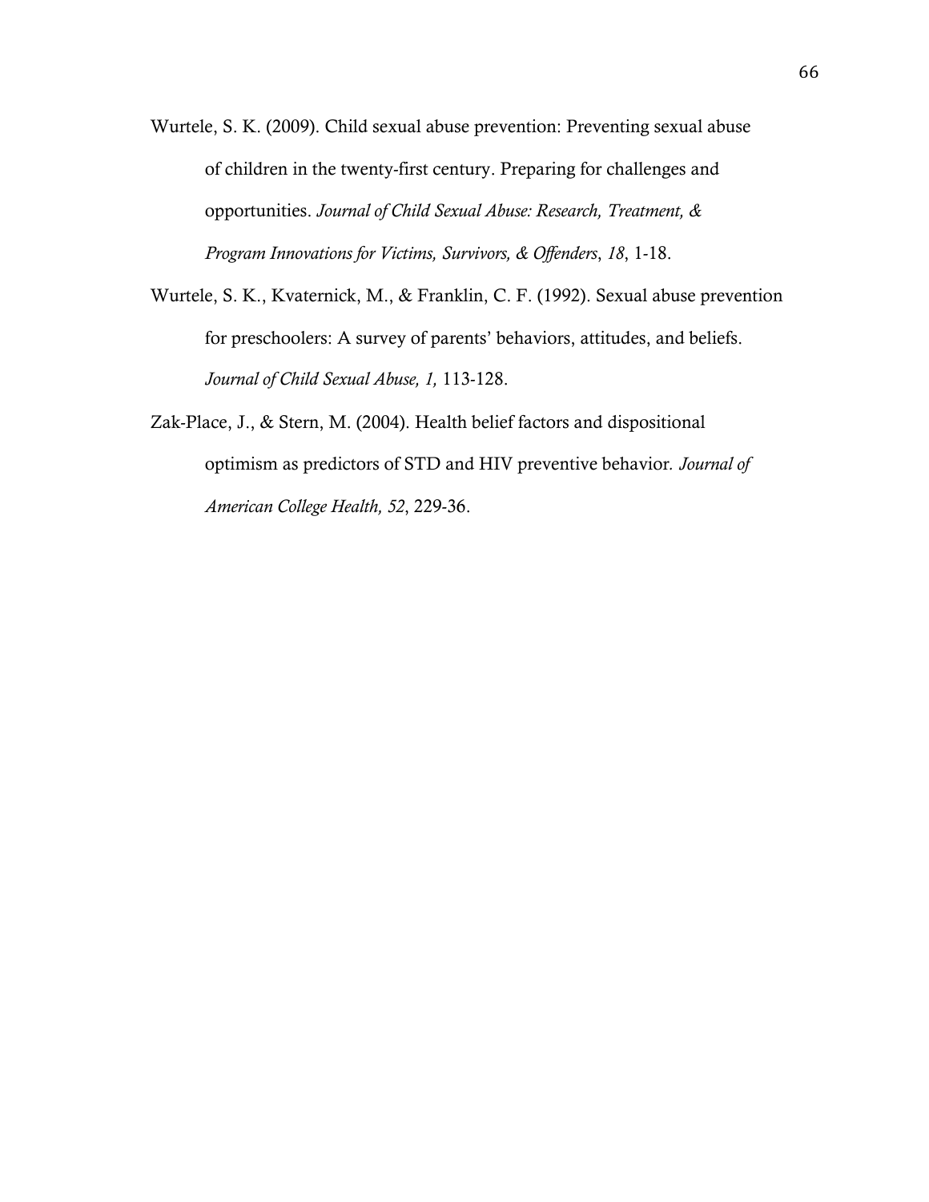Wurtele, S. K. (2009). Child sexual abuse prevention: Preventing sexual abuse of children in the twenty-first century. Preparing for challenges and opportunities. *Journal of Child Sexual Abuse: Research, Treatment, & Program Innovations for Victims, Survivors, & Offenders*, *18*, 1-18.

Wurtele, S. K., Kvaternick, M., & Franklin, C. F. (1992). Sexual abuse prevention for preschoolers: A survey of parents' behaviors, attitudes, and beliefs. *Journal of Child Sexual Abuse, 1,* 113-128.

Zak-Place, J., & Stern, M. (2004). Health belief factors and dispositional optimism as predictors of STD and HIV preventive behavior. *Journal of American College Health, 52*, 229-36.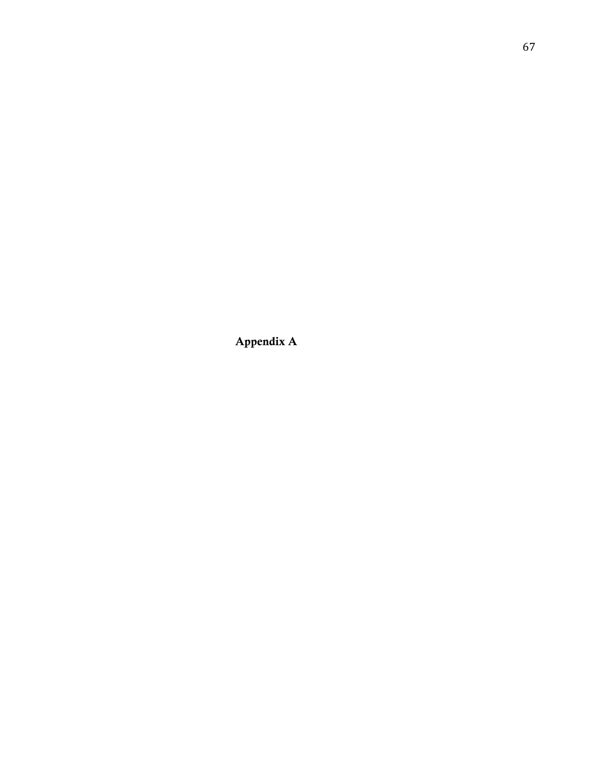# Appendix A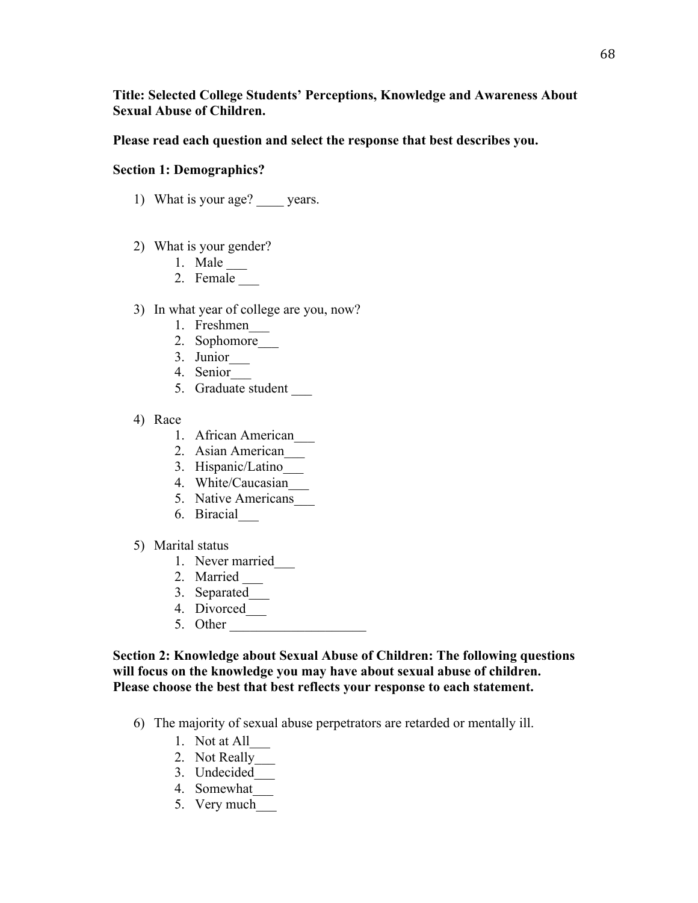**Title: Selected College Students' Perceptions, Knowledge and Awareness About Sexual Abuse of Children.**

**Please read each question and select the response that best describes you.**

**Section 1: Demographics?**

1) What is your age? ____ years.

2) What is your gender?
    1. Male ___
    2. Female ___

3) In what year of college are you, now?
    1. Freshmen___
    2. Sophomore___
    3. Junior___
    4. Senior___
    5. Graduate student ___

4) Race
    1. African American___
    2. Asian American___
    3. Hispanic/Latino___
    4. White/Caucasian___
    5. Native Americans___
    6. Biracial___

5) Marital status
    1. Never married___
    2. Married ___
    3. Separated___
    4. Divorced___
    5. Other ____________________

**Section 2: Knowledge about Sexual Abuse of Children: The following questions will focus on the knowledge you may have about sexual abuse of children. Please choose the best that best reflects your response to each statement.**

6) The majority of sexual abuse perpetrators are retarded or mentally ill.
    1. Not at All___
    2. Not Really___
    3. Undecided___
    4. Somewhat___
    5. Very much___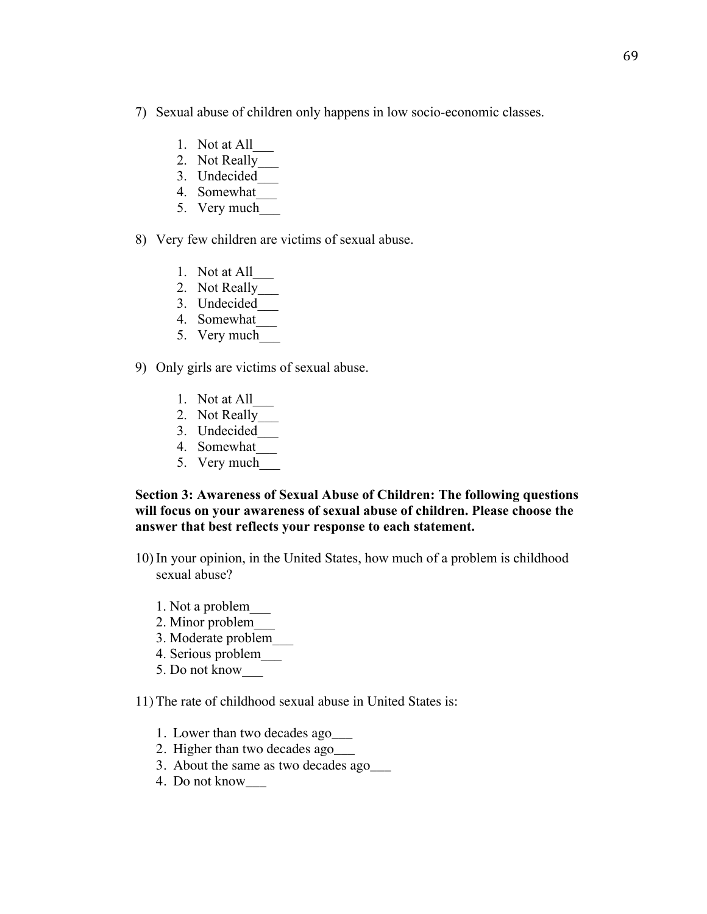7) Sexual abuse of children only happens in low socio-economic classes.

    1. Not at All___
    2. Not Really___
    3. Undecided___
    4. Somewhat___
    5. Very much___

8) Very few children are victims of sexual abuse.

    1. Not at All___
    2. Not Really___
    3. Undecided___
    4. Somewhat___
    5. Very much___

9) Only girls are victims of sexual abuse.

    1. Not at All___
    2. Not Really___
    3. Undecided___
    4. Somewhat___
    5. Very much___

**Section 3: Awareness of Sexual Abuse of Children: The following questions will focus on your awareness of sexual abuse of children. Please choose the answer that best reflects your response to each statement.**

10) In your opinion, in the United States, how much of a problem is childhood sexual abuse?

    1. Not a problem___
    2. Minor problem___
    3. Moderate problem___
    4. Serious problem___
    5. Do not know___

11) The rate of childhood sexual abuse in United States is:

    1. Lower than two decades ago___
    2. Higher than two decades ago___
    3. About the same as two decades ago___
    4. Do not know___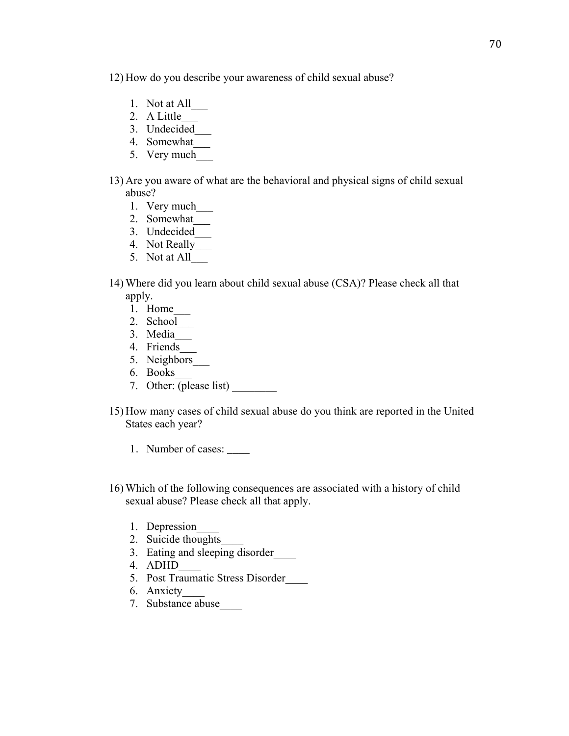12) How do you describe your awareness of child sexual abuse?

1. Not at All___
2. A Little___
3. Undecided___
4. Somewhat___
5. Very much___

13) Are you aware of what are the behavioral and physical signs of child sexual abuse?

1. Very much___
2. Somewhat___
3. Undecided___
4. Not Really___
5. Not at All___

14) Where did you learn about child sexual abuse (CSA)? Please check all that apply.

1. Home___
2. School___
3. Media___
4. Friends___
5. Neighbors___
6. Books___
7. Other: (please list) ________

15) How many cases of child sexual abuse do you think are reported in the United States each year?

1. Number of cases: ____

16) Which of the following consequences are associated with a history of child sexual abuse? Please check all that apply.

1. Depression____
2. Suicide thoughts____
3. Eating and sleeping disorder____
4. ADHD____
5. Post Traumatic Stress Disorder____
6. Anxiety____
7. Substance abuse____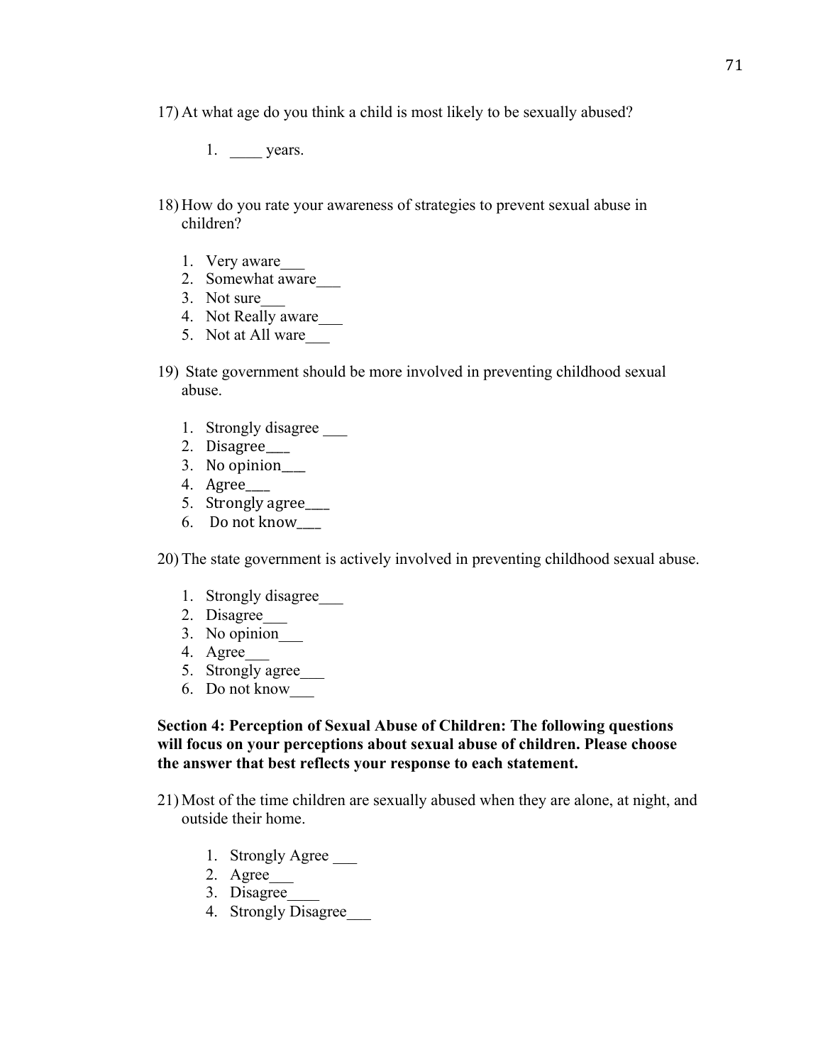17) At what age do you think a child is most likely to be sexually abused?

 1. ____ years.

18) How do you rate your awareness of strategies to prevent sexual abuse in children?

 1. Very aware___
 2. Somewhat aware___
 3. Not sure___
 4. Not Really aware___
 5. Not at All ware___

19) State government should be more involved in preventing childhood sexual abuse.

 1. Strongly disagree ___
 2. Disagree___
 3. No opinion___
 4. Agree___
 5. Strongly agree___
 6. Do not know___

20) The state government is actively involved in preventing childhood sexual abuse.

 1. Strongly disagree___
 2. Disagree___
 3. No opinion___
 4. Agree___
 5. Strongly agree___
 6. Do not know___

**Section 4: Perception of Sexual Abuse of Children: The following questions will focus on your perceptions about sexual abuse of children. Please choose the answer that best reflects your response to each statement.**

21) Most of the time children are sexually abused when they are alone, at night, and outside their home.

 1. Strongly Agree ___
 2. Agree___
 3. Disagree____
 4. Strongly Disagree___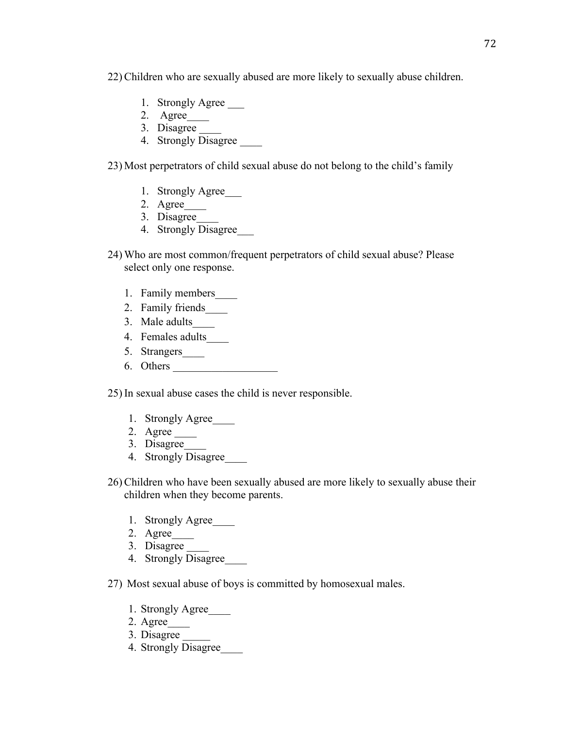22) Children who are sexually abused are more likely to sexually abuse children.

1. Strongly Agree ___
2. Agree____
3. Disagree ____
4. Strongly Disagree ____

23) Most perpetrators of child sexual abuse do not belong to the child's family

1. Strongly Agree___
2. Agree____
3. Disagree____
4. Strongly Disagree___

24) Who are most common/frequent perpetrators of child sexual abuse? Please select only one response.

1. Family members____
2. Family friends____
3. Male adults____
4. Females adults____
5. Strangers____
6. Others ___________________

25) In sexual abuse cases the child is never responsible.

1. Strongly Agree____
2. Agree ____
3. Disagree____
4. Strongly Disagree____

26) Children who have been sexually abused are more likely to sexually abuse their children when they become parents.

1. Strongly Agree____
2. Agree____
3. Disagree ____
4. Strongly Disagree____

27) Most sexual abuse of boys is committed by homosexual males.

1. Strongly Agree____
2. Agree____
3. Disagree _____
4. Strongly Disagree____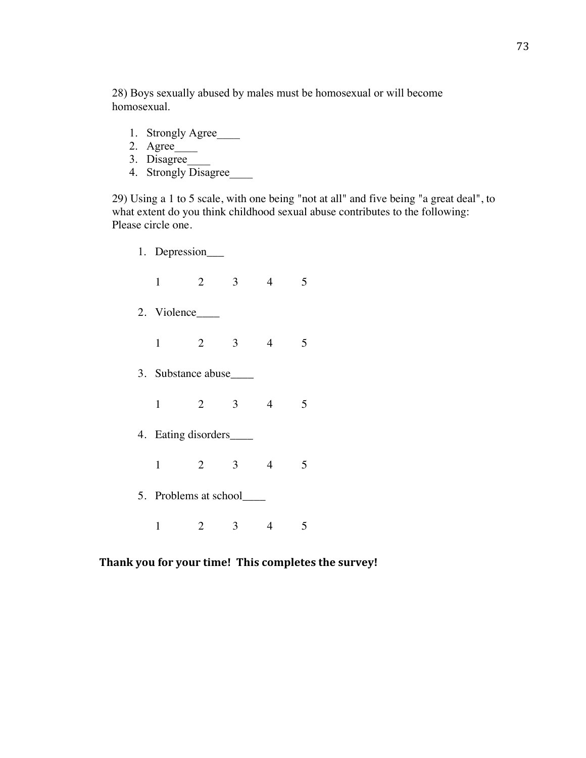28) Boys sexually abused by males must be homosexual or will become homosexual.

1. Strongly Agree____
2. Agree____
3. Disagree____
4. Strongly Disagree____

29) Using a 1 to 5 scale, with one being "not at all" and five being "a great deal", to what extent do you think childhood sexual abuse contributes to the following: Please circle one.

1. Depression___

   1 2 3 4 5

2. Violence____

   1 2 3 4 5

3. Substance abuse____

   1 2 3 4 5

4. Eating disorders____

   1 2 3 4 5

5. Problems at school____

   1 2 3 4 5

**Thank you for your time! This completes the survey!**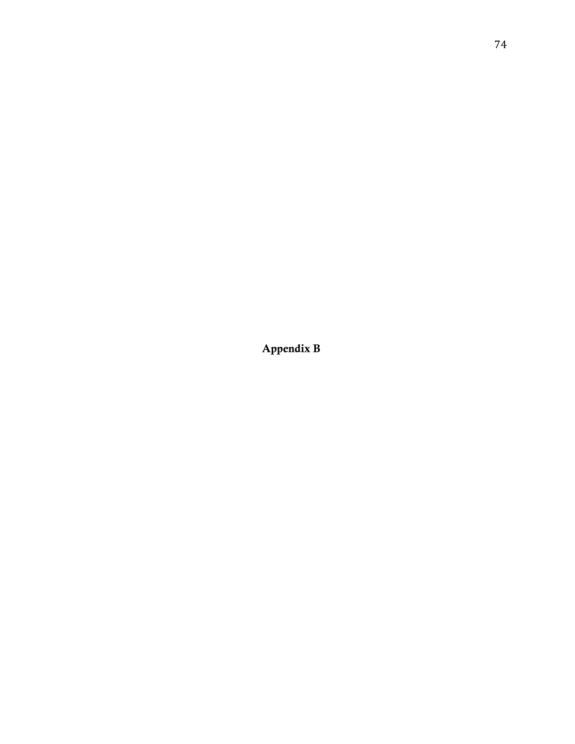# Appendix B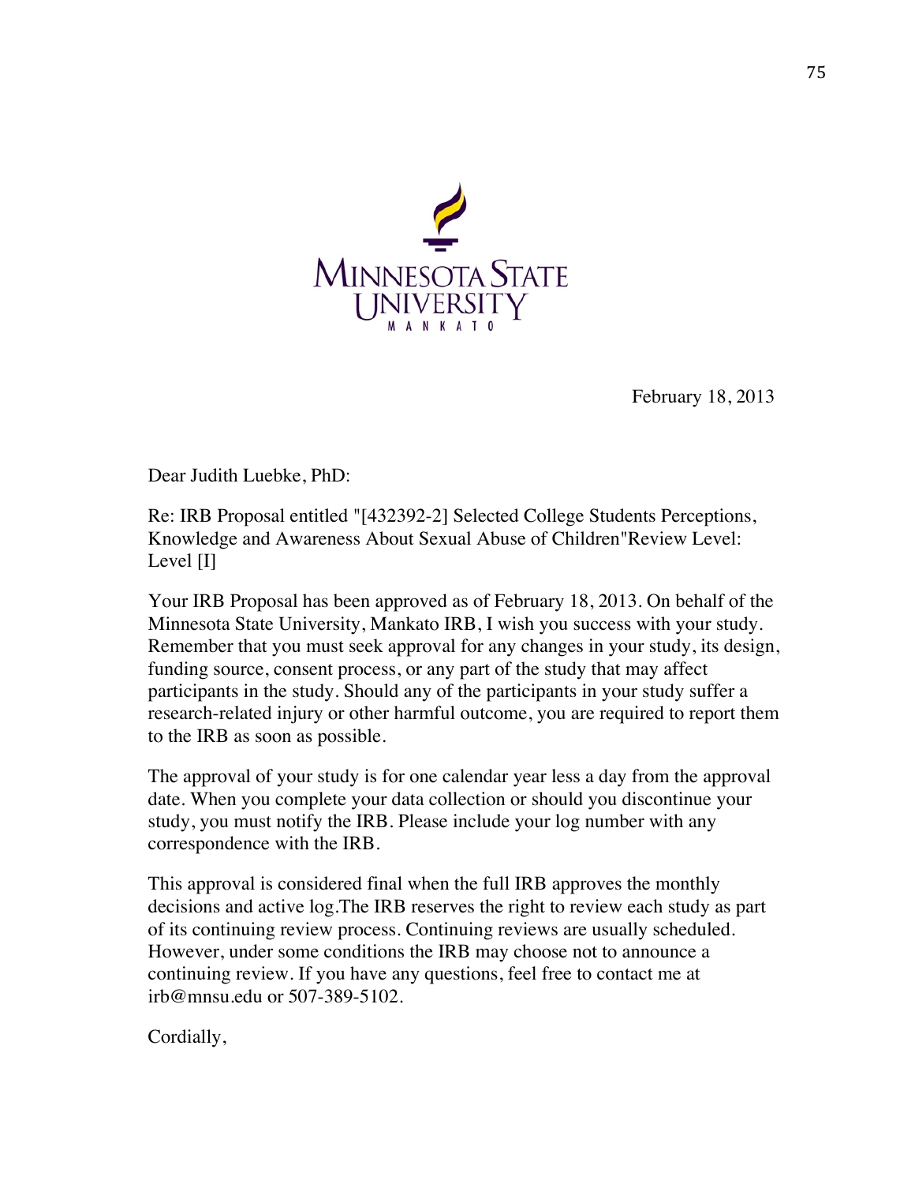MINNESOTA STATE UNIVERSITY
MANKATO

February 18, 2013

Dear Judith Luebke, PhD:

Re: IRB Proposal entitled "[432392-2] Selected College Students Perceptions, Knowledge and Awareness About Sexual Abuse of Children"Review Level: Level [I]

Your IRB Proposal has been approved as of February 18, 2013. On behalf of the Minnesota State University, Mankato IRB, I wish you success with your study. Remember that you must seek approval for any changes in your study, its design, funding source, consent process, or any part of the study that may affect participants in the study. Should any of the participants in your study suffer a research-related injury or other harmful outcome, you are required to report them to the IRB as soon as possible.

The approval of your study is for one calendar year less a day from the approval date. When you complete your data collection or should you discontinue your study, you must notify the IRB. Please include your log number with any correspondence with the IRB.

This approval is considered final when the full IRB approves the monthly decisions and active log.The IRB reserves the right to review each study as part of its continuing review process. Continuing reviews are usually scheduled. However, under some conditions the IRB may choose not to announce a continuing review. If you have any questions, feel free to contact me at irb@mnsu.edu or 507-389-5102.

Cordially,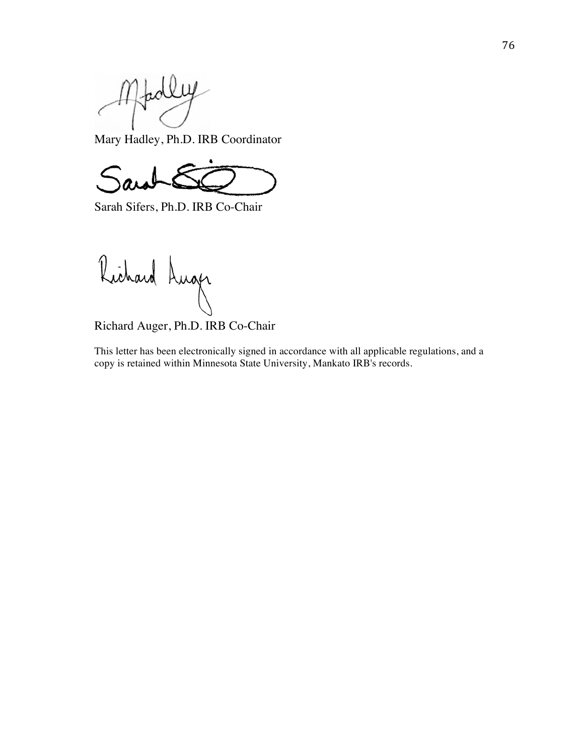Mary Hadley, Ph.D. IRB Coordinator

Sarah Sifers, Ph.D. IRB Co-Chair

Richard Auger, Ph.D. IRB Co-Chair

This letter has been electronically signed in accordance with all applicable regulations, and a copy is retained within Minnesota State University, Mankato IRB's records.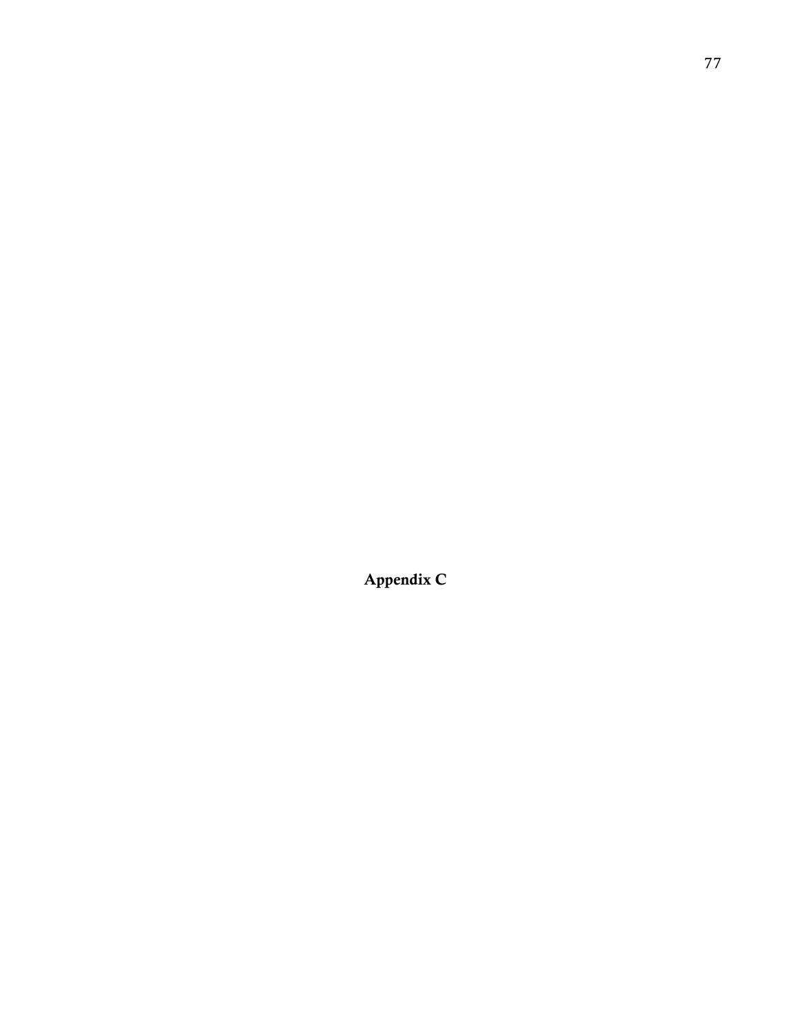# Appendix C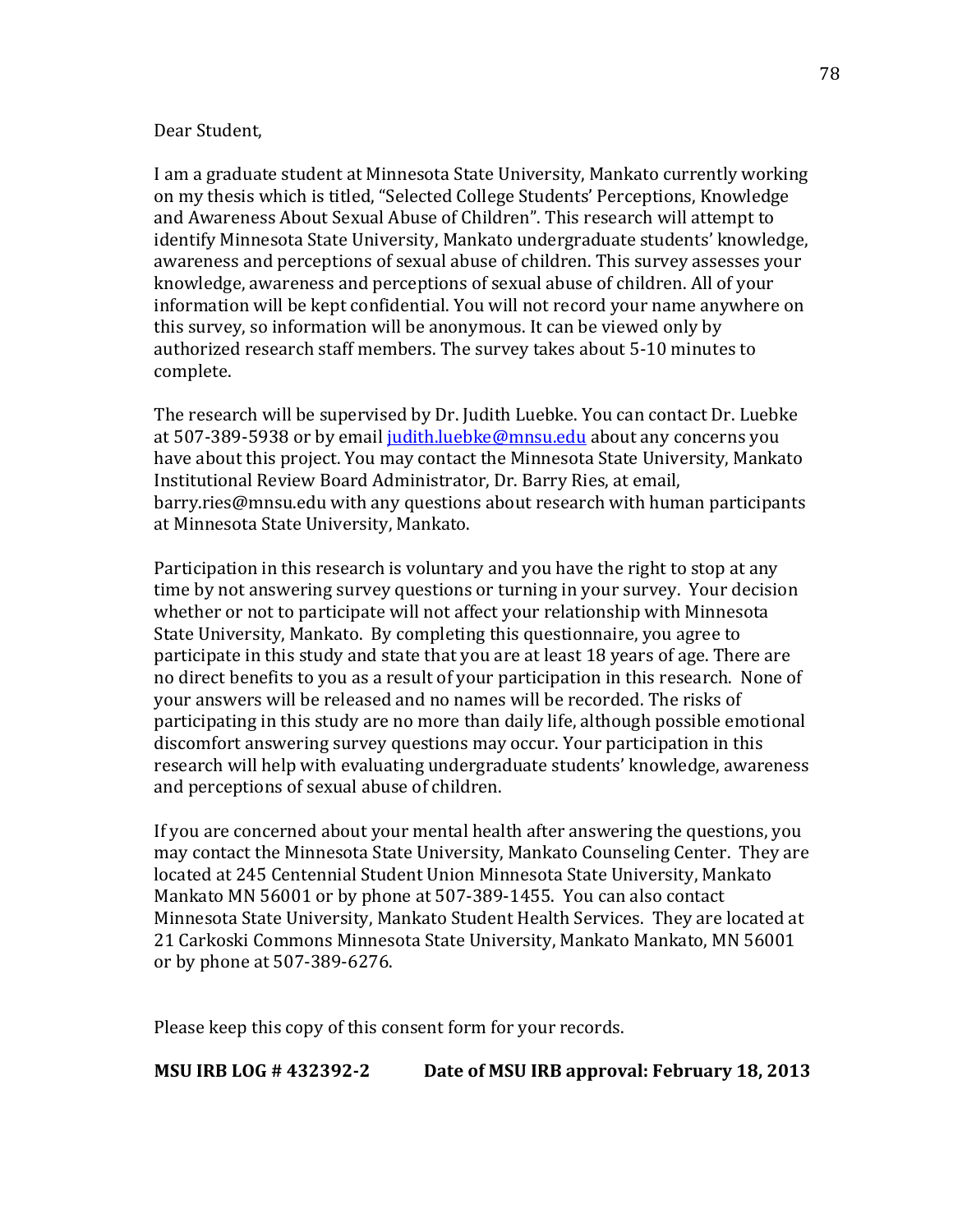Dear Student,

I am a graduate student at Minnesota State University, Mankato currently working on my thesis which is titled, "Selected College Students' Perceptions, Knowledge and Awareness About Sexual Abuse of Children". This research will attempt to identify Minnesota State University, Mankato undergraduate students' knowledge, awareness and perceptions of sexual abuse of children. This survey assesses your knowledge, awareness and perceptions of sexual abuse of children. All of your information will be kept confidential. You will not record your name anywhere on this survey, so information will be anonymous. It can be viewed only by authorized research staff members. The survey takes about 5-10 minutes to complete.

The research will be supervised by Dr. Judith Luebke. You can contact Dr. Luebke at 507-389-5938 or by email judith.luebke@mnsu.edu about any concerns you have about this project. You may contact the Minnesota State University, Mankato Institutional Review Board Administrator, Dr. Barry Ries, at email, barry.ries@mnsu.edu with any questions about research with human participants at Minnesota State University, Mankato.

Participation in this research is voluntary and you have the right to stop at any time by not answering survey questions or turning in your survey. Your decision whether or not to participate will not affect your relationship with Minnesota State University, Mankato. By completing this questionnaire, you agree to participate in this study and state that you are at least 18 years of age. There are no direct benefits to you as a result of your participation in this research. None of your answers will be released and no names will be recorded. The risks of participating in this study are no more than daily life, although possible emotional discomfort answering survey questions may occur. Your participation in this research will help with evaluating undergraduate students' knowledge, awareness and perceptions of sexual abuse of children.

If you are concerned about your mental health after answering the questions, you may contact the Minnesota State University, Mankato Counseling Center. They are located at 245 Centennial Student Union Minnesota State University, Mankato Mankato MN 56001 or by phone at 507-389-1455. You can also contact Minnesota State University, Mankato Student Health Services. They are located at 21 Carkoski Commons Minnesota State University, Mankato Mankato, MN 56001 or by phone at 507-389-6276.

Please keep this copy of this consent form for your records.

**MSU IRB LOG # 432392-2** **Date of MSU IRB approval: February 18, 2013**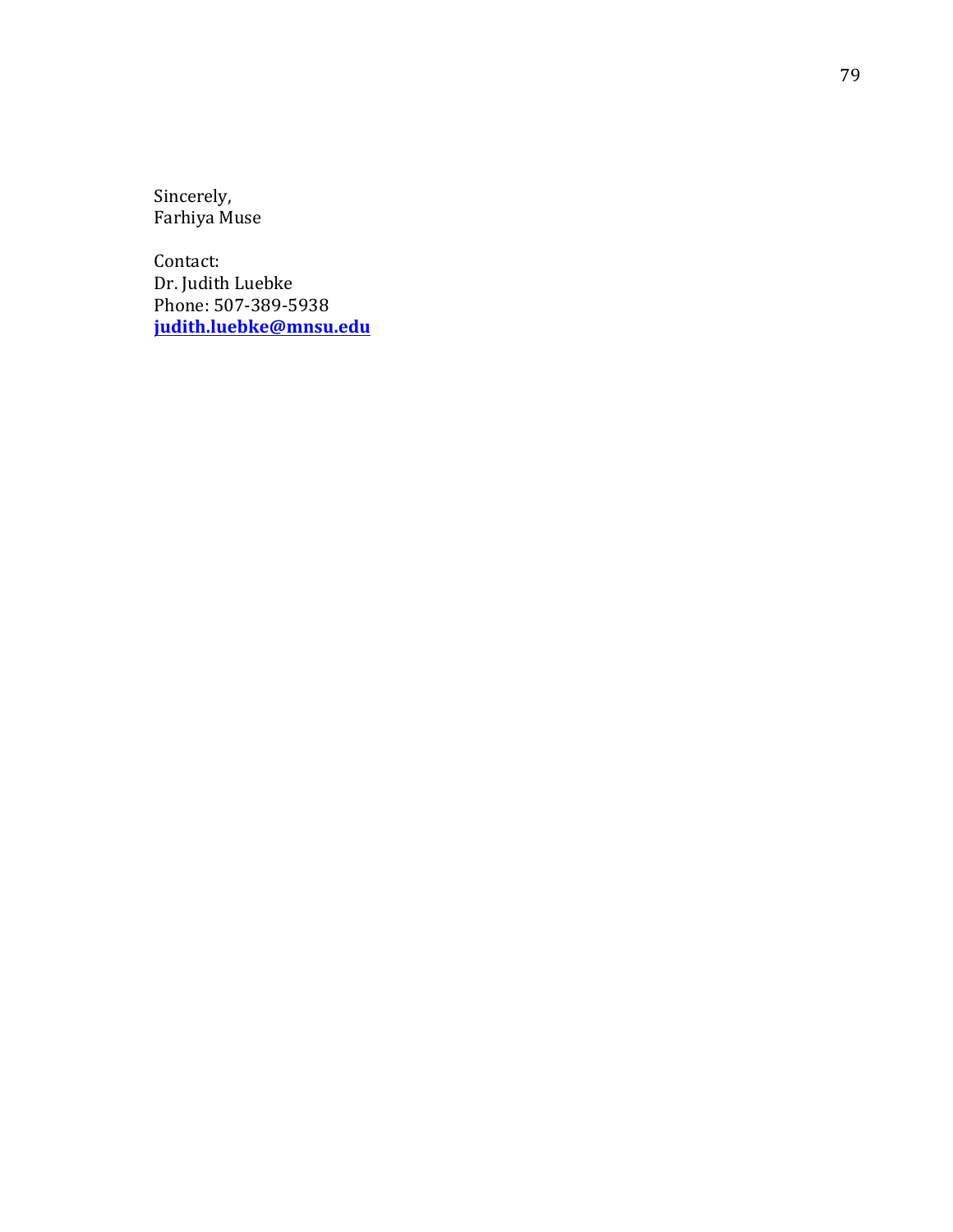Sincerely,
Farhiya Muse

Contact:
Dr. Judith Luebke
Phone: 507-389-5938
**judith.luebke@mnsu.edu**